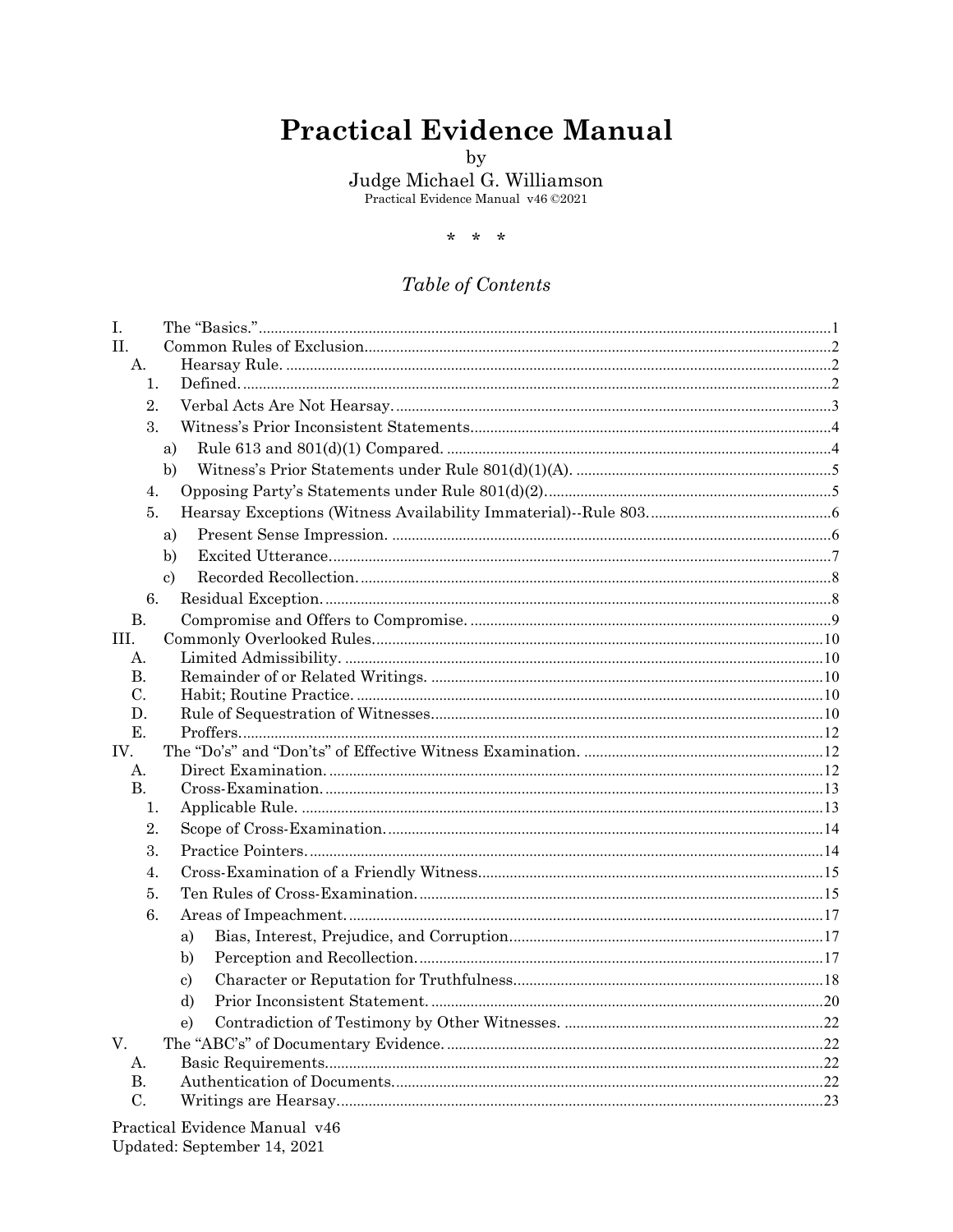# Practical Evidence Manual

by

Judge Michael G. Williamson

Practical Evidence Manual v46 ©2021

\* \* \*

## *Table of Contents*

- I. The "Basics." ........ 1
- II. Common Rules of Exclusion ........ 2
  - A. Hearsay Rule. ........ 2
    - 1. Defined. ........ 2
    - 2. Verbal Acts Are Not Hearsay. ........ 3
    - 3. Witness's Prior Inconsistent Statements ........ 4
      - a) Rule 613 and 801(d)(1) Compared. ........ 4
      - b) Witness's Prior Statements under Rule 801(d)(1)(A). ........ 5
    - 4. Opposing Party's Statements under Rule 801(d)(2). ........ 5
    - 5. Hearsay Exceptions (Witness Availability Immaterial)--Rule 803. ........ 6
      - a) Present Sense Impression. ........ 6
      - b) Excited Utterance. ........ 7
      - c) Recorded Recollection. ........ 8
    - 6. Residual Exception. ........ 8
  - B. Compromise and Offers to Compromise. ........ 9
- III. Commonly Overlooked Rules. ........ 10
  - A. Limited Admissibility. ........ 10
  - B. Remainder of or Related Writings. ........ 10
  - C. Habit; Routine Practice. ........ 10
  - D. Rule of Sequestration of Witnesses. ........ 10
  - E. Proffers. ........ 12
- IV. The "Do's" and "Don'ts" of Effective Witness Examination. ........ 12
  - A. Direct Examination. ........ 12
  - B. Cross-Examination. ........ 13
    - 1. Applicable Rule. ........ 13
    - 2. Scope of Cross-Examination. ........ 14
    - 3. Practice Pointers. ........ 14
    - 4. Cross-Examination of a Friendly Witness. ........ 15
    - 5. Ten Rules of Cross-Examination. ........ 15
    - 6. Areas of Impeachment. ........ 17
      - a) Bias, Interest, Prejudice, and Corruption. ........ 17
      - b) Perception and Recollection. ........ 17
      - c) Character or Reputation for Truthfulness. ........ 18
      - d) Prior Inconsistent Statement. ........ 20
      - e) Contradiction of Testimony by Other Witnesses. ........ 22
- V. The "ABC's" of Documentary Evidence. ........ 22
  - A. Basic Requirements. ........ 22
  - B. Authentication of Documents. ........ 22
  - C. Writings are Hearsay. ........ 23

Practical Evidence Manual v46
Updated: September 14, 2021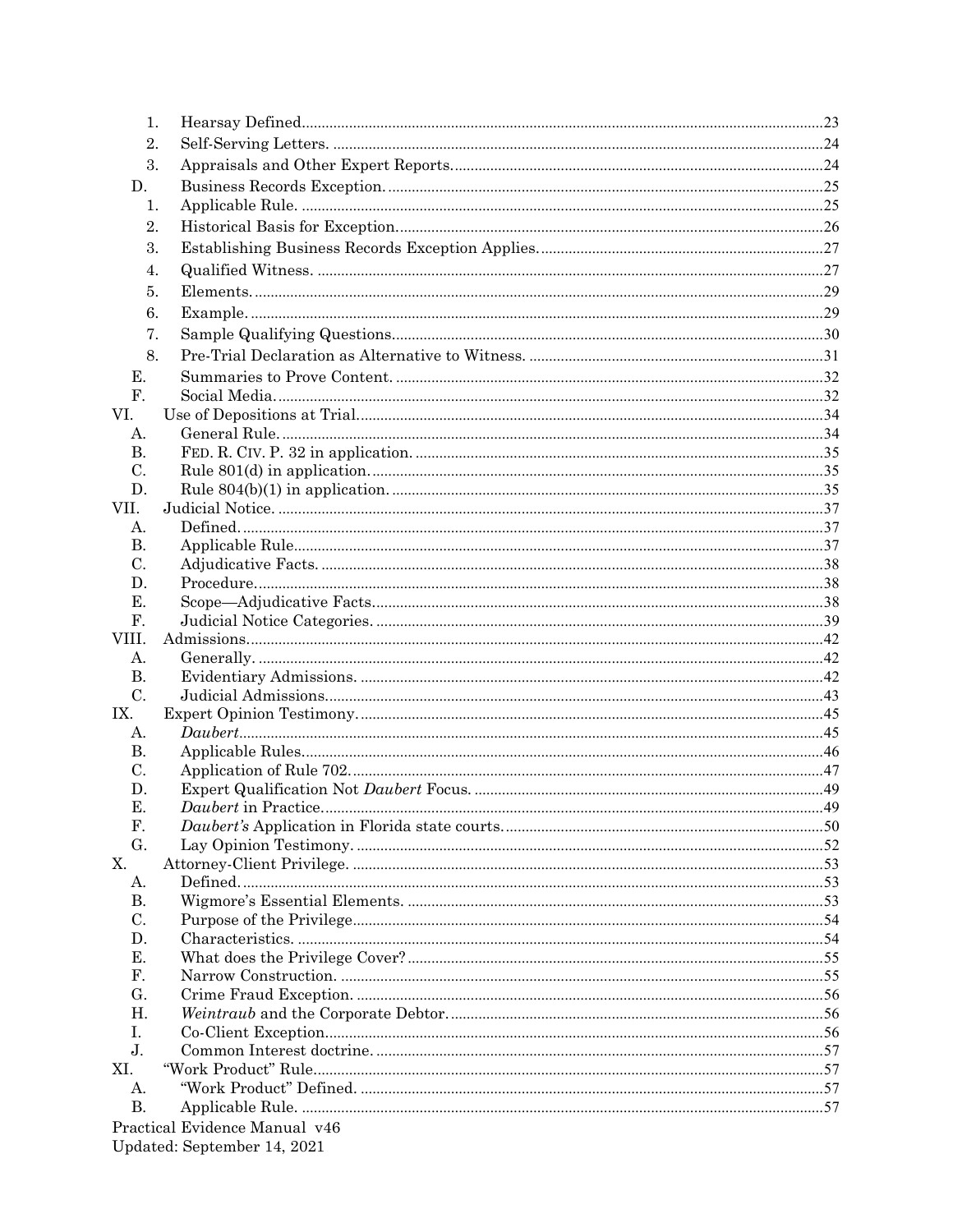1. Hearsay Defined....23
2. Self-Serving Letters. ....24
3. Appraisals and Other Expert Reports....24

D. Business Records Exception. ....25

1. Applicable Rule. ....25
2. Historical Basis for Exception....26
3. Establishing Business Records Exception Applies....27
4. Qualified Witness. ....27
5. Elements. ....29
6. Example. ....29
7. Sample Qualifying Questions....30
8. Pre-Trial Declaration as Alternative to Witness. ....31

E. Summaries to Prove Content. ....32

F. Social Media....32

VI. Use of Depositions at Trial....34

A. General Rule. ....34
B. FED. R. CIV. P. 32 in application. ....35
C. Rule 801(d) in application. ....35
D. Rule 804(b)(1) in application. ....35

VII. Judicial Notice. ....37

A. Defined. ....37
B. Applicable Rule....37
C. Adjudicative Facts. ....38
D. Procedure....38
E. Scope—Adjudicative Facts....38
F. Judicial Notice Categories. ....39

VIII. Admissions....42

A. Generally. ....42
B. Evidentiary Admissions. ....42
C. Judicial Admissions....43

IX. Expert Opinion Testimony. ....45

A. *Daubert*....45
B. Applicable Rules....46
C. Application of Rule 702. ....47
D. Expert Qualification Not *Daubert* Focus. ....49
E. *Daubert* in Practice....49
F. *Daubert's* Application in Florida state courts....50
G. Lay Opinion Testimony. ....52

X. Attorney-Client Privilege. ....53

A. Defined. ....53
B. Wigmore's Essential Elements. ....53
C. Purpose of the Privilege....54
D. Characteristics. ....54
E. What does the Privilege Cover?....55
F. Narrow Construction. ....55
G. Crime Fraud Exception. ....56
H. *Weintraub* and the Corporate Debtor. ....56
I. Co-Client Exception....56
J. Common Interest doctrine. ....57

XI. "Work Product" Rule....57

A. "Work Product" Defined. ....57
B. Applicable Rule. ....57

Practical Evidence Manual v46
Updated: September 14, 2021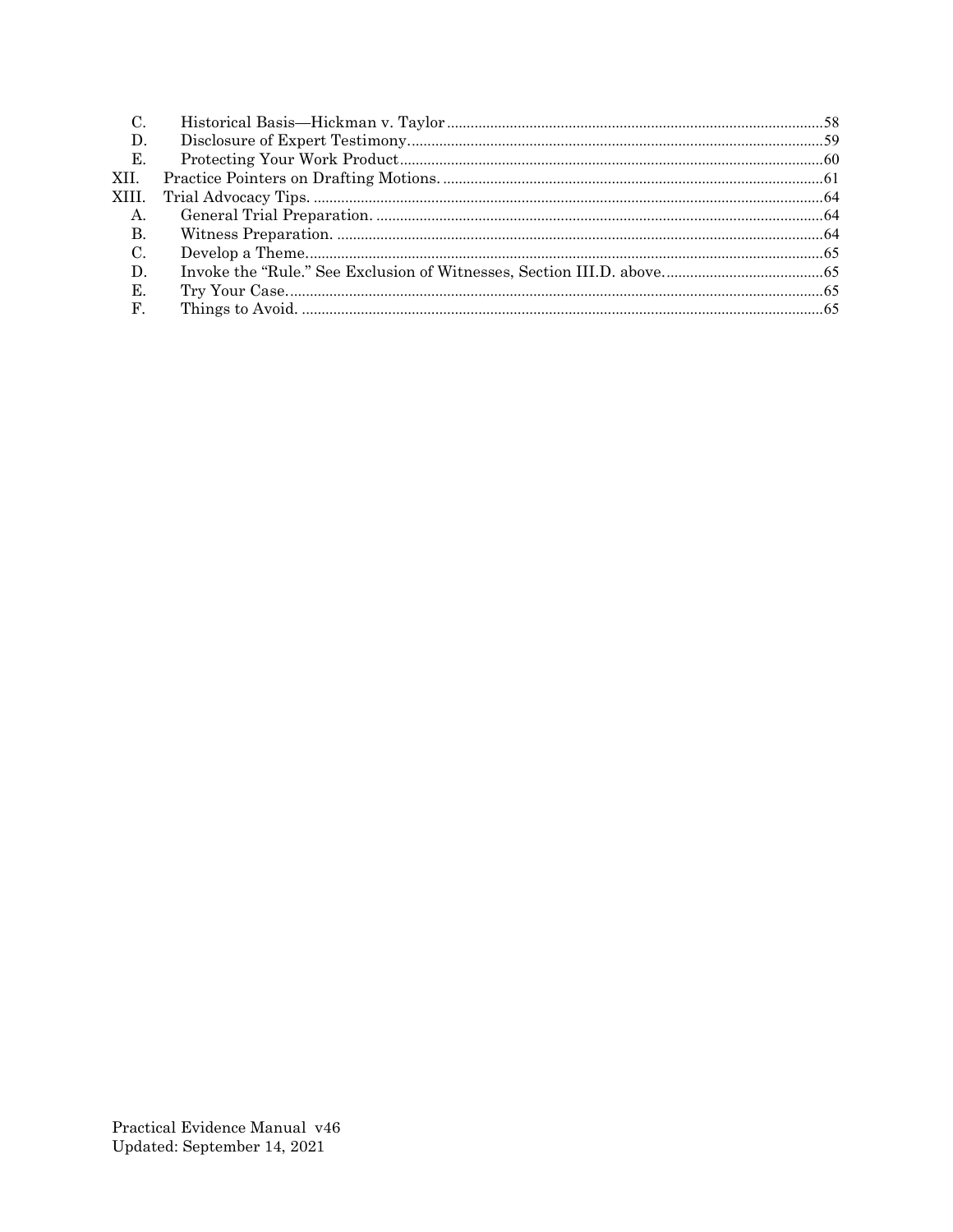C. Historical Basis—Hickman v. Taylor ........................................................................................ 58
D. Disclosure of Expert Testimony................................................................................................ 59
E. Protecting Your Work Product.................................................................................................. 60

XII. Practice Pointers on Drafting Motions. ....................................................................................... 61

XIII. Trial Advocacy Tips. ....................................................................................................................... 64
A. General Trial Preparation. ........................................................................................................ 64
B. Witness Preparation. .................................................................................................................. 64
C. Develop a Theme.......................................................................................................................... 65
D. Invoke the "Rule." See Exclusion of Witnesses, Section III.D. above......................................... 65
E. Try Your Case.............................................................................................................................. 65
F. Things to Avoid. .......................................................................................................................... 65

Practical Evidence Manual v46
Updated: September 14, 2021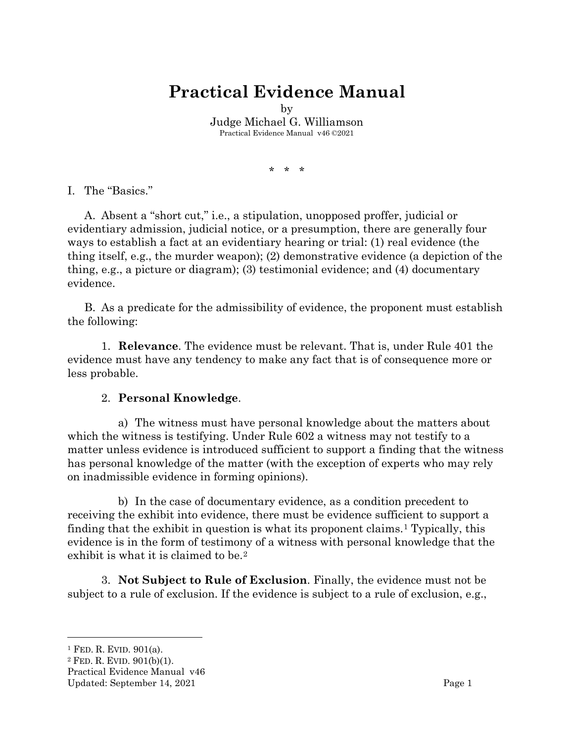# Practical Evidence Manual

by

Judge Michael G. Williamson

Practical Evidence Manual v46 ©2021

\* \* \*

I. The "Basics."

A. Absent a "short cut," i.e., a stipulation, unopposed proffer, judicial or evidentiary admission, judicial notice, or a presumption, there are generally four ways to establish a fact at an evidentiary hearing or trial: (1) real evidence (the thing itself, e.g., the murder weapon); (2) demonstrative evidence (a depiction of the thing, e.g., a picture or diagram); (3) testimonial evidence; and (4) documentary evidence.

B. As a predicate for the admissibility of evidence, the proponent must establish the following:

1. **Relevance**. The evidence must be relevant. That is, under Rule 401 the evidence must have any tendency to make any fact that is of consequence more or less probable.

2. **Personal Knowledge**.

a) The witness must have personal knowledge about the matters about which the witness is testifying. Under Rule 602 a witness may not testify to a matter unless evidence is introduced sufficient to support a finding that the witness has personal knowledge of the matter (with the exception of experts who may rely on inadmissible evidence in forming opinions).

b) In the case of documentary evidence, as a condition precedent to receiving the exhibit into evidence, there must be evidence sufficient to support a finding that the exhibit in question is what its proponent claims.[1] Typically, this evidence is in the form of testimony of a witness with personal knowledge that the exhibit is what it is claimed to be.[2]

3. **Not Subject to Rule of Exclusion**. Finally, the evidence must not be subject to a rule of exclusion. If the evidence is subject to a rule of exclusion, e.g.,

[1] FED. R. EVID. 901(a).

[2] FED. R. EVID. 901(b)(1).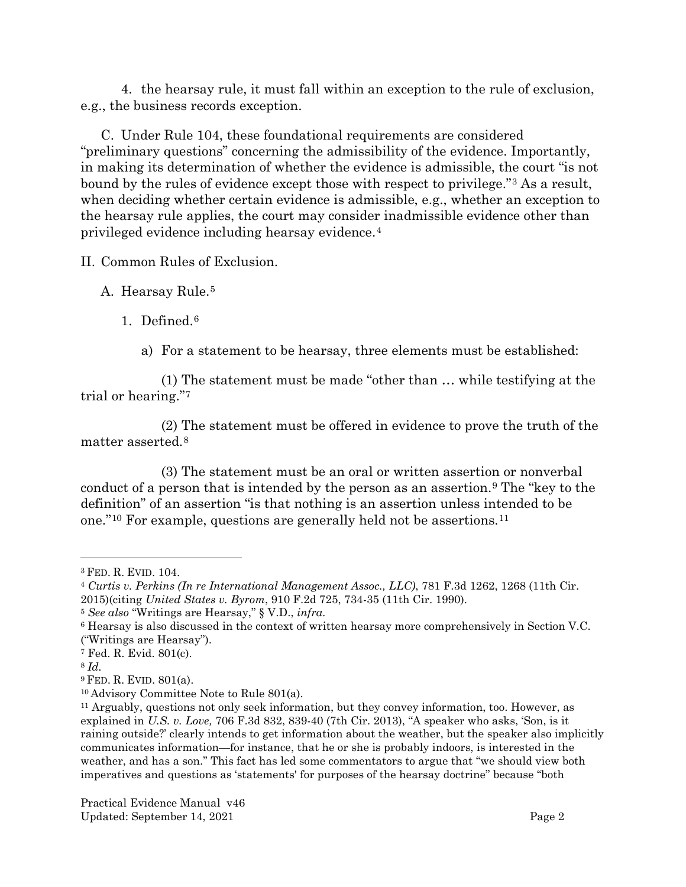4. the hearsay rule, it must fall within an exception to the rule of exclusion, e.g., the business records exception.

C. Under Rule 104, these foundational requirements are considered "preliminary questions" concerning the admissibility of the evidence. Importantly, in making its determination of whether the evidence is admissible, the court "is not bound by the rules of evidence except those with respect to privilege."[3] As a result, when deciding whether certain evidence is admissible, e.g., whether an exception to the hearsay rule applies, the court may consider inadmissible evidence other than privileged evidence including hearsay evidence.[4]

II. Common Rules of Exclusion.

A. Hearsay Rule.[5]

1. Defined.[6]

a) For a statement to be hearsay, three elements must be established:

(1) The statement must be made "other than … while testifying at the trial or hearing."[7]

(2) The statement must be offered in evidence to prove the truth of the matter asserted.[8]

(3) The statement must be an oral or written assertion or nonverbal conduct of a person that is intended by the person as an assertion.[9] The "key to the definition" of an assertion "is that nothing is an assertion unless intended to be one."[10] For example, questions are generally held not be assertions.[11]

---

[3] FED. R. EVID. 104.

[4] *Curtis v. Perkins (In re International Management Assoc., LLC)*, 781 F.3d 1262, 1268 (11th Cir. 2015)(citing *United States v. Byrom*, 910 F.2d 725, 734-35 (11th Cir. 1990).

[5] *See also* "Writings are Hearsay," § V.D., *infra.*

[6] Hearsay is also discussed in the context of written hearsay more comprehensively in Section V.C. ("Writings are Hearsay").

[7] Fed. R. Evid. 801(c).

[8] *Id.*

[9] FED. R. EVID. 801(a).

[10] Advisory Committee Note to Rule 801(a).

[11] Arguably, questions not only seek information, but they convey information, too. However, as explained in *U.S. v. Love,* 706 F.3d 832, 839-40 (7th Cir. 2013), "A speaker who asks, 'Son, is it raining outside?' clearly intends to get information about the weather, but the speaker also implicitly communicates information—for instance, that he or she is probably indoors, is interested in the weather, and has a son." This fact has led some commentators to argue that "we should view both imperatives and questions as 'statements' for purposes of the hearsay doctrine" because "both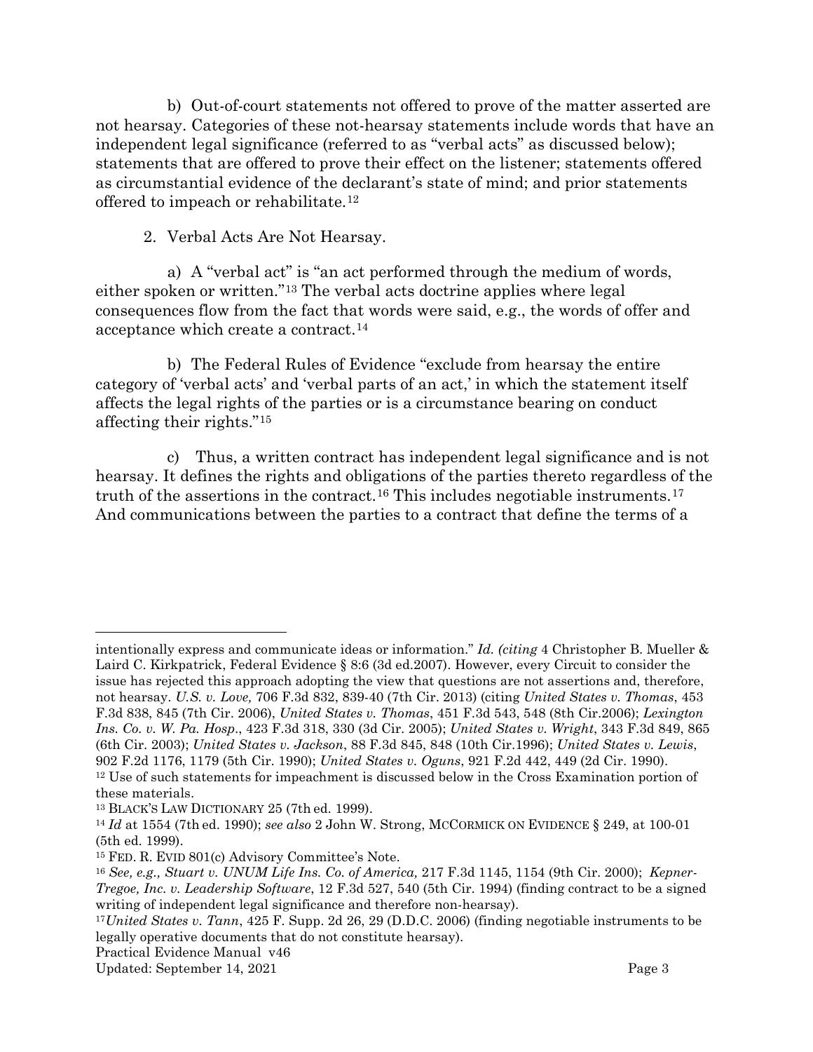b) Out-of-court statements not offered to prove of the matter asserted are not hearsay. Categories of these not-hearsay statements include words that have an independent legal significance (referred to as "verbal acts" as discussed below); statements that are offered to prove their effect on the listener; statements offered as circumstantial evidence of the declarant's state of mind; and prior statements offered to impeach or rehabilitate.[12]

2. Verbal Acts Are Not Hearsay.

a) A "verbal act" is "an act performed through the medium of words, either spoken or written."[13] The verbal acts doctrine applies where legal consequences flow from the fact that words were said, e.g., the words of offer and acceptance which create a contract.[14]

b) The Federal Rules of Evidence "exclude from hearsay the entire category of 'verbal acts' and 'verbal parts of an act,' in which the statement itself affects the legal rights of the parties or is a circumstance bearing on conduct affecting their rights."[15]

c) Thus, a written contract has independent legal significance and is not hearsay. It defines the rights and obligations of the parties thereto regardless of the truth of the assertions in the contract.[16] This includes negotiable instruments.[17] And communications between the parties to a contract that define the terms of a

---

intentionally express and communicate ideas or information." *Id. (citing* 4 Christopher B. Mueller & Laird C. Kirkpatrick, Federal Evidence § 8:6 (3d ed.2007). However, every Circuit to consider the issue has rejected this approach adopting the view that questions are not assertions and, therefore, not hearsay. *U.S. v. Love,* 706 F.3d 832, 839-40 (7th Cir. 2013) (citing *United States v. Thomas*, 453 F.3d 838, 845 (7th Cir. 2006), *United States v. Thomas*, 451 F.3d 543, 548 (8th Cir.2006); *Lexington Ins. Co. v. W. Pa. Hosp*., 423 F.3d 318, 330 (3d Cir. 2005); *United States v. Wright*, 343 F.3d 849, 865 (6th Cir. 2003); *United States v. Jackson*, 88 F.3d 845, 848 (10th Cir.1996); *United States v. Lewis*, 902 F.2d 1176, 1179 (5th Cir. 1990); *United States v. Oguns*, 921 F.2d 442, 449 (2d Cir. 1990).

[12] Use of such statements for impeachment is discussed below in the Cross Examination portion of these materials.

[13] BLACK'S LAW DICTIONARY 25 (7th ed. 1999).

[14] *Id* at 1554 (7th ed. 1990); *see also* 2 John W. Strong, MCCORMICK ON EVIDENCE § 249, at 100-01 (5th ed. 1999).

[15] FED. R. EVID 801(c) Advisory Committee's Note.

[16] *See, e.g., Stuart v. UNUM Life Ins. Co. of America,* 217 F.3d 1145, 1154 (9th Cir. 2000); *Kepner-Tregoe, Inc. v. Leadership Software*, 12 F.3d 527, 540 (5th Cir. 1994) (finding contract to be a signed writing of independent legal significance and therefore non-hearsay).

[17] *United States v. Tann*, 425 F. Supp. 2d 26, 29 (D.D.C. 2006) (finding negotiable instruments to be legally operative documents that do not constitute hearsay).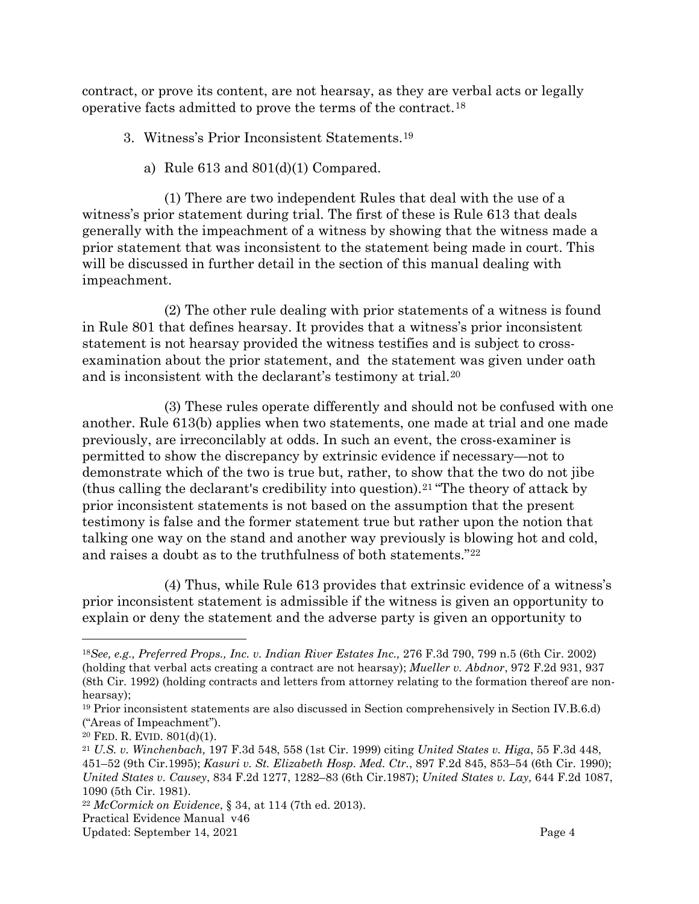contract, or prove its content, are not hearsay, as they are verbal acts or legally operative facts admitted to prove the terms of the contract.[18]

3. Witness's Prior Inconsistent Statements.[19]

   a) Rule 613 and 801(d)(1) Compared.

(1) There are two independent Rules that deal with the use of a witness's prior statement during trial. The first of these is Rule 613 that deals generally with the impeachment of a witness by showing that the witness made a prior statement that was inconsistent to the statement being made in court. This will be discussed in further detail in the section of this manual dealing with impeachment.

(2) The other rule dealing with prior statements of a witness is found in Rule 801 that defines hearsay. It provides that a witness's prior inconsistent statement is not hearsay provided the witness testifies and is subject to cross-examination about the prior statement, and the statement was given under oath and is inconsistent with the declarant's testimony at trial.[20]

(3) These rules operate differently and should not be confused with one another. Rule 613(b) applies when two statements, one made at trial and one made previously, are irreconcilably at odds. In such an event, the cross-examiner is permitted to show the discrepancy by extrinsic evidence if necessary—not to demonstrate which of the two is true but, rather, to show that the two do not jibe (thus calling the declarant's credibility into question).[21] "The theory of attack by prior inconsistent statements is not based on the assumption that the present testimony is false and the former statement true but rather upon the notion that talking one way on the stand and another way previously is blowing hot and cold, and raises a doubt as to the truthfulness of both statements."[22]

(4) Thus, while Rule 613 provides that extrinsic evidence of a witness's prior inconsistent statement is admissible if the witness is given an opportunity to explain or deny the statement and the adverse party is given an opportunity to

---

[18] *See, e.g., Preferred Props., Inc. v. Indian River Estates Inc.,* 276 F.3d 790, 799 n.5 (6th Cir. 2002) (holding that verbal acts creating a contract are not hearsay); *Mueller v. Abdnor*, 972 F.2d 931, 937 (8th Cir. 1992) (holding contracts and letters from attorney relating to the formation thereof are non-hearsay);

[19] Prior inconsistent statements are also discussed in Section comprehensively in Section IV.B.6.d) ("Areas of Impeachment").

[20] FED. R. EVID. 801(d)(1).

[21] *U.S. v. Winchenbach,* 197 F.3d 548, 558 (1st Cir. 1999) citing *United States v. Higa*, 55 F.3d 448, 451–52 (9th Cir.1995); *Kasuri v. St. Elizabeth Hosp. Med. Ctr.*, 897 F.2d 845, 853–54 (6th Cir. 1990); *United States v. Causey*, 834 F.2d 1277, 1282–83 (6th Cir.1987); *United States v. Lay,* 644 F.2d 1087, 1090 (5th Cir. 1981).

[22] *McCormick on Evidence*, § 34, at 114 (7th ed. 2013).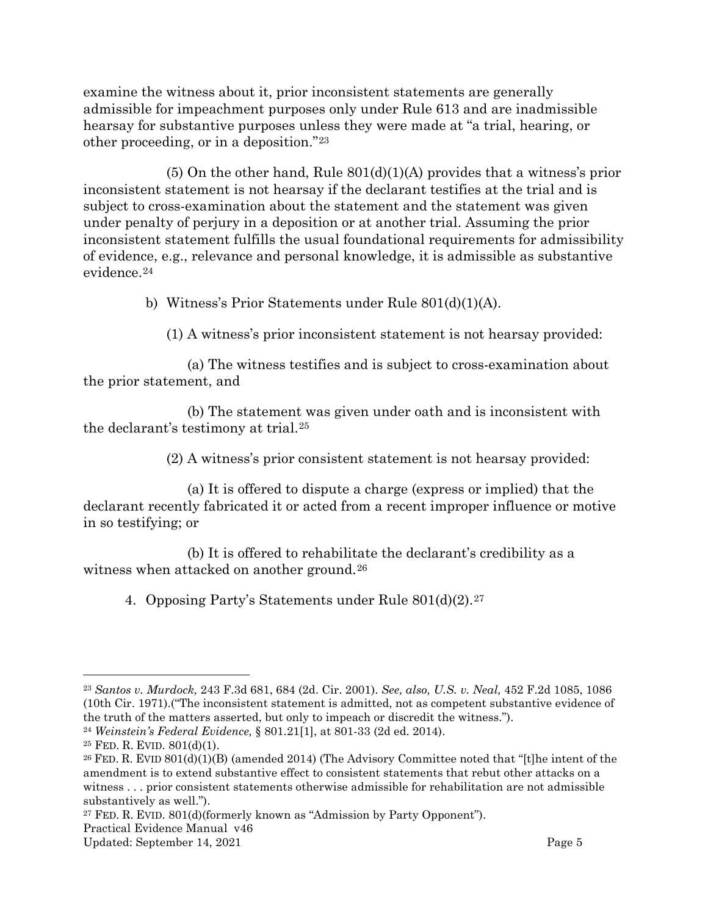examine the witness about it, prior inconsistent statements are generally admissible for impeachment purposes only under Rule 613 and are inadmissible hearsay for substantive purposes unless they were made at "a trial, hearing, or other proceeding, or in a deposition."[23]

(5) On the other hand, Rule 801(d)(1)(A) provides that a witness's prior inconsistent statement is not hearsay if the declarant testifies at the trial and is subject to cross-examination about the statement and the statement was given under penalty of perjury in a deposition or at another trial. Assuming the prior inconsistent statement fulfills the usual foundational requirements for admissibility of evidence, e.g., relevance and personal knowledge, it is admissible as substantive evidence.[24]

b) Witness's Prior Statements under Rule 801(d)(1)(A).

(1) A witness's prior inconsistent statement is not hearsay provided:

(a) The witness testifies and is subject to cross-examination about the prior statement, and

(b) The statement was given under oath and is inconsistent with the declarant's testimony at trial.[25]

(2) A witness's prior consistent statement is not hearsay provided:

(a) It is offered to dispute a charge (express or implied) that the declarant recently fabricated it or acted from a recent improper influence or motive in so testifying; or

(b) It is offered to rehabilitate the declarant's credibility as a witness when attacked on another ground.[26]

4. Opposing Party's Statements under Rule 801(d)(2).[27]

---

[23] *Santos v. Murdock,* 243 F.3d 681, 684 (2d. Cir. 2001). *See, also, U.S. v. Neal,* 452 F.2d 1085, 1086 (10th Cir. 1971).("The inconsistent statement is admitted, not as competent substantive evidence of the truth of the matters asserted, but only to impeach or discredit the witness.").

[24] *Weinstein's Federal Evidence,* § 801.21[1], at 801-33 (2d ed. 2014).

[25] FED. R. EVID. 801(d)(1).

[26] FED. R. EVID 801(d)(1)(B) (amended 2014) (The Advisory Committee noted that "[t]he intent of the amendment is to extend substantive effect to consistent statements that rebut other attacks on a witness . . . prior consistent statements otherwise admissible for rehabilitation are not admissible substantively as well.").

[27] FED. R. EVID. 801(d)(formerly known as "Admission by Party Opponent").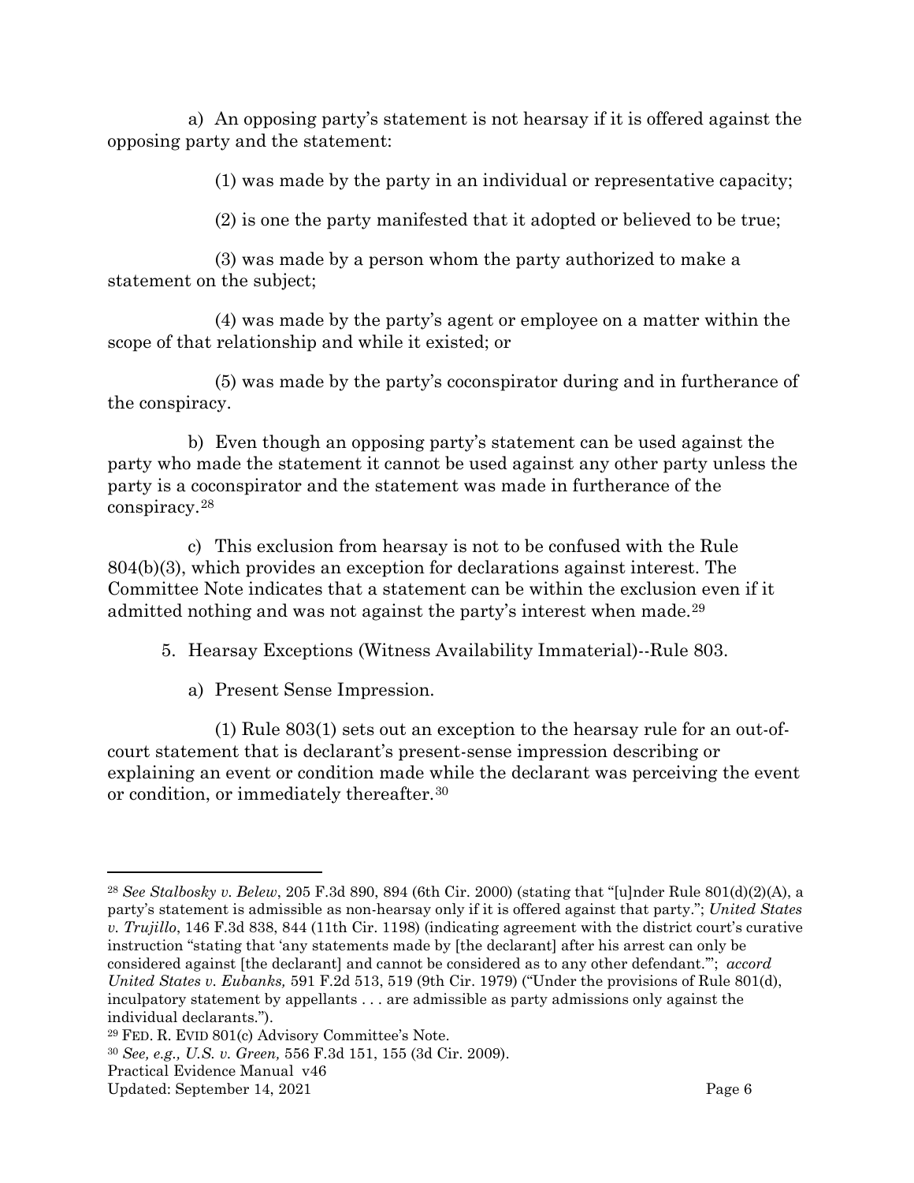a) An opposing party's statement is not hearsay if it is offered against the opposing party and the statement:

(1) was made by the party in an individual or representative capacity;

(2) is one the party manifested that it adopted or believed to be true;

(3) was made by a person whom the party authorized to make a statement on the subject;

(4) was made by the party's agent or employee on a matter within the scope of that relationship and while it existed; or

(5) was made by the party's coconspirator during and in furtherance of the conspiracy.

b) Even though an opposing party's statement can be used against the party who made the statement it cannot be used against any other party unless the party is a coconspirator and the statement was made in furtherance of the conspiracy.[28]

c) This exclusion from hearsay is not to be confused with the Rule 804(b)(3), which provides an exception for declarations against interest. The Committee Note indicates that a statement can be within the exclusion even if it admitted nothing and was not against the party's interest when made.[29]

5. Hearsay Exceptions (Witness Availability Immaterial)--Rule 803.

a) Present Sense Impression.

(1) Rule 803(1) sets out an exception to the hearsay rule for an out-of-court statement that is declarant's present-sense impression describing or explaining an event or condition made while the declarant was perceiving the event or condition, or immediately thereafter.[30]

---

[28] *See Stalbosky v. Belew*, 205 F.3d 890, 894 (6th Cir. 2000) (stating that "[u]nder Rule 801(d)(2)(A), a party's statement is admissible as non-hearsay only if it is offered against that party."; *United States v. Trujillo*, 146 F.3d 838, 844 (11th Cir. 1198) (indicating agreement with the district court's curative instruction "stating that 'any statements made by [the declarant] after his arrest can only be considered against [the declarant] and cannot be considered as to any other defendant.'"; *accord United States v. Eubanks,* 591 F.2d 513, 519 (9th Cir. 1979) ("Under the provisions of Rule 801(d), inculpatory statement by appellants . . . are admissible as party admissions only against the individual declarants.").

[29] FED. R. EVID 801(c) Advisory Committee's Note.

[30] *See, e.g., U.S. v. Green,* 556 F.3d 151, 155 (3d Cir. 2009).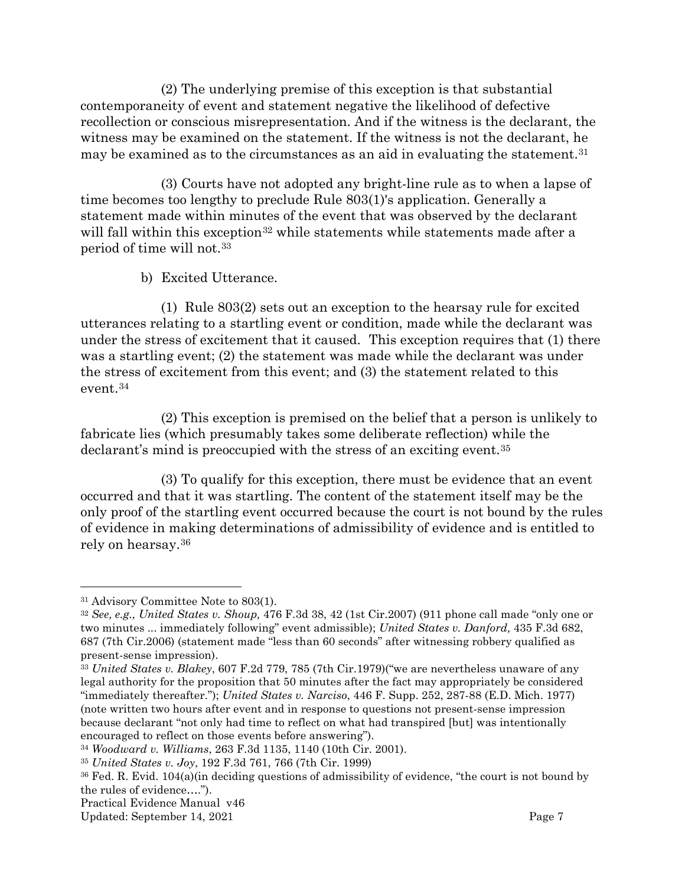(2) The underlying premise of this exception is that substantial contemporaneity of event and statement negative the likelihood of defective recollection or conscious misrepresentation. And if the witness is the declarant, the witness may be examined on the statement. If the witness is not the declarant, he may be examined as to the circumstances as an aid in evaluating the statement.[31]

(3) Courts have not adopted any bright-line rule as to when a lapse of time becomes too lengthy to preclude Rule 803(1)'s application. Generally a statement made within minutes of the event that was observed by the declarant will fall within this exception[32] while statements while statements made after a period of time will not.[33]

b) Excited Utterance.

(1) Rule 803(2) sets out an exception to the hearsay rule for excited utterances relating to a startling event or condition, made while the declarant was under the stress of excitement that it caused. This exception requires that (1) there was a startling event; (2) the statement was made while the declarant was under the stress of excitement from this event; and (3) the statement related to this event.[34]

(2) This exception is premised on the belief that a person is unlikely to fabricate lies (which presumably takes some deliberate reflection) while the declarant's mind is preoccupied with the stress of an exciting event.[35]

(3) To qualify for this exception, there must be evidence that an event occurred and that it was startling. The content of the statement itself may be the only proof of the startling event occurred because the court is not bound by the rules of evidence in making determinations of admissibility of evidence and is entitled to rely on hearsay.[36]

---

[31] Advisory Committee Note to 803(1).

[32] *See, e.g., United States v. Shoup,* 476 F.3d 38, 42 (1st Cir.2007) (911 phone call made "only one or two minutes ... immediately following" event admissible); *United States v. Danford,* 435 F.3d 682, 687 (7th Cir.2006) (statement made "less than 60 seconds" after witnessing robbery qualified as present-sense impression).

[33] *United States v. Blakey*, 607 F.2d 779, 785 (7th Cir.1979)("we are nevertheless unaware of any legal authority for the proposition that 50 minutes after the fact may appropriately be considered "immediately thereafter."); *United States v. Narciso*, 446 F. Supp. 252, 287-88 (E.D. Mich. 1977) (note written two hours after event and in response to questions not present-sense impression because declarant "not only had time to reflect on what had transpired [but] was intentionally encouraged to reflect on those events before answering").

[34] *Woodward v. Williams*, 263 F.3d 1135, 1140 (10th Cir. 2001).

[35] *United States v. Joy*, 192 F.3d 761, 766 (7th Cir. 1999)

[36] Fed. R. Evid. 104(a)(in deciding questions of admissibility of evidence, "the court is not bound by the rules of evidence….").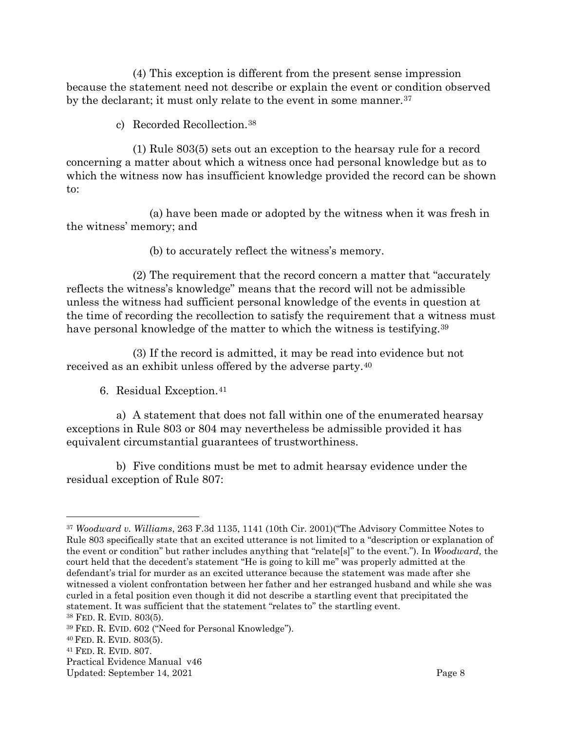(4) This exception is different from the present sense impression because the statement need not describe or explain the event or condition observed by the declarant; it must only relate to the event in some manner.[37]

c) Recorded Recollection.[38]

(1) Rule 803(5) sets out an exception to the hearsay rule for a record concerning a matter about which a witness once had personal knowledge but as to which the witness now has insufficient knowledge provided the record can be shown to:

(a) have been made or adopted by the witness when it was fresh in the witness' memory; and

(b) to accurately reflect the witness's memory.

(2) The requirement that the record concern a matter that "accurately reflects the witness's knowledge" means that the record will not be admissible unless the witness had sufficient personal knowledge of the events in question at the time of recording the recollection to satisfy the requirement that a witness must have personal knowledge of the matter to which the witness is testifying.[39]

(3) If the record is admitted, it may be read into evidence but not received as an exhibit unless offered by the adverse party.[40]

6. Residual Exception.[41]

a) A statement that does not fall within one of the enumerated hearsay exceptions in Rule 803 or 804 may nevertheless be admissible provided it has equivalent circumstantial guarantees of trustworthiness.

b) Five conditions must be met to admit hearsay evidence under the residual exception of Rule 807:

---

[37] *Woodward v. Williams*, 263 F.3d 1135, 1141 (10th Cir. 2001)("The Advisory Committee Notes to Rule 803 specifically state that an excited utterance is not limited to a "description or explanation of the event or condition" but rather includes anything that "relate[s]" to the event."). In *Woodward,* the court held that the decedent's statement "He is going to kill me" was properly admitted at the defendant's trial for murder as an excited utterance because the statement was made after she witnessed a violent confrontation between her father and her estranged husband and while she was curled in a fetal position even though it did not describe a startling event that precipitated the statement. It was sufficient that the statement "relates to" the startling event.

[38] FED. R. EVID. 803(5).

[39] FED. R. EVID. 602 ("Need for Personal Knowledge").

[40] FED. R. EVID. 803(5).

[41] FED. R. EVID. 807.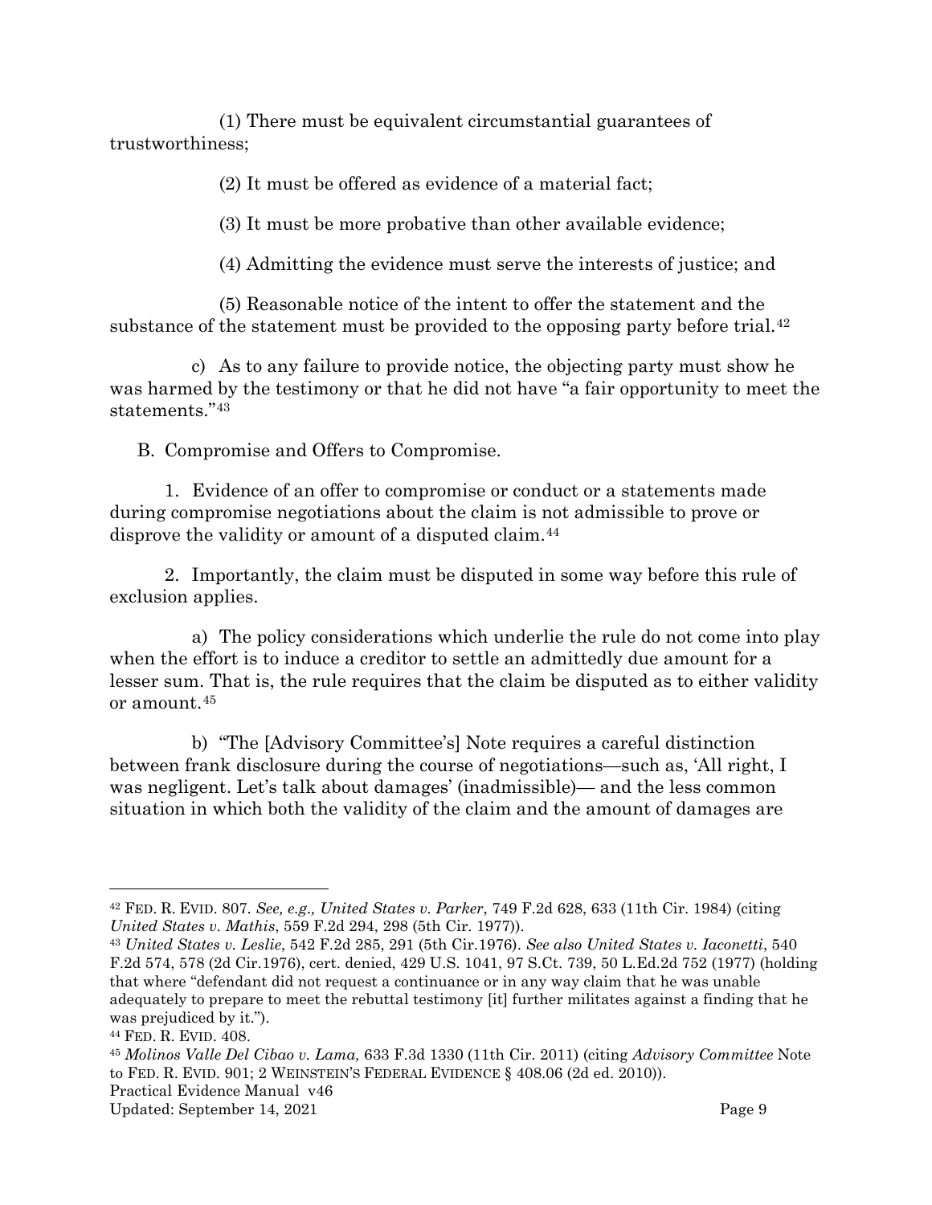(1) There must be equivalent circumstantial guarantees of trustworthiness;

(2) It must be offered as evidence of a material fact;

(3) It must be more probative than other available evidence;

(4) Admitting the evidence must serve the interests of justice; and

(5) Reasonable notice of the intent to offer the statement and the substance of the statement must be provided to the opposing party before trial.[42]

c) As to any failure to provide notice, the objecting party must show he was harmed by the testimony or that he did not have "a fair opportunity to meet the statements."[43]

B. Compromise and Offers to Compromise.

1. Evidence of an offer to compromise or conduct or a statements made during compromise negotiations about the claim is not admissible to prove or disprove the validity or amount of a disputed claim.[44]

2. Importantly, the claim must be disputed in some way before this rule of exclusion applies.

a) The policy considerations which underlie the rule do not come into play when the effort is to induce a creditor to settle an admittedly due amount for a lesser sum. That is, the rule requires that the claim be disputed as to either validity or amount.[45]

b) "The [Advisory Committee's] Note requires a careful distinction between frank disclosure during the course of negotiations—such as, 'All right, I was negligent. Let's talk about damages' (inadmissible)— and the less common situation in which both the validity of the claim and the amount of damages are

---

[42] FED. R. EVID. 807. *See, e.g., United States v. Parker*, 749 F.2d 628, 633 (11th Cir. 1984) (citing *United States v. Mathis*, 559 F.2d 294, 298 (5th Cir. 1977)).

[43] *United States v. Leslie*, 542 F.2d 285, 291 (5th Cir.1976). *See also United States v. Iaconetti*, 540 F.2d 574, 578 (2d Cir.1976), cert. denied, 429 U.S. 1041, 97 S.Ct. 739, 50 L.Ed.2d 752 (1977) (holding that where "defendant did not request a continuance or in any way claim that he was unable adequately to prepare to meet the rebuttal testimony [it] further militates against a finding that he was prejudiced by it.").

[44] FED. R. EVID. 408.

[45] *Molinos Valle Del Cibao v. Lama,* 633 F.3d 1330 (11th Cir. 2011) (citing *Advisory Committee* Note to FED. R. EVID. 901; 2 WEINSTEIN'S FEDERAL EVIDENCE § 408.06 (2d ed. 2010)).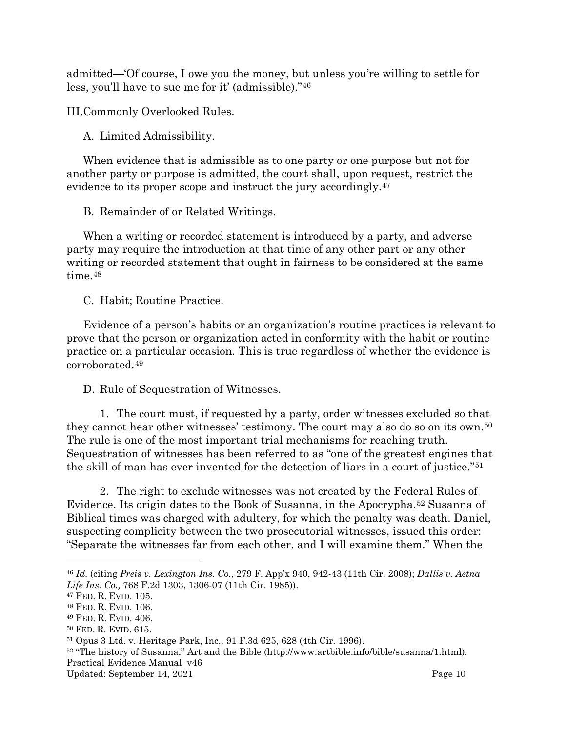admitted—'Of course, I owe you the money, but unless you're willing to settle for less, you'll have to sue me for it' (admissible)."[46]

## III. Commonly Overlooked Rules.

### A. Limited Admissibility.

When evidence that is admissible as to one party or one purpose but not for another party or purpose is admitted, the court shall, upon request, restrict the evidence to its proper scope and instruct the jury accordingly.[47]

### B. Remainder of or Related Writings.

When a writing or recorded statement is introduced by a party, and adverse party may require the introduction at that time of any other part or any other writing or recorded statement that ought in fairness to be considered at the same time.[48]

### C. Habit; Routine Practice.

Evidence of a person's habits or an organization's routine practices is relevant to prove that the person or organization acted in conformity with the habit or routine practice on a particular occasion. This is true regardless of whether the evidence is corroborated.[49]

### D. Rule of Sequestration of Witnesses.

1. The court must, if requested by a party, order witnesses excluded so that they cannot hear other witnesses' testimony. The court may also do so on its own.[50] The rule is one of the most important trial mechanisms for reaching truth. Sequestration of witnesses has been referred to as "one of the greatest engines that the skill of man has ever invented for the detection of liars in a court of justice."[51]

2. The right to exclude witnesses was not created by the Federal Rules of Evidence. Its origin dates to the Book of Susanna, in the Apocrypha.[52] Susanna of Biblical times was charged with adultery, for which the penalty was death. Daniel, suspecting complicity between the two prosecutorial witnesses, issued this order: "Separate the witnesses far from each other, and I will examine them." When the

---

[46] *Id.* (citing *Preis v. Lexington Ins. Co.,* 279 F. App'x 940, 942-43 (11th Cir. 2008); *Dallis v. Aetna Life Ins. Co.,* 768 F.2d 1303, 1306-07 (11th Cir. 1985)).

[47] FED. R. EVID. 105.

[48] FED. R. EVID. 106.

[49] FED. R. EVID. 406.

[50] FED. R. EVID. 615.

[51] Opus 3 Ltd. v. Heritage Park, Inc., 91 F.3d 625, 628 (4th Cir. 1996).

[52] "The history of Susanna," Art and the Bible (http://www.artbible.info/bible/susanna/1.html).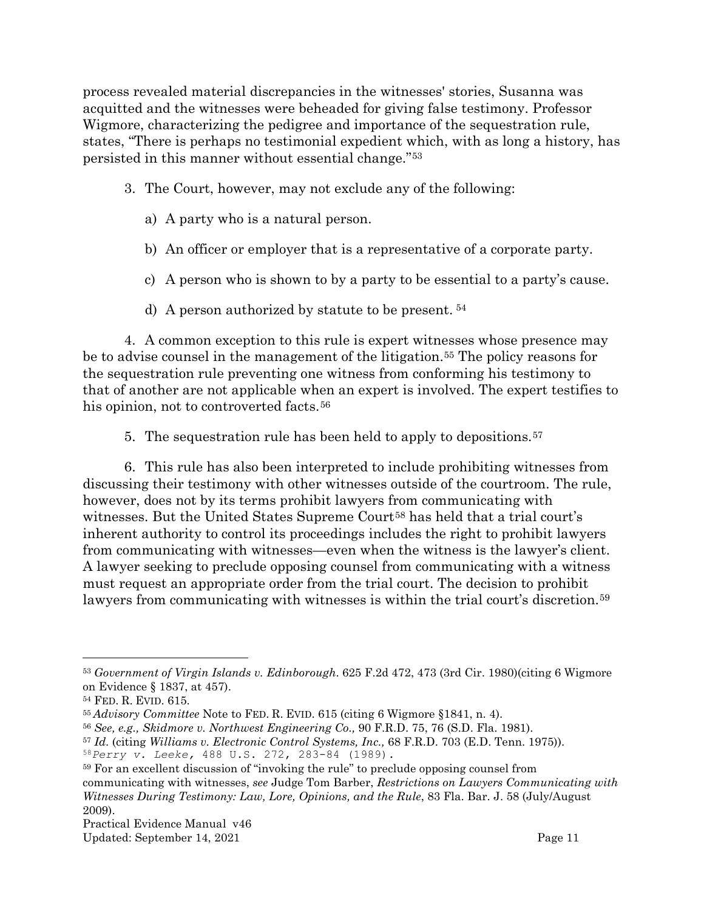process revealed material discrepancies in the witnesses' stories, Susanna was acquitted and the witnesses were beheaded for giving false testimony. Professor Wigmore, characterizing the pedigree and importance of the sequestration rule, states, "There is perhaps no testimonial expedient which, with as long a history, has persisted in this manner without essential change."[53]

3. The Court, however, may not exclude any of the following:

   a) A party who is a natural person.

   b) An officer or employer that is a representative of a corporate party.

   c) A person who is shown to by a party to be essential to a party's cause.

   d) A person authorized by statute to be present. [54]

4. A common exception to this rule is expert witnesses whose presence may be to advise counsel in the management of the litigation.[55] The policy reasons for the sequestration rule preventing one witness from conforming his testimony to that of another are not applicable when an expert is involved. The expert testifies to his opinion, not to controverted facts.[56]

5. The sequestration rule has been held to apply to depositions.[57]

6. This rule has also been interpreted to include prohibiting witnesses from discussing their testimony with other witnesses outside of the courtroom. The rule, however, does not by its terms prohibit lawyers from communicating with witnesses. But the United States Supreme Court[58] has held that a trial court's inherent authority to control its proceedings includes the right to prohibit lawyers from communicating with witnesses—even when the witness is the lawyer's client. A lawyer seeking to preclude opposing counsel from communicating with a witness must request an appropriate order from the trial court. The decision to prohibit lawyers from communicating with witnesses is within the trial court's discretion.[59]

---

[53] *Government of Virgin Islands v. Edinborough*. 625 F.2d 472, 473 (3rd Cir. 1980)(citing 6 Wigmore on Evidence § 1837, at 457).

[54] FED. R. EVID. 615.

[55] *Advisory Committee* Note to FED. R. EVID. 615 (citing 6 Wigmore §1841, n. 4).

[56] *See, e.g., Skidmore v. Northwest Engineering Co.,* 90 F.R.D. 75, 76 (S.D. Fla. 1981).

[57] *Id.* (citing *Williams v. Electronic Control Systems, Inc.,* 68 F.R.D. 703 (E.D. Tenn. 1975)).

[58] *Perry v. Leeke,* 488 U.S. 272, 283-84 (1989).

[59] For an excellent discussion of "invoking the rule" to preclude opposing counsel from communicating with witnesses, *see* Judge Tom Barber, *Restrictions on Lawyers Communicating with Witnesses During Testimony: Law, Lore, Opinions, and the Rule*, 83 Fla. Bar. J. 58 (July/August 2009).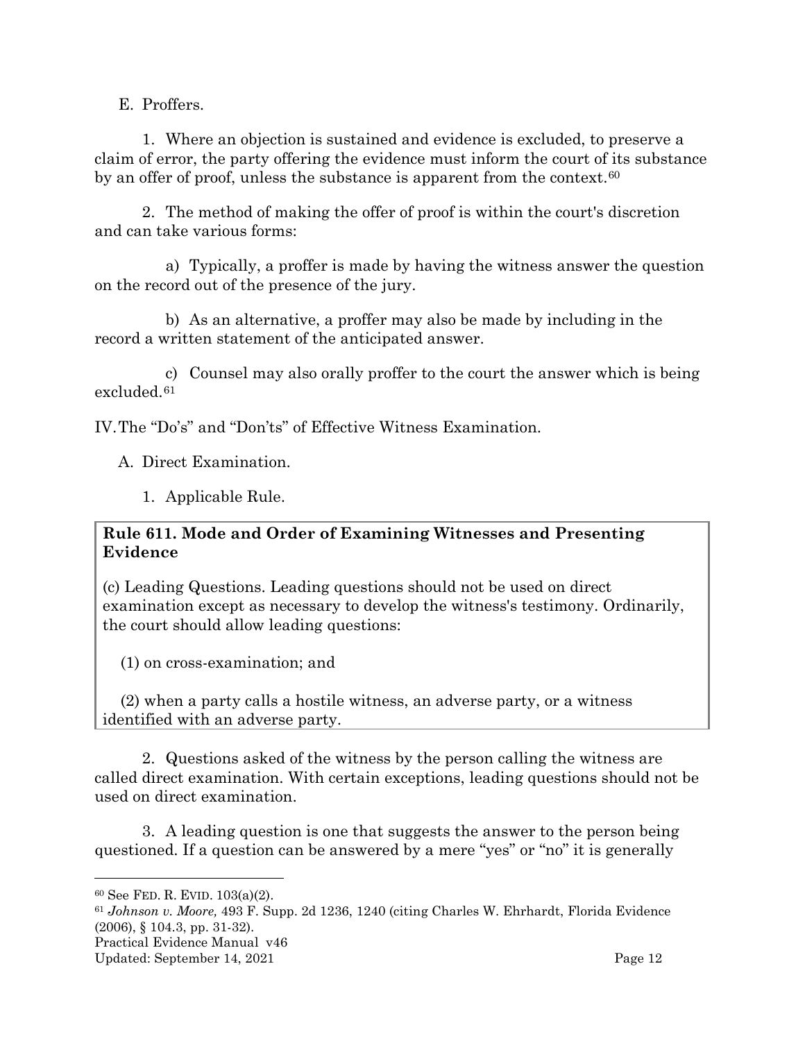E. Proffers.

1. Where an objection is sustained and evidence is excluded, to preserve a claim of error, the party offering the evidence must inform the court of its substance by an offer of proof, unless the substance is apparent from the context.[60]

2. The method of making the offer of proof is within the court's discretion and can take various forms:

a) Typically, a proffer is made by having the witness answer the question on the record out of the presence of the jury.

b) As an alternative, a proffer may also be made by including in the record a written statement of the anticipated answer.

c) Counsel may also orally proffer to the court the answer which is being excluded.[61]

IV. The "Do's" and "Don'ts" of Effective Witness Examination.

A. Direct Examination.

1. Applicable Rule.

> **Rule 611. Mode and Order of Examining Witnesses and Presenting Evidence**
>
> (c) Leading Questions. Leading questions should not be used on direct examination except as necessary to develop the witness's testimony. Ordinarily, the court should allow leading questions:
>
> (1) on cross-examination; and
>
> (2) when a party calls a hostile witness, an adverse party, or a witness identified with an adverse party.

2. Questions asked of the witness by the person calling the witness are called direct examination. With certain exceptions, leading questions should not be used on direct examination.

3. A leading question is one that suggests the answer to the person being questioned. If a question can be answered by a mere "yes" or "no" it is generally

---

[60] See FED. R. EVID. 103(a)(2).

[61] *Johnson v. Moore,* 493 F. Supp. 2d 1236, 1240 (citing Charles W. Ehrhardt, Florida Evidence (2006), § 104.3, pp. 31-32).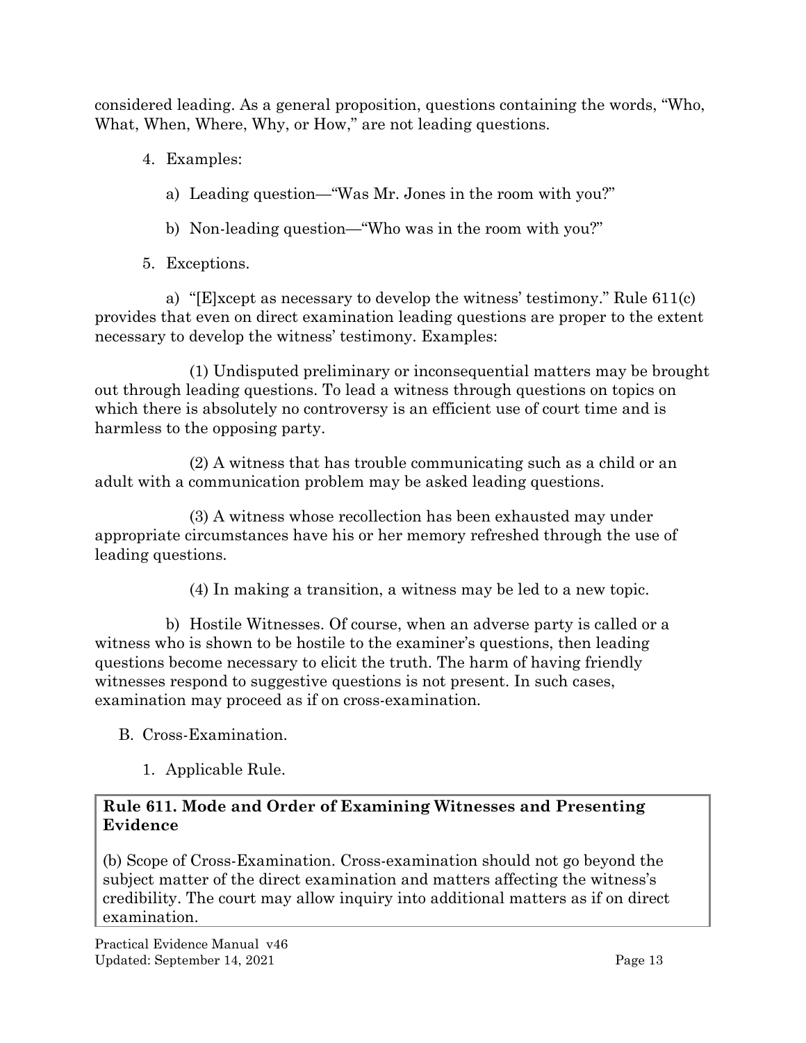considered leading. As a general proposition, questions containing the words, "Who, What, When, Where, Why, or How," are not leading questions.

4. Examples:

   a) Leading question—"Was Mr. Jones in the room with you?"

   b) Non-leading question—"Who was in the room with you?"

5. Exceptions.

a) "[E]xcept as necessary to develop the witness' testimony." Rule 611(c) provides that even on direct examination leading questions are proper to the extent necessary to develop the witness' testimony. Examples:

(1) Undisputed preliminary or inconsequential matters may be brought out through leading questions. To lead a witness through questions on topics on which there is absolutely no controversy is an efficient use of court time and is harmless to the opposing party.

(2) A witness that has trouble communicating such as a child or an adult with a communication problem may be asked leading questions.

(3) A witness whose recollection has been exhausted may under appropriate circumstances have his or her memory refreshed through the use of leading questions.

(4) In making a transition, a witness may be led to a new topic.

b) Hostile Witnesses. Of course, when an adverse party is called or a witness who is shown to be hostile to the examiner's questions, then leading questions become necessary to elicit the truth. The harm of having friendly witnesses respond to suggestive questions is not present. In such cases, examination may proceed as if on cross-examination.

B. Cross-Examination.

1. Applicable Rule.

**Rule 611. Mode and Order of Examining Witnesses and Presenting Evidence**

(b) Scope of Cross-Examination. Cross-examination should not go beyond the subject matter of the direct examination and matters affecting the witness's credibility. The court may allow inquiry into additional matters as if on direct examination.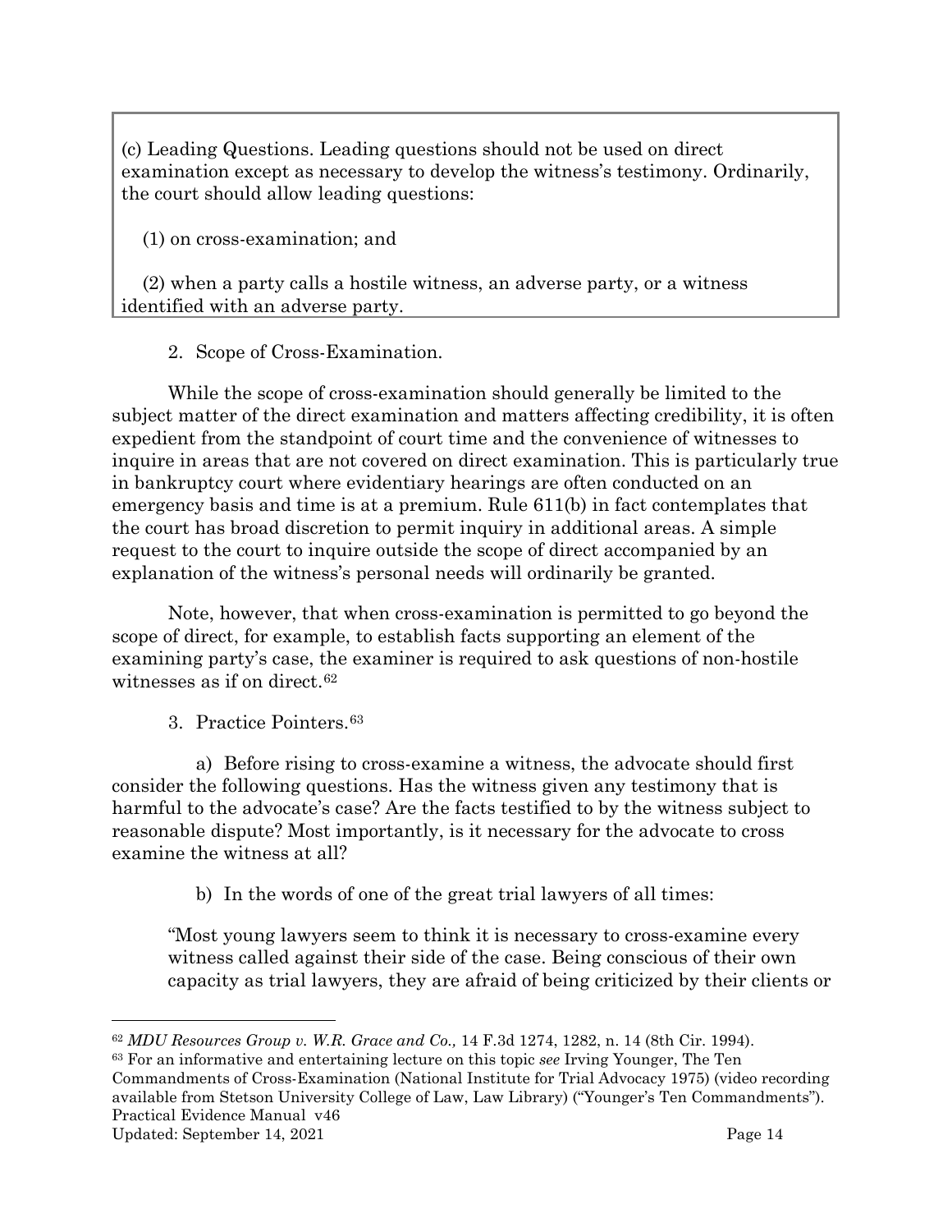> (c) Leading Questions. Leading questions should not be used on direct examination except as necessary to develop the witness's testimony. Ordinarily, the court should allow leading questions:
>
> (1) on cross-examination; and
>
> (2) when a party calls a hostile witness, an adverse party, or a witness identified with an adverse party.

2. Scope of Cross-Examination.

While the scope of cross-examination should generally be limited to the subject matter of the direct examination and matters affecting credibility, it is often expedient from the standpoint of court time and the convenience of witnesses to inquire in areas that are not covered on direct examination. This is particularly true in bankruptcy court where evidentiary hearings are often conducted on an emergency basis and time is at a premium. Rule 611(b) in fact contemplates that the court has broad discretion to permit inquiry in additional areas. A simple request to the court to inquire outside the scope of direct accompanied by an explanation of the witness's personal needs will ordinarily be granted.

Note, however, that when cross-examination is permitted to go beyond the scope of direct, for example, to establish facts supporting an element of the examining party's case, the examiner is required to ask questions of non-hostile witnesses as if on direct.[62]

3. Practice Pointers.[63]

a) Before rising to cross-examine a witness, the advocate should first consider the following questions. Has the witness given any testimony that is harmful to the advocate's case? Are the facts testified to by the witness subject to reasonable dispute? Most importantly, is it necessary for the advocate to cross examine the witness at all?

b) In the words of one of the great trial lawyers of all times:

"Most young lawyers seem to think it is necessary to cross-examine every witness called against their side of the case. Being conscious of their own capacity as trial lawyers, they are afraid of being criticized by their clients or

---

[62] *MDU Resources Group v. W.R. Grace and Co.,* 14 F.3d 1274, 1282, n. 14 (8th Cir. 1994).

[63] For an informative and entertaining lecture on this topic *see* Irving Younger, The Ten Commandments of Cross-Examination (National Institute for Trial Advocacy 1975) (video recording available from Stetson University College of Law, Law Library) ("Younger's Ten Commandments").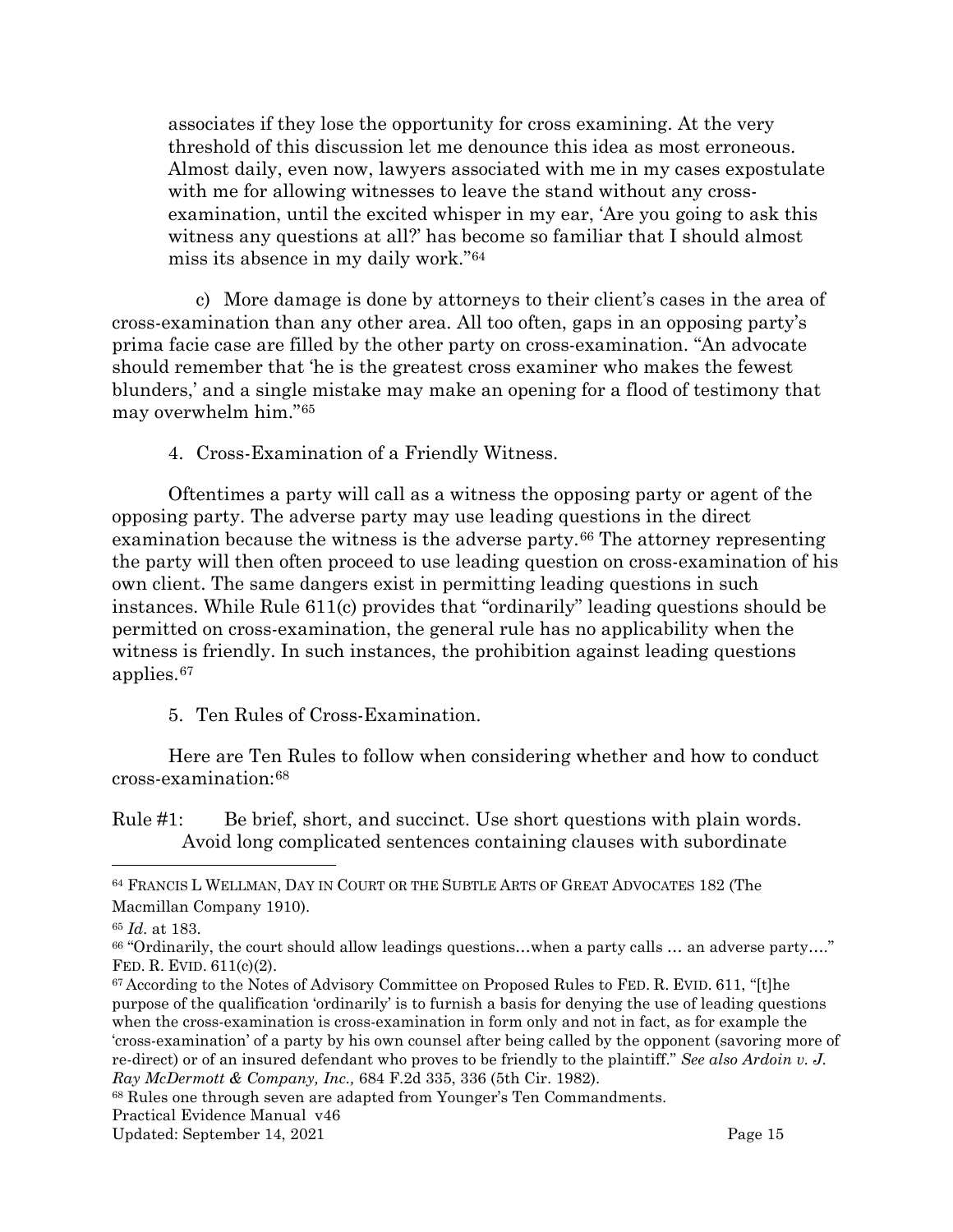associates if they lose the opportunity for cross examining. At the very threshold of this discussion let me denounce this idea as most erroneous. Almost daily, even now, lawyers associated with me in my cases expostulate with me for allowing witnesses to leave the stand without any cross-examination, until the excited whisper in my ear, 'Are you going to ask this witness any questions at all?' has become so familiar that I should almost miss its absence in my daily work."[64]

c) More damage is done by attorneys to their client's cases in the area of cross-examination than any other area. All too often, gaps in an opposing party's prima facie case are filled by the other party on cross-examination. "An advocate should remember that 'he is the greatest cross examiner who makes the fewest blunders,' and a single mistake may make an opening for a flood of testimony that may overwhelm him."[65]

4. Cross-Examination of a Friendly Witness.

Oftentimes a party will call as a witness the opposing party or agent of the opposing party. The adverse party may use leading questions in the direct examination because the witness is the adverse party.[66] The attorney representing the party will then often proceed to use leading question on cross-examination of his own client. The same dangers exist in permitting leading questions in such instances. While Rule 611(c) provides that "ordinarily" leading questions should be permitted on cross-examination, the general rule has no applicability when the witness is friendly. In such instances, the prohibition against leading questions applies.[67]

5. Ten Rules of Cross-Examination.

Here are Ten Rules to follow when considering whether and how to conduct cross-examination:[68]

Rule #1: Be brief, short, and succinct. Use short questions with plain words. Avoid long complicated sentences containing clauses with subordinate

---

[64] FRANCIS L WELLMAN, DAY IN COURT OR THE SUBTLE ARTS OF GREAT ADVOCATES 182 (The Macmillan Company 1910).

[65] *Id.* at 183.

[66] "Ordinarily, the court should allow leadings questions…when a party calls … an adverse party…." FED. R. EVID. 611(c)(2).

[67] According to the Notes of Advisory Committee on Proposed Rules to FED. R. EVID. 611, "[t]he purpose of the qualification 'ordinarily' is to furnish a basis for denying the use of leading questions when the cross-examination is cross-examination in form only and not in fact, as for example the 'cross-examination' of a party by his own counsel after being called by the opponent (savoring more of re-direct) or of an insured defendant who proves to be friendly to the plaintiff." *See also Ardoin v. J. Ray McDermott & Company, Inc.,* 684 F.2d 335, 336 (5th Cir. 1982).

[68] Rules one through seven are adapted from Younger's Ten Commandments.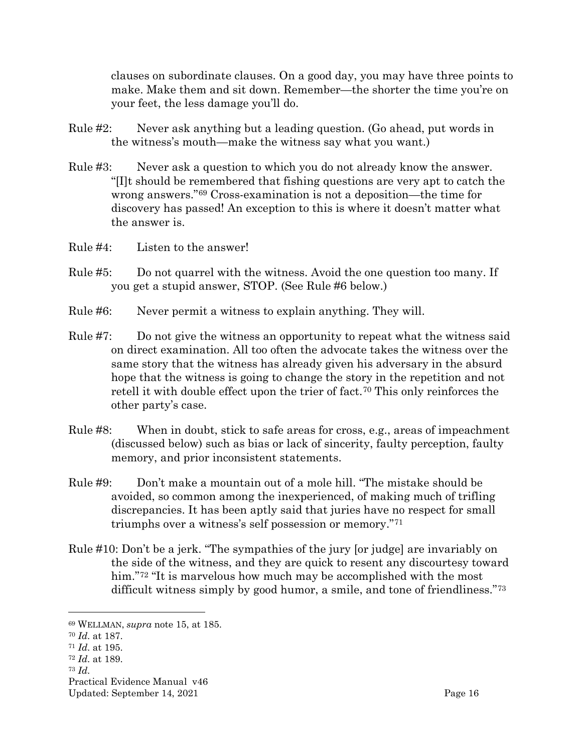clauses on subordinate clauses. On a good day, you may have three points to make. Make them and sit down. Remember—the shorter the time you're on your feet, the less damage you'll do.

Rule #2: Never ask anything but a leading question. (Go ahead, put words in the witness's mouth—make the witness say what you want.)

Rule #3: Never ask a question to which you do not already know the answer. "[I]t should be remembered that fishing questions are very apt to catch the wrong answers."[69] Cross-examination is not a deposition—the time for discovery has passed! An exception to this is where it doesn't matter what the answer is.

Rule #4: Listen to the answer!

Rule #5: Do not quarrel with the witness. Avoid the one question too many. If you get a stupid answer, STOP. (See Rule #6 below.)

Rule #6: Never permit a witness to explain anything. They will.

Rule #7: Do not give the witness an opportunity to repeat what the witness said on direct examination. All too often the advocate takes the witness over the same story that the witness has already given his adversary in the absurd hope that the witness is going to change the story in the repetition and not retell it with double effect upon the trier of fact.[70] This only reinforces the other party's case.

Rule #8: When in doubt, stick to safe areas for cross, e.g., areas of impeachment (discussed below) such as bias or lack of sincerity, faulty perception, faulty memory, and prior inconsistent statements.

Rule #9: Don't make a mountain out of a mole hill. "The mistake should be avoided, so common among the inexperienced, of making much of trifling discrepancies. It has been aptly said that juries have no respect for small triumphs over a witness's self possession or memory."[71]

Rule #10: Don't be a jerk. "The sympathies of the jury [or judge] are invariably on the side of the witness, and they are quick to resent any discourtesy toward him."[72] "It is marvelous how much may be accomplished with the most difficult witness simply by good humor, a smile, and tone of friendliness."[73]

---

[69] WELLMAN, *supra* note 15, at 185.
[70] *Id.* at 187.
[71] *Id.* at 195.
[72] *Id.* at 189.
[73] *Id.*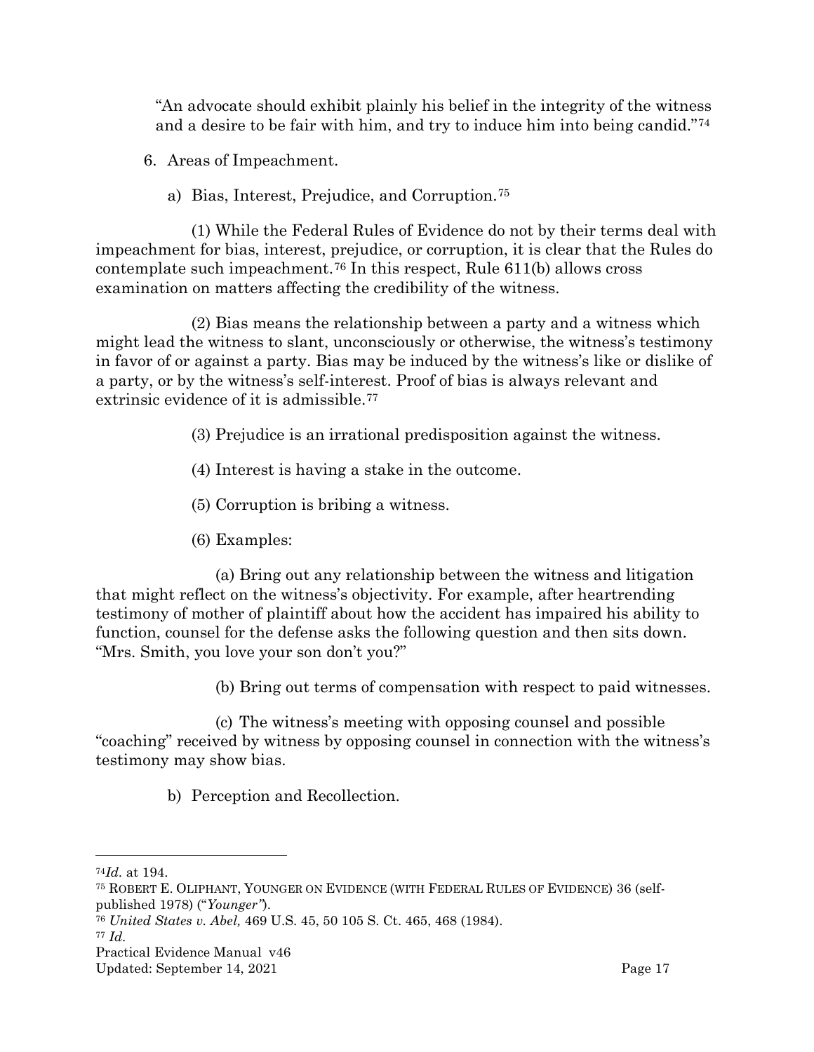"An advocate should exhibit plainly his belief in the integrity of the witness and a desire to be fair with him, and try to induce him into being candid."[74]

6. Areas of Impeachment.

   a) Bias, Interest, Prejudice, and Corruption.[75]

(1) While the Federal Rules of Evidence do not by their terms deal with impeachment for bias, interest, prejudice, or corruption, it is clear that the Rules do contemplate such impeachment.[76] In this respect, Rule 611(b) allows cross examination on matters affecting the credibility of the witness.

(2) Bias means the relationship between a party and a witness which might lead the witness to slant, unconsciously or otherwise, the witness's testimony in favor of or against a party. Bias may be induced by the witness's like or dislike of a party, or by the witness's self-interest. Proof of bias is always relevant and extrinsic evidence of it is admissible.[77]

(3) Prejudice is an irrational predisposition against the witness.

(4) Interest is having a stake in the outcome.

(5) Corruption is bribing a witness.

(6) Examples:

(a) Bring out any relationship between the witness and litigation that might reflect on the witness's objectivity. For example, after heartrending testimony of mother of plaintiff about how the accident has impaired his ability to function, counsel for the defense asks the following question and then sits down. "Mrs. Smith, you love your son don't you?"

(b) Bring out terms of compensation with respect to paid witnesses.

(c) The witness's meeting with opposing counsel and possible "coaching" received by witness by opposing counsel in connection with the witness's testimony may show bias.

   b) Perception and Recollection.

---

[74] *Id.* at 194.

[75] ROBERT E. OLIPHANT, YOUNGER ON EVIDENCE (WITH FEDERAL RULES OF EVIDENCE) 36 (self-published 1978) ("*Younger"*).

[76] *United States v. Abel,* 469 U.S. 45, 50 105 S. Ct. 465, 468 (1984).

[77] *Id.*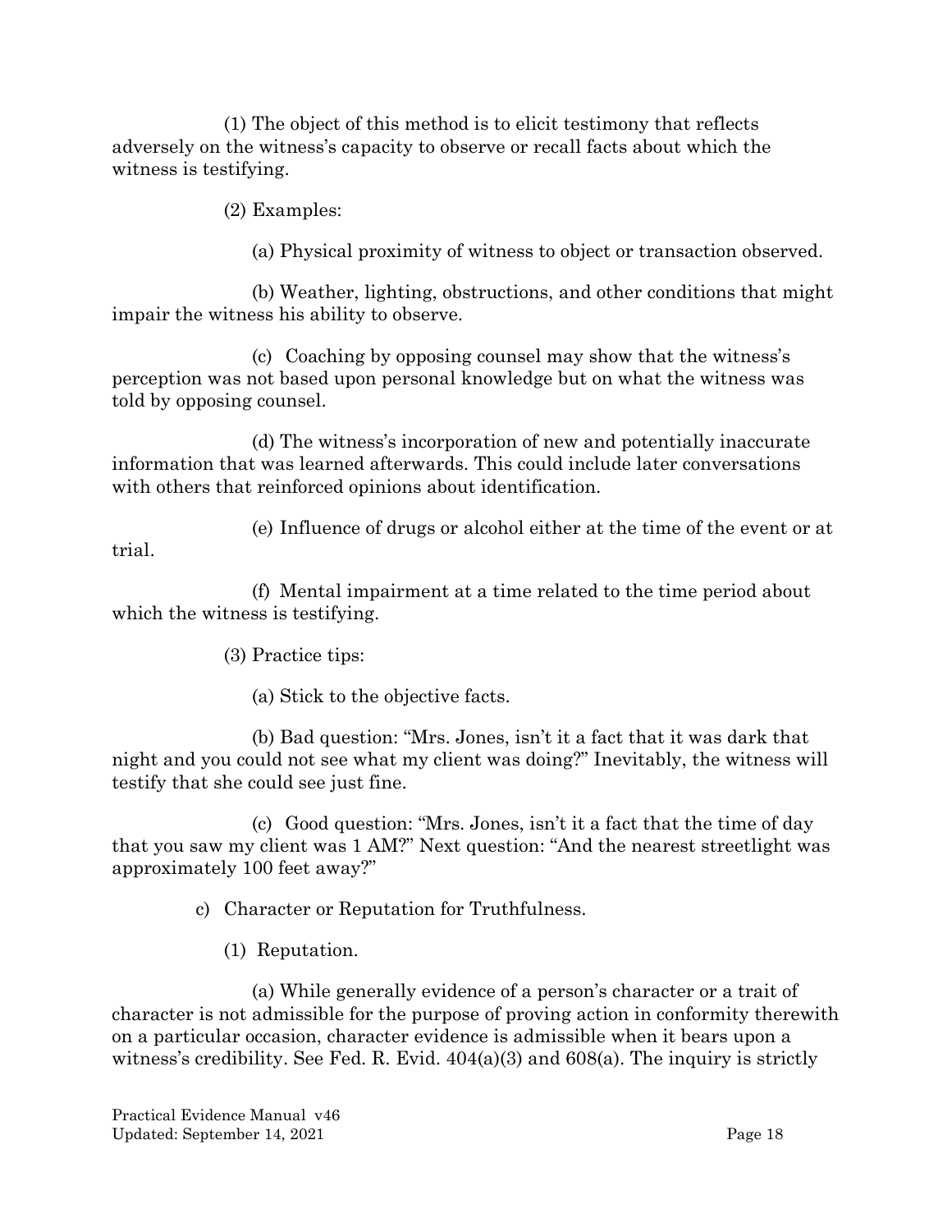(1) The object of this method is to elicit testimony that reflects adversely on the witness's capacity to observe or recall facts about which the witness is testifying.

(2) Examples:

(a) Physical proximity of witness to object or transaction observed.

(b) Weather, lighting, obstructions, and other conditions that might impair the witness his ability to observe.

(c) Coaching by opposing counsel may show that the witness's perception was not based upon personal knowledge but on what the witness was told by opposing counsel.

(d) The witness's incorporation of new and potentially inaccurate information that was learned afterwards. This could include later conversations with others that reinforced opinions about identification.

(e) Influence of drugs or alcohol either at the time of the event or at trial.

(f) Mental impairment at a time related to the time period about which the witness is testifying.

(3) Practice tips:

(a) Stick to the objective facts.

(b) Bad question: "Mrs. Jones, isn't it a fact that it was dark that night and you could not see what my client was doing?" Inevitably, the witness will testify that she could see just fine.

(c) Good question: "Mrs. Jones, isn't it a fact that the time of day that you saw my client was 1 AM?" Next question: "And the nearest streetlight was approximately 100 feet away?"

c) Character or Reputation for Truthfulness.

(1) Reputation.

(a) While generally evidence of a person's character or a trait of character is not admissible for the purpose of proving action in conformity therewith on a particular occasion, character evidence is admissible when it bears upon a witness's credibility. See Fed. R. Evid. 404(a)(3) and 608(a). The inquiry is strictly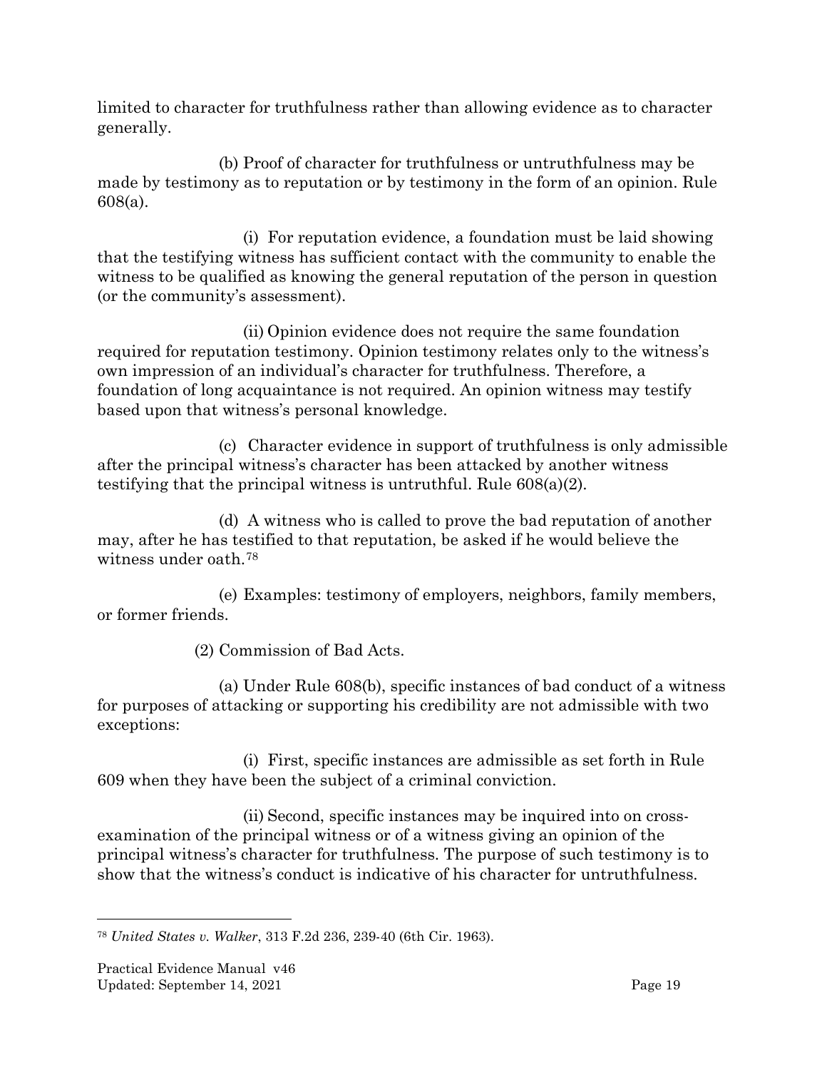limited to character for truthfulness rather than allowing evidence as to character generally.

(b) Proof of character for truthfulness or untruthfulness may be made by testimony as to reputation or by testimony in the form of an opinion. Rule 608(a).

(i) For reputation evidence, a foundation must be laid showing that the testifying witness has sufficient contact with the community to enable the witness to be qualified as knowing the general reputation of the person in question (or the community's assessment).

(ii) Opinion evidence does not require the same foundation required for reputation testimony. Opinion testimony relates only to the witness's own impression of an individual's character for truthfulness. Therefore, a foundation of long acquaintance is not required. An opinion witness may testify based upon that witness's personal knowledge.

(c) Character evidence in support of truthfulness is only admissible after the principal witness's character has been attacked by another witness testifying that the principal witness is untruthful. Rule 608(a)(2).

(d) A witness who is called to prove the bad reputation of another may, after he has testified to that reputation, be asked if he would believe the witness under oath.[78]

(e) Examples: testimony of employers, neighbors, family members, or former friends.

(2) Commission of Bad Acts.

(a) Under Rule 608(b), specific instances of bad conduct of a witness for purposes of attacking or supporting his credibility are not admissible with two exceptions:

(i) First, specific instances are admissible as set forth in Rule 609 when they have been the subject of a criminal conviction.

(ii) Second, specific instances may be inquired into on cross-examination of the principal witness or of a witness giving an opinion of the principal witness's character for truthfulness. The purpose of such testimony is to show that the witness's conduct is indicative of his character for untruthfulness.

---

[78] *United States v. Walker*, 313 F.2d 236, 239-40 (6th Cir. 1963).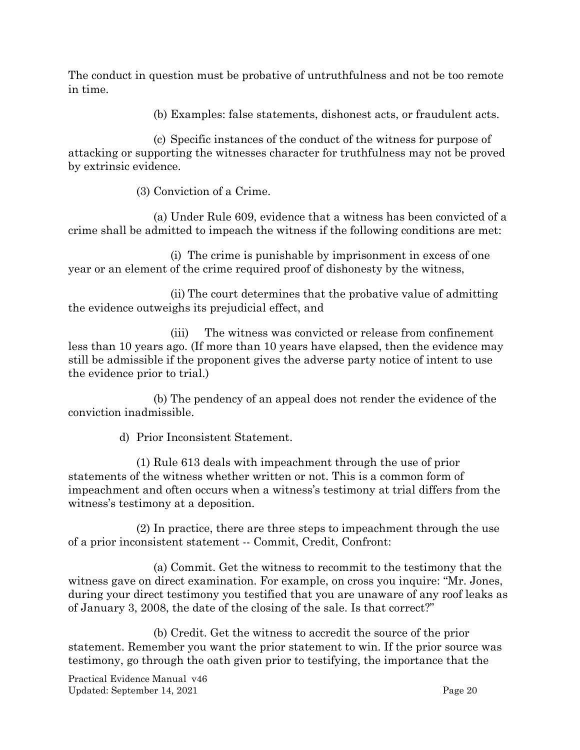The conduct in question must be probative of untruthfulness and not be too remote in time.

(b) Examples: false statements, dishonest acts, or fraudulent acts.

(c) Specific instances of the conduct of the witness for purpose of attacking or supporting the witnesses character for truthfulness may not be proved by extrinsic evidence.

(3) Conviction of a Crime.

(a) Under Rule 609, evidence that a witness has been convicted of a crime shall be admitted to impeach the witness if the following conditions are met:

(i) The crime is punishable by imprisonment in excess of one year or an element of the crime required proof of dishonesty by the witness,

(ii) The court determines that the probative value of admitting the evidence outweighs its prejudicial effect, and

(iii) The witness was convicted or release from confinement less than 10 years ago. (If more than 10 years have elapsed, then the evidence may still be admissible if the proponent gives the adverse party notice of intent to use the evidence prior to trial.)

(b) The pendency of an appeal does not render the evidence of the conviction inadmissible.

d) Prior Inconsistent Statement.

(1) Rule 613 deals with impeachment through the use of prior statements of the witness whether written or not. This is a common form of impeachment and often occurs when a witness's testimony at trial differs from the witness's testimony at a deposition.

(2) In practice, there are three steps to impeachment through the use of a prior inconsistent statement -- Commit, Credit, Confront:

(a) Commit. Get the witness to recommit to the testimony that the witness gave on direct examination. For example, on cross you inquire: "Mr. Jones, during your direct testimony you testified that you are unaware of any roof leaks as of January 3, 2008, the date of the closing of the sale. Is that correct?"

(b) Credit. Get the witness to accredit the source of the prior statement. Remember you want the prior statement to win. If the prior source was testimony, go through the oath given prior to testifying, the importance that the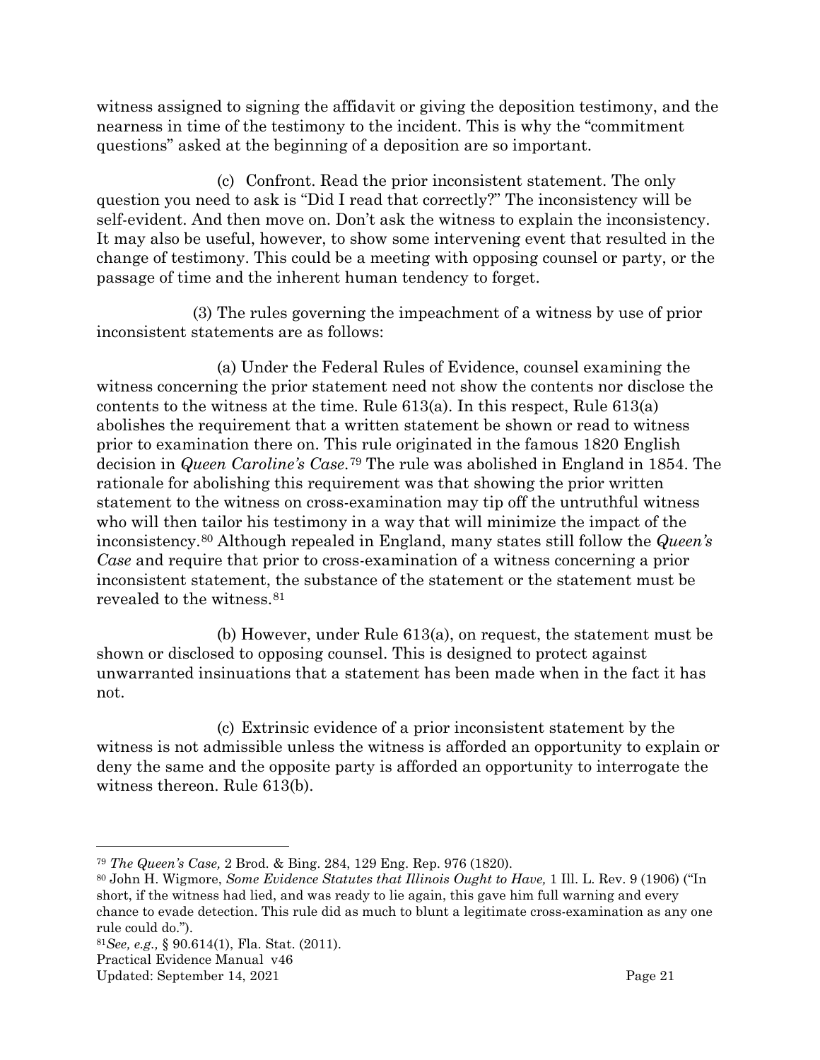witness assigned to signing the affidavit or giving the deposition testimony, and the nearness in time of the testimony to the incident. This is why the "commitment questions" asked at the beginning of a deposition are so important.

(c) Confront. Read the prior inconsistent statement. The only question you need to ask is "Did I read that correctly?" The inconsistency will be self-evident. And then move on. Don't ask the witness to explain the inconsistency. It may also be useful, however, to show some intervening event that resulted in the change of testimony. This could be a meeting with opposing counsel or party, or the passage of time and the inherent human tendency to forget.

(3) The rules governing the impeachment of a witness by use of prior inconsistent statements are as follows:

(a) Under the Federal Rules of Evidence, counsel examining the witness concerning the prior statement need not show the contents nor disclose the contents to the witness at the time. Rule 613(a). In this respect, Rule 613(a) abolishes the requirement that a written statement be shown or read to witness prior to examination there on. This rule originated in the famous 1820 English decision in *Queen Caroline's Case*.[79] The rule was abolished in England in 1854. The rationale for abolishing this requirement was that showing the prior written statement to the witness on cross-examination may tip off the untruthful witness who will then tailor his testimony in a way that will minimize the impact of the inconsistency.[80] Although repealed in England, many states still follow the *Queen's Case* and require that prior to cross-examination of a witness concerning a prior inconsistent statement, the substance of the statement or the statement must be revealed to the witness.[81]

(b) However, under Rule 613(a), on request, the statement must be shown or disclosed to opposing counsel. This is designed to protect against unwarranted insinuations that a statement has been made when in the fact it has not.

(c) Extrinsic evidence of a prior inconsistent statement by the witness is not admissible unless the witness is afforded an opportunity to explain or deny the same and the opposite party is afforded an opportunity to interrogate the witness thereon. Rule 613(b).

---

[79] *The Queen's Case,* 2 Brod. & Bing. 284, 129 Eng. Rep. 976 (1820).

[80] John H. Wigmore, *Some Evidence Statutes that Illinois Ought to Have,* 1 Ill. L. Rev. 9 (1906) ("In short, if the witness had lied, and was ready to lie again, this gave him full warning and every chance to evade detection. This rule did as much to blunt a legitimate cross-examination as any one rule could do.").

[81] *See, e.g.,* § 90.614(1), Fla. Stat. (2011).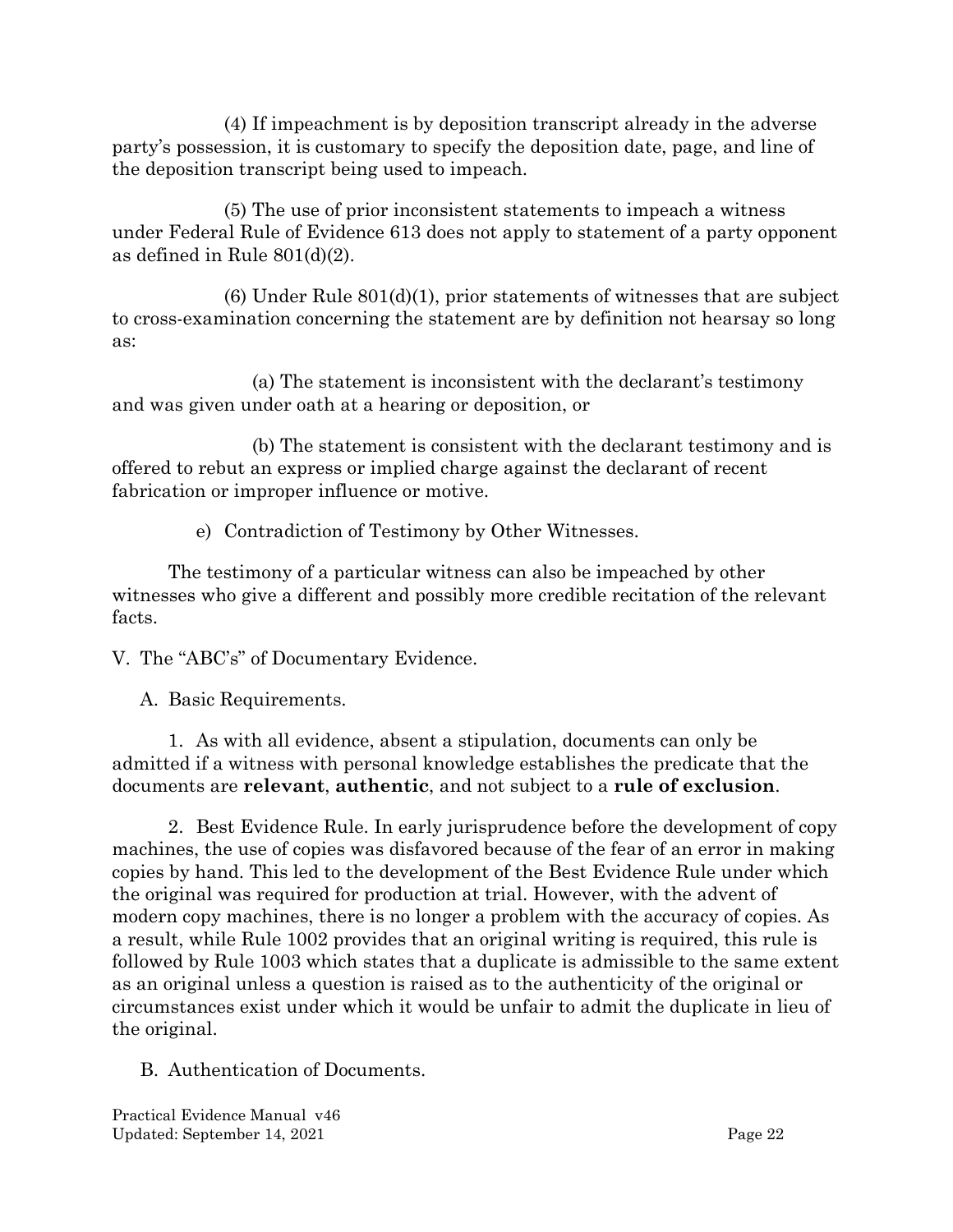(4) If impeachment is by deposition transcript already in the adverse party's possession, it is customary to specify the deposition date, page, and line of the deposition transcript being used to impeach.

(5) The use of prior inconsistent statements to impeach a witness under Federal Rule of Evidence 613 does not apply to statement of a party opponent as defined in Rule 801(d)(2).

(6) Under Rule 801(d)(1), prior statements of witnesses that are subject to cross-examination concerning the statement are by definition not hearsay so long as:

(a) The statement is inconsistent with the declarant's testimony and was given under oath at a hearing or deposition, or

(b) The statement is consistent with the declarant testimony and is offered to rebut an express or implied charge against the declarant of recent fabrication or improper influence or motive.

e) Contradiction of Testimony by Other Witnesses.

The testimony of a particular witness can also be impeached by other witnesses who give a different and possibly more credible recitation of the relevant facts.

## V. The "ABC's" of Documentary Evidence.

### A. Basic Requirements.

1. As with all evidence, absent a stipulation, documents can only be admitted if a witness with personal knowledge establishes the predicate that the documents are **relevant**, **authentic**, and not subject to a **rule of exclusion**.

2. Best Evidence Rule. In early jurisprudence before the development of copy machines, the use of copies was disfavored because of the fear of an error in making copies by hand. This led to the development of the Best Evidence Rule under which the original was required for production at trial. However, with the advent of modern copy machines, there is no longer a problem with the accuracy of copies. As a result, while Rule 1002 provides that an original writing is required, this rule is followed by Rule 1003 which states that a duplicate is admissible to the same extent as an original unless a question is raised as to the authenticity of the original or circumstances exist under which it would be unfair to admit the duplicate in lieu of the original.

### B. Authentication of Documents.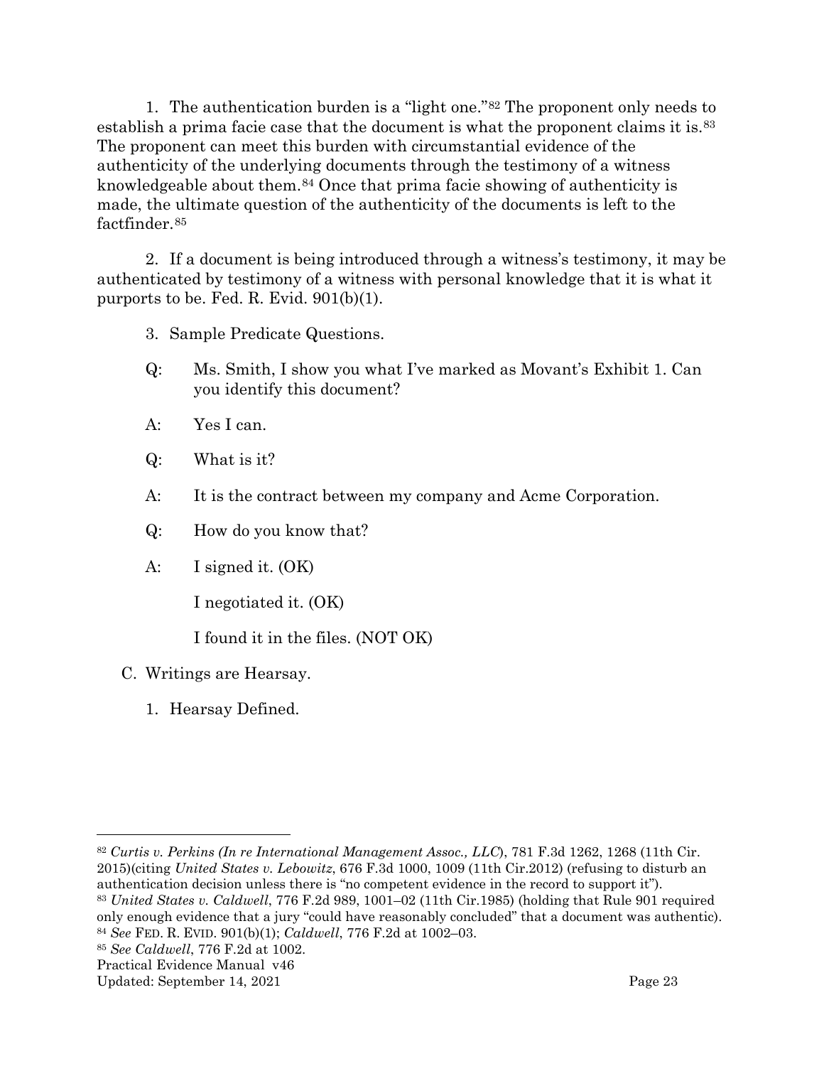1. The authentication burden is a "light one."[82] The proponent only needs to establish a prima facie case that the document is what the proponent claims it is.[83] The proponent can meet this burden with circumstantial evidence of the authenticity of the underlying documents through the testimony of a witness knowledgeable about them.[84] Once that prima facie showing of authenticity is made, the ultimate question of the authenticity of the documents is left to the factfinder.[85]

2. If a document is being introduced through a witness's testimony, it may be authenticated by testimony of a witness with personal knowledge that it is what it purports to be. Fed. R. Evid. 901(b)(1).

3. Sample Predicate Questions.

Q: Ms. Smith, I show you what I've marked as Movant's Exhibit 1. Can you identify this document?

A: Yes I can.

Q: What is it?

A: It is the contract between my company and Acme Corporation.

Q: How do you know that?

A: I signed it. (OK)

I negotiated it. (OK)

I found it in the files. (NOT OK)

C. Writings are Hearsay.

1. Hearsay Defined.

---

[82] *Curtis v. Perkins (In re International Management Assoc., LLC*), 781 F.3d 1262, 1268 (11th Cir. 2015)(citing *United States v. Lebowitz*, 676 F.3d 1000, 1009 (11th Cir.2012) (refusing to disturb an authentication decision unless there is "no competent evidence in the record to support it").

[83] *United States v. Caldwell*, 776 F.2d 989, 1001–02 (11th Cir.1985) (holding that Rule 901 required only enough evidence that a jury "could have reasonably concluded" that a document was authentic).

[84] *See* FED. R. EVID. 901(b)(1); *Caldwell*, 776 F.2d at 1002–03.

[85] *See Caldwell*, 776 F.2d at 1002.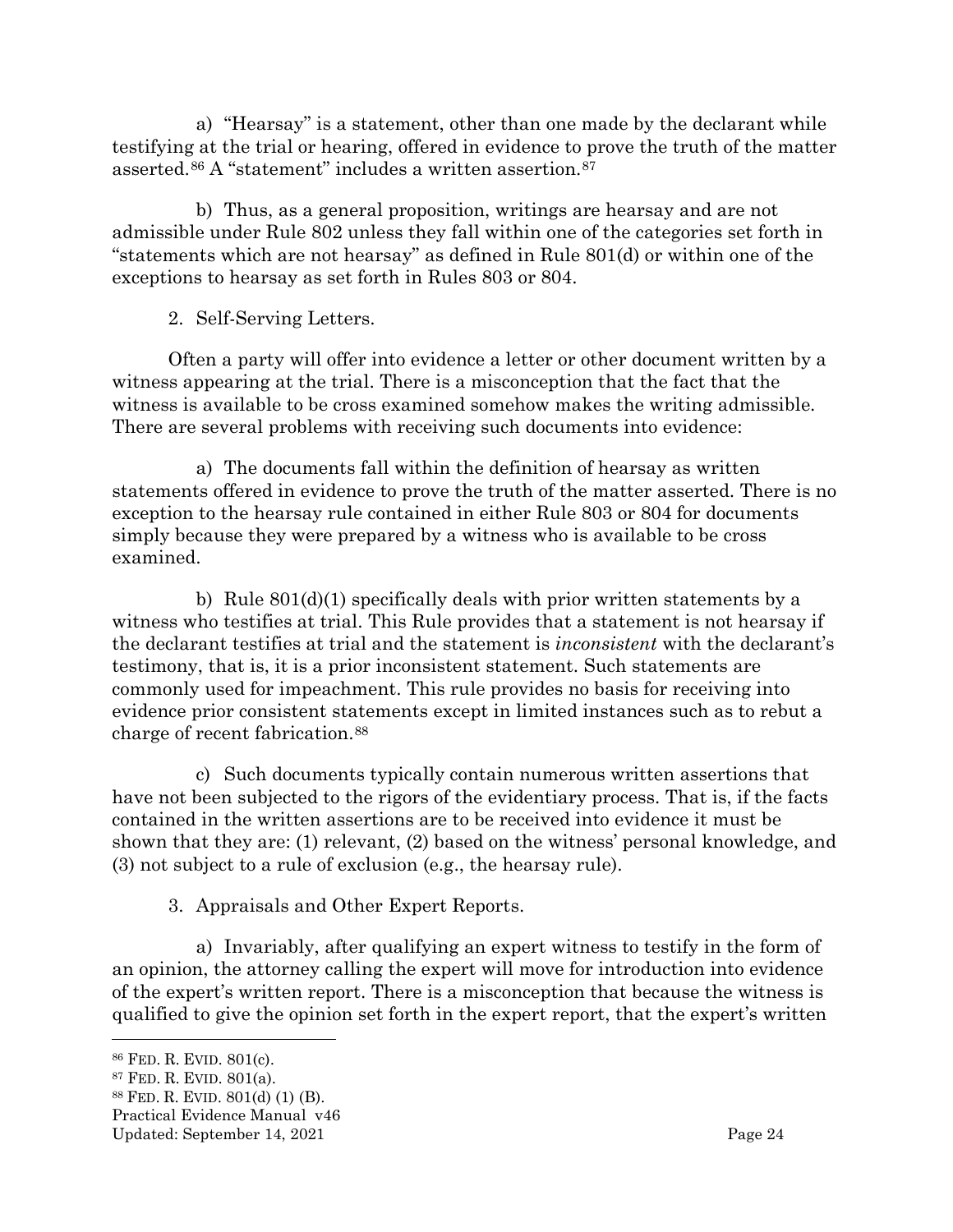a) "Hearsay" is a statement, other than one made by the declarant while testifying at the trial or hearing, offered in evidence to prove the truth of the matter asserted.[86] A "statement" includes a written assertion.[87]

b) Thus, as a general proposition, writings are hearsay and are not admissible under Rule 802 unless they fall within one of the categories set forth in "statements which are not hearsay" as defined in Rule 801(d) or within one of the exceptions to hearsay as set forth in Rules 803 or 804.

2. Self-Serving Letters.

Often a party will offer into evidence a letter or other document written by a witness appearing at the trial. There is a misconception that the fact that the witness is available to be cross examined somehow makes the writing admissible. There are several problems with receiving such documents into evidence:

a) The documents fall within the definition of hearsay as written statements offered in evidence to prove the truth of the matter asserted. There is no exception to the hearsay rule contained in either Rule 803 or 804 for documents simply because they were prepared by a witness who is available to be cross examined.

b) Rule 801(d)(1) specifically deals with prior written statements by a witness who testifies at trial. This Rule provides that a statement is not hearsay if the declarant testifies at trial and the statement is *inconsistent* with the declarant's testimony, that is, it is a prior inconsistent statement. Such statements are commonly used for impeachment. This rule provides no basis for receiving into evidence prior consistent statements except in limited instances such as to rebut a charge of recent fabrication.[88]

c) Such documents typically contain numerous written assertions that have not been subjected to the rigors of the evidentiary process. That is, if the facts contained in the written assertions are to be received into evidence it must be shown that they are: (1) relevant, (2) based on the witness' personal knowledge, and (3) not subject to a rule of exclusion (e.g., the hearsay rule).

3. Appraisals and Other Expert Reports.

a) Invariably, after qualifying an expert witness to testify in the form of an opinion, the attorney calling the expert will move for introduction into evidence of the expert's written report. There is a misconception that because the witness is qualified to give the opinion set forth in the expert report, that the expert's written

[86] FED. R. EVID. 801(c).

[87] FED. R. EVID. 801(a).

[88] FED. R. EVID. 801(d) (1) (B).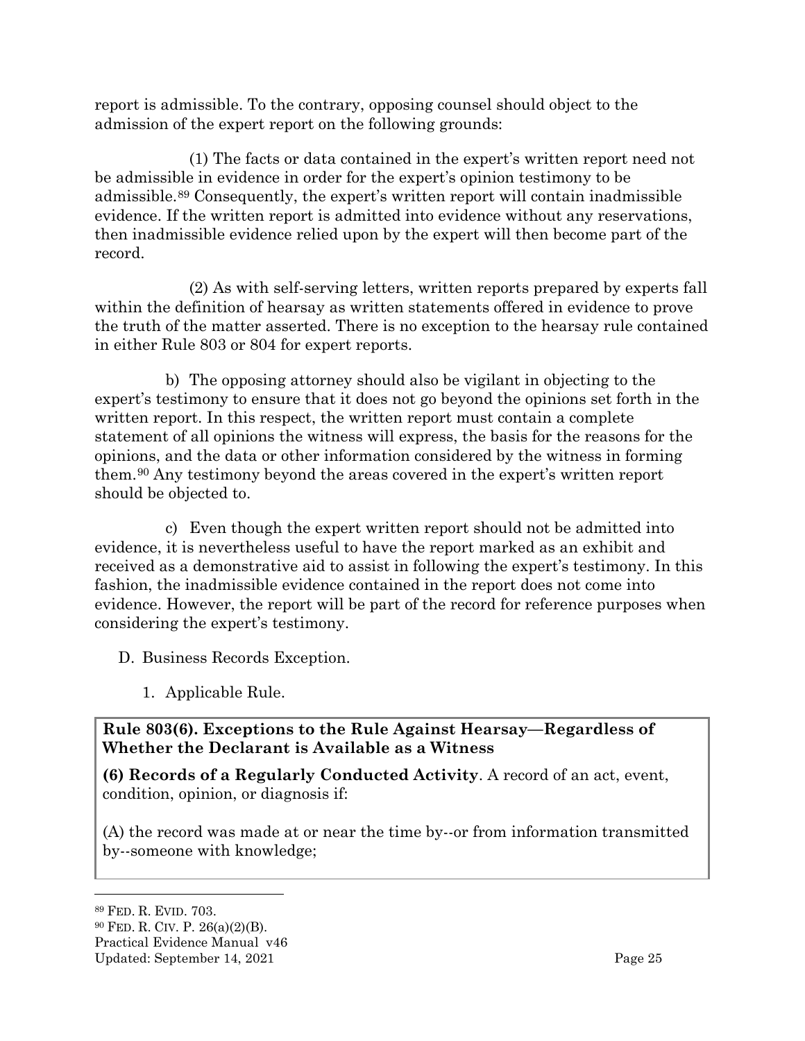report is admissible. To the contrary, opposing counsel should object to the admission of the expert report on the following grounds:

(1) The facts or data contained in the expert's written report need not be admissible in evidence in order for the expert's opinion testimony to be admissible.[89] Consequently, the expert's written report will contain inadmissible evidence. If the written report is admitted into evidence without any reservations, then inadmissible evidence relied upon by the expert will then become part of the record.

(2) As with self-serving letters, written reports prepared by experts fall within the definition of hearsay as written statements offered in evidence to prove the truth of the matter asserted. There is no exception to the hearsay rule contained in either Rule 803 or 804 for expert reports.

b) The opposing attorney should also be vigilant in objecting to the expert's testimony to ensure that it does not go beyond the opinions set forth in the written report. In this respect, the written report must contain a complete statement of all opinions the witness will express, the basis for the reasons for the opinions, and the data or other information considered by the witness in forming them.[90] Any testimony beyond the areas covered in the expert's written report should be objected to.

c) Even though the expert written report should not be admitted into evidence, it is nevertheless useful to have the report marked as an exhibit and received as a demonstrative aid to assist in following the expert's testimony. In this fashion, the inadmissible evidence contained in the report does not come into evidence. However, the report will be part of the record for reference purposes when considering the expert's testimony.

D. Business Records Exception.

1. Applicable Rule.

**Rule 803(6). Exceptions to the Rule Against Hearsay—Regardless of Whether the Declarant is Available as a Witness**

**(6) Records of a Regularly Conducted Activity**. A record of an act, event, condition, opinion, or diagnosis if:

(A) the record was made at or near the time by--or from information transmitted by--someone with knowledge;

---

[89] FED. R. EVID. 703.

[90] FED. R. CIV. P. 26(a)(2)(B).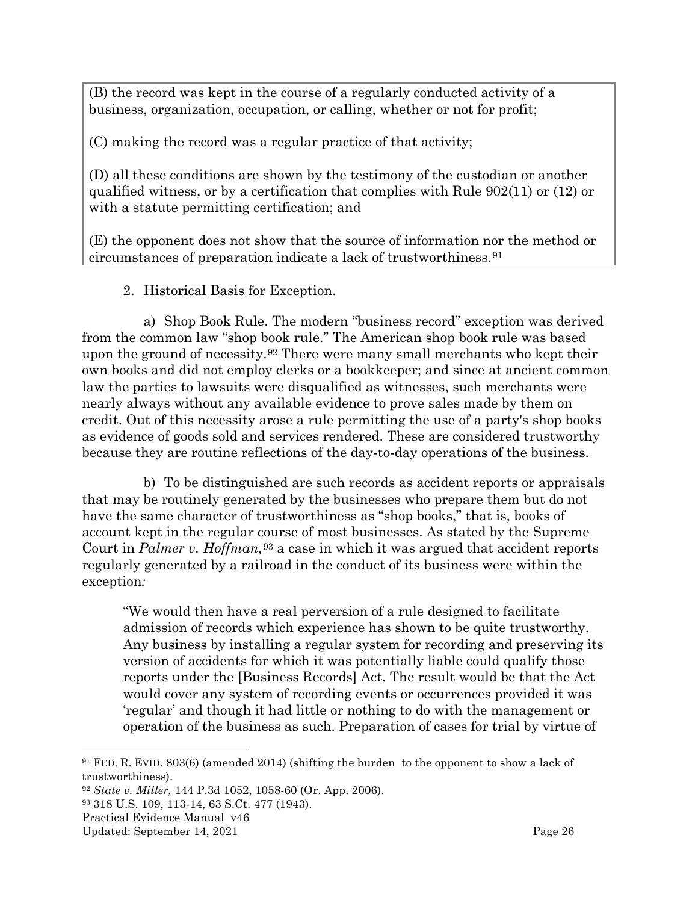> (B) the record was kept in the course of a regularly conducted activity of a business, organization, occupation, or calling, whether or not for profit;
>
> (C) making the record was a regular practice of that activity;
>
> (D) all these conditions are shown by the testimony of the custodian or another qualified witness, or by a certification that complies with Rule 902(11) or (12) or with a statute permitting certification; and
>
> (E) the opponent does not show that the source of information nor the method or circumstances of preparation indicate a lack of trustworthiness.[91]

2. Historical Basis for Exception.

a) Shop Book Rule. The modern "business record" exception was derived from the common law "shop book rule." The American shop book rule was based upon the ground of necessity.[92] There were many small merchants who kept their own books and did not employ clerks or a bookkeeper; and since at ancient common law the parties to lawsuits were disqualified as witnesses, such merchants were nearly always without any available evidence to prove sales made by them on credit. Out of this necessity arose a rule permitting the use of a party's shop books as evidence of goods sold and services rendered. These are considered trustworthy because they are routine reflections of the day-to-day operations of the business.

b) To be distinguished are such records as accident reports or appraisals that may be routinely generated by the businesses who prepare them but do not have the same character of trustworthiness as "shop books," that is, books of account kept in the regular course of most businesses. As stated by the Supreme Court in *Palmer v. Hoffman,*[93] a case in which it was argued that accident reports regularly generated by a railroad in the conduct of its business were within the exception*:*

> "We would then have a real perversion of a rule designed to facilitate admission of records which experience has shown to be quite trustworthy. Any business by installing a regular system for recording and preserving its version of accidents for which it was potentially liable could qualify those reports under the [Business Records] Act. The result would be that the Act would cover any system of recording events or occurrences provided it was 'regular' and though it had little or nothing to do with the management or operation of the business as such. Preparation of cases for trial by virtue of

---

[91] FED. R. EVID. 803(6) (amended 2014) (shifting the burden to the opponent to show a lack of trustworthiness).

[92] *State v. Miller,* 144 P.3d 1052, 1058-60 (Or. App. 2006).

[93] 318 U.S. 109, 113-14, 63 S.Ct. 477 (1943).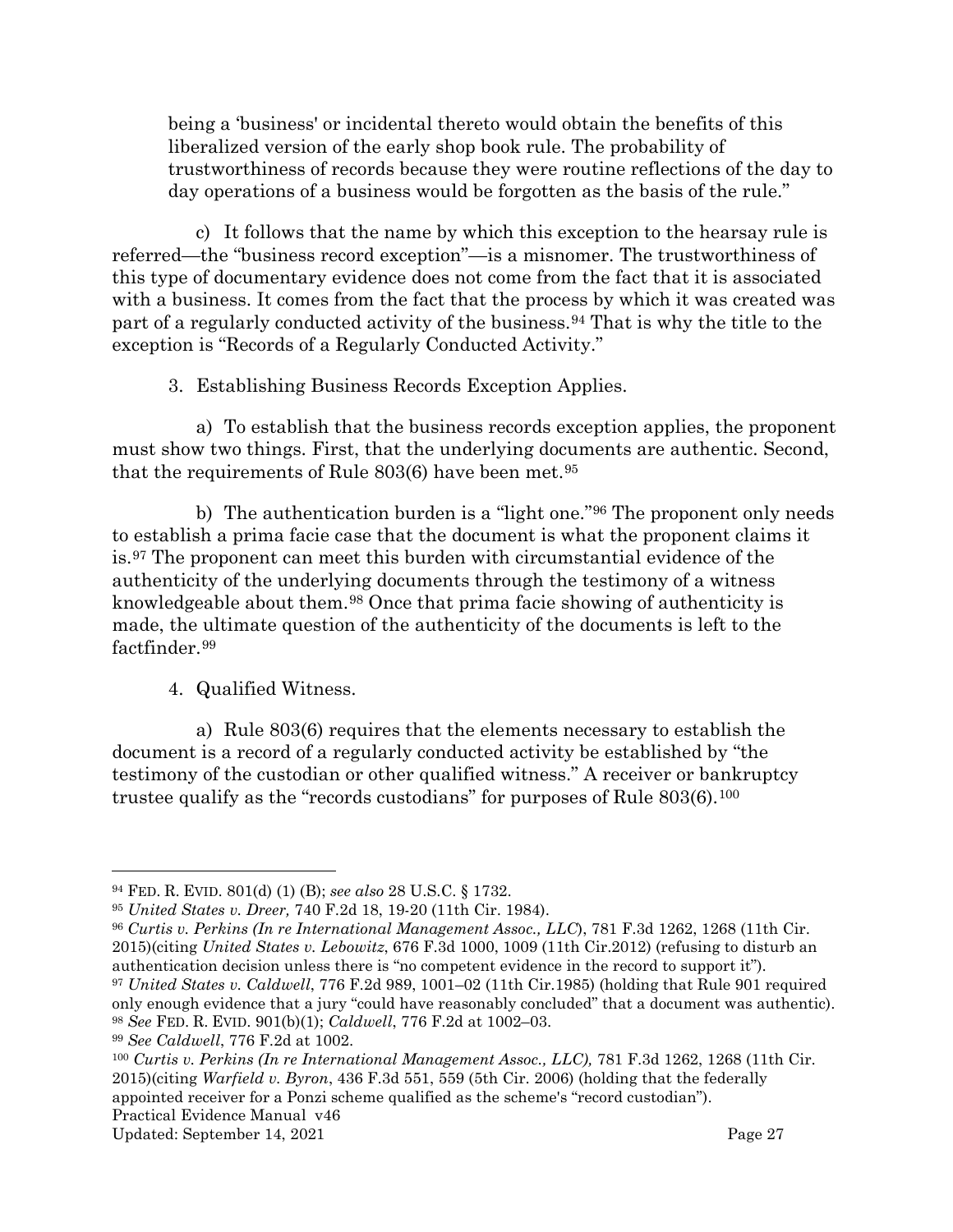being a 'business' or incidental thereto would obtain the benefits of this liberalized version of the early shop book rule. The probability of trustworthiness of records because they were routine reflections of the day to day operations of a business would be forgotten as the basis of the rule."

c) It follows that the name by which this exception to the hearsay rule is referred—the "business record exception"—is a misnomer. The trustworthiness of this type of documentary evidence does not come from the fact that it is associated with a business. It comes from the fact that the process by which it was created was part of a regularly conducted activity of the business.[94] That is why the title to the exception is "Records of a Regularly Conducted Activity."

3. Establishing Business Records Exception Applies.

a) To establish that the business records exception applies, the proponent must show two things. First, that the underlying documents are authentic. Second, that the requirements of Rule 803(6) have been met.[95]

b) The authentication burden is a "light one."[96] The proponent only needs to establish a prima facie case that the document is what the proponent claims it is.[97] The proponent can meet this burden with circumstantial evidence of the authenticity of the underlying documents through the testimony of a witness knowledgeable about them.[98] Once that prima facie showing of authenticity is made, the ultimate question of the authenticity of the documents is left to the factfinder.[99]

4. Qualified Witness.

a) Rule 803(6) requires that the elements necessary to establish the document is a record of a regularly conducted activity be established by "the testimony of the custodian or other qualified witness." A receiver or bankruptcy trustee qualify as the "records custodians" for purposes of Rule 803(6).[100]

---

[94] FED. R. EVID. 801(d) (1) (B); *see also* 28 U.S.C. § 1732.

[95] *United States v. Dreer,* 740 F.2d 18, 19-20 (11th Cir. 1984).

[96] *Curtis v. Perkins (In re International Management Assoc., LLC*), 781 F.3d 1262, 1268 (11th Cir. 2015)(citing *United States v. Lebowitz*, 676 F.3d 1000, 1009 (11th Cir.2012) (refusing to disturb an authentication decision unless there is "no competent evidence in the record to support it").

[97] *United States v. Caldwell*, 776 F.2d 989, 1001–02 (11th Cir.1985) (holding that Rule 901 required only enough evidence that a jury "could have reasonably concluded" that a document was authentic).

[98] *See* FED. R. EVID. 901(b)(1); *Caldwell*, 776 F.2d at 1002–03.

[99] *See Caldwell*, 776 F.2d at 1002.

[100] *Curtis v. Perkins (In re International Management Assoc., LLC),* 781 F.3d 1262, 1268 (11th Cir. 2015)(citing *Warfield v. Byron*, 436 F.3d 551, 559 (5th Cir. 2006) (holding that the federally appointed receiver for a Ponzi scheme qualified as the scheme's "record custodian").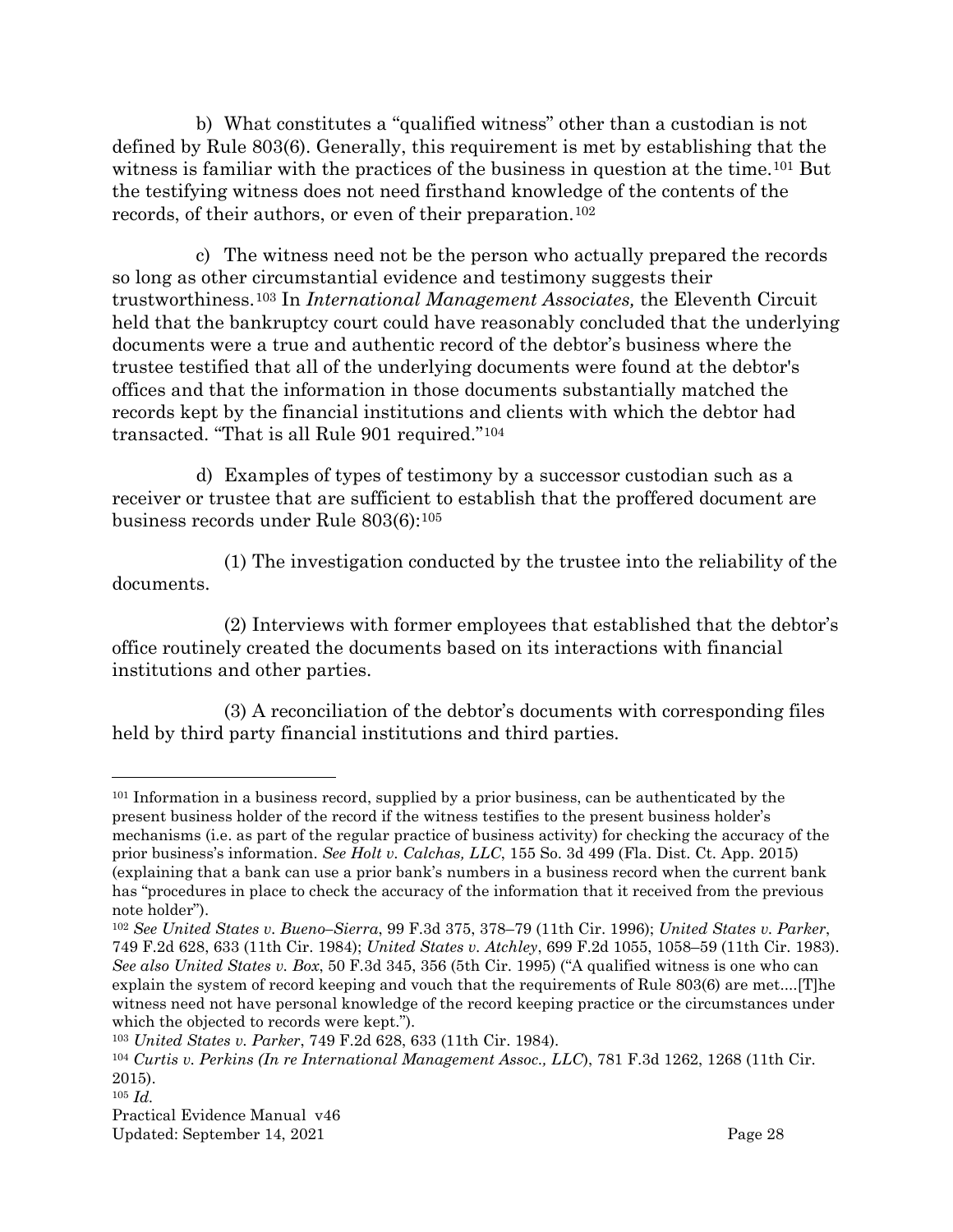b) What constitutes a "qualified witness" other than a custodian is not defined by Rule 803(6). Generally, this requirement is met by establishing that the witness is familiar with the practices of the business in question at the time.[101] But the testifying witness does not need firsthand knowledge of the contents of the records, of their authors, or even of their preparation.[102]

c) The witness need not be the person who actually prepared the records so long as other circumstantial evidence and testimony suggests their trustworthiness.[103] In *International Management Associates,* the Eleventh Circuit held that the bankruptcy court could have reasonably concluded that the underlying documents were a true and authentic record of the debtor's business where the trustee testified that all of the underlying documents were found at the debtor's offices and that the information in those documents substantially matched the records kept by the financial institutions and clients with which the debtor had transacted. "That is all Rule 901 required."[104]

d) Examples of types of testimony by a successor custodian such as a receiver or trustee that are sufficient to establish that the proffered document are business records under Rule 803(6):[105]

(1) The investigation conducted by the trustee into the reliability of the documents.

(2) Interviews with former employees that established that the debtor's office routinely created the documents based on its interactions with financial institutions and other parties.

(3) A reconciliation of the debtor's documents with corresponding files held by third party financial institutions and third parties.

---

[101] Information in a business record, supplied by a prior business, can be authenticated by the present business holder of the record if the witness testifies to the present business holder's mechanisms (i.e. as part of the regular practice of business activity) for checking the accuracy of the prior business's information. *See Holt v. Calchas, LLC*, 155 So. 3d 499 (Fla. Dist. Ct. App. 2015) (explaining that a bank can use a prior bank's numbers in a business record when the current bank has "procedures in place to check the accuracy of the information that it received from the previous note holder").

[102] *See United States v. Bueno–Sierra*, 99 F.3d 375, 378–79 (11th Cir. 1996); *United States v. Parker*, 749 F.2d 628, 633 (11th Cir. 1984); *United States v. Atchley*, 699 F.2d 1055, 1058–59 (11th Cir. 1983). *See also United States v. Box*, 50 F.3d 345, 356 (5th Cir. 1995) ("A qualified witness is one who can explain the system of record keeping and vouch that the requirements of Rule 803(6) are met....[T]he witness need not have personal knowledge of the record keeping practice or the circumstances under which the objected to records were kept.").

[103] *United States v. Parker*, 749 F.2d 628, 633 (11th Cir. 1984).

[104] *Curtis v. Perkins (In re International Management Assoc., LLC*), 781 F.3d 1262, 1268 (11th Cir. 2015).

[105] *Id.*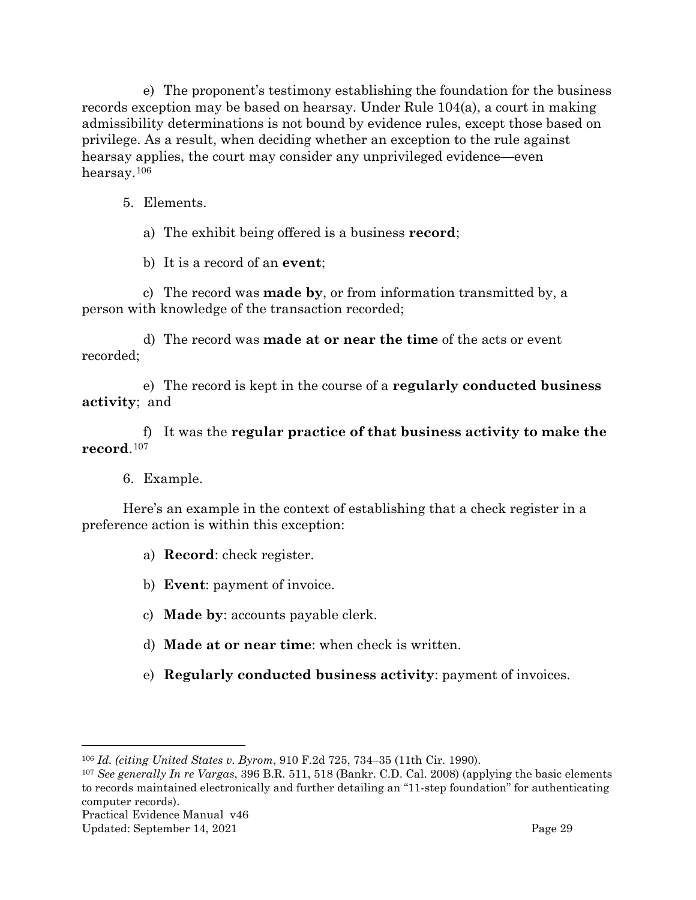e) The proponent's testimony establishing the foundation for the business records exception may be based on hearsay. Under Rule 104(a), a court in making admissibility determinations is not bound by evidence rules, except those based on privilege. As a result, when deciding whether an exception to the rule against hearsay applies, the court may consider any unprivileged evidence—even hearsay.[106]

5. Elements.

   a) The exhibit being offered is a business **record**;

   b) It is a record of an **event**;

   c) The record was **made by**, or from information transmitted by, a person with knowledge of the transaction recorded;

   d) The record was **made at or near the time** of the acts or event recorded;

   e) The record is kept in the course of a **regularly conducted business activity**; and

   f) It was the **regular practice of that business activity to make the record**.[107]

6. Example.

Here's an example in the context of establishing that a check register in a preference action is within this exception:

   a) **Record**: check register.

   b) **Event**: payment of invoice.

   c) **Made by**: accounts payable clerk.

   d) **Made at or near time**: when check is written.

   e) **Regularly conducted business activity**: payment of invoices.

---

[106] *Id. (citing United States v. Byrom*, 910 F.2d 725, 734–35 (11th Cir. 1990).

[107] *See generally In re Vargas*, 396 B.R. 511, 518 (Bankr. C.D. Cal. 2008) (applying the basic elements to records maintained electronically and further detailing an "11-step foundation" for authenticating computer records).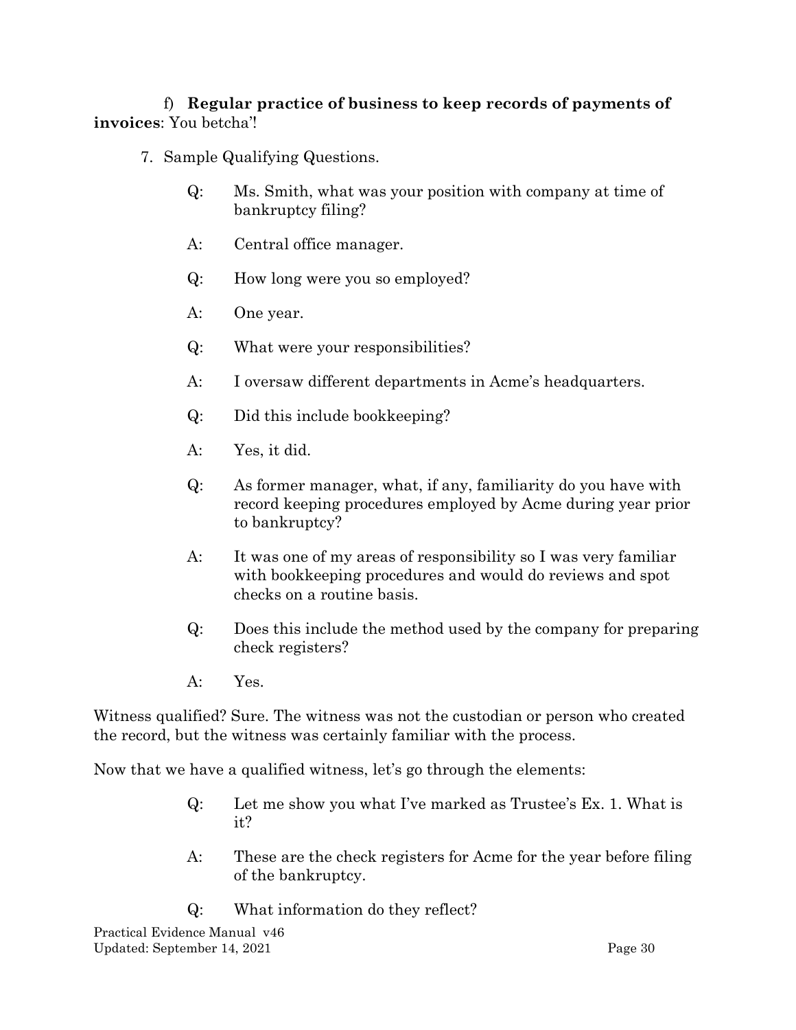f) **Regular practice of business to keep records of payments of invoices**: You betcha'!

7. Sample Qualifying Questions.

Q: Ms. Smith, what was your position with company at time of bankruptcy filing?

A: Central office manager.

Q: How long were you so employed?

A: One year.

Q: What were your responsibilities?

A: I oversaw different departments in Acme's headquarters.

Q: Did this include bookkeeping?

A: Yes, it did.

Q: As former manager, what, if any, familiarity do you have with record keeping procedures employed by Acme during year prior to bankruptcy?

A: It was one of my areas of responsibility so I was very familiar with bookkeeping procedures and would do reviews and spot checks on a routine basis.

Q: Does this include the method used by the company for preparing check registers?

A: Yes.

Witness qualified? Sure. The witness was not the custodian or person who created the record, but the witness was certainly familiar with the process.

Now that we have a qualified witness, let's go through the elements:

Q: Let me show you what I've marked as Trustee's Ex. 1. What is it?

A: These are the check registers for Acme for the year before filing of the bankruptcy.

Q: What information do they reflect?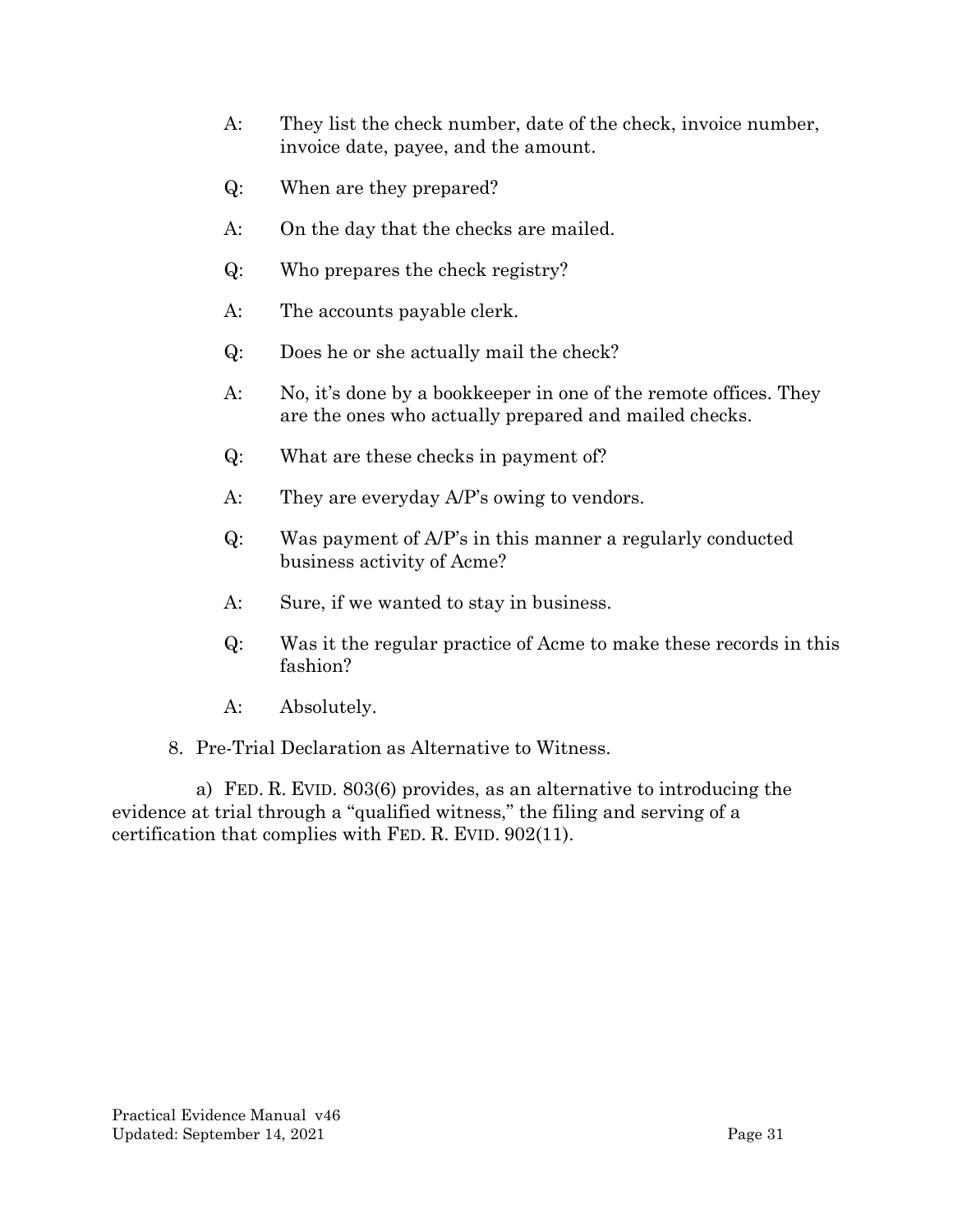A: They list the check number, date of the check, invoice number, invoice date, payee, and the amount.

Q: When are they prepared?

A: On the day that the checks are mailed.

Q: Who prepares the check registry?

A: The accounts payable clerk.

Q: Does he or she actually mail the check?

A: No, it's done by a bookkeeper in one of the remote offices. They are the ones who actually prepared and mailed checks.

Q: What are these checks in payment of?

A: They are everyday A/P's owing to vendors.

Q: Was payment of A/P's in this manner a regularly conducted business activity of Acme?

A: Sure, if we wanted to stay in business.

Q: Was it the regular practice of Acme to make these records in this fashion?

A: Absolutely.

8. Pre-Trial Declaration as Alternative to Witness.

a) FED. R. EVID. 803(6) provides, as an alternative to introducing the evidence at trial through a "qualified witness," the filing and serving of a certification that complies with FED. R. EVID. 902(11).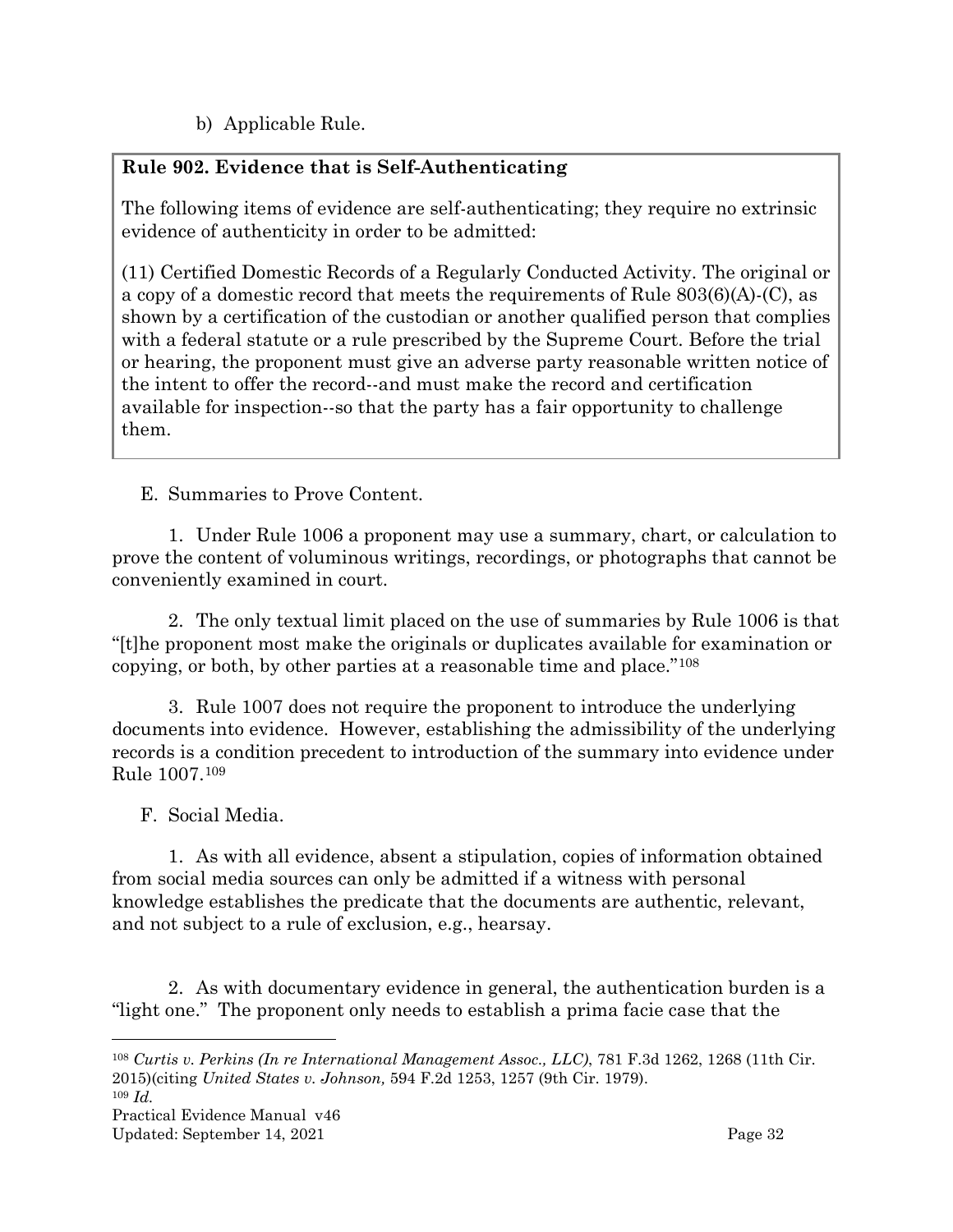b) Applicable Rule.

**Rule 902. Evidence that is Self-Authenticating**

The following items of evidence are self-authenticating; they require no extrinsic evidence of authenticity in order to be admitted:

(11) Certified Domestic Records of a Regularly Conducted Activity. The original or a copy of a domestic record that meets the requirements of Rule 803(6)(A)-(C), as shown by a certification of the custodian or another qualified person that complies with a federal statute or a rule prescribed by the Supreme Court. Before the trial or hearing, the proponent must give an adverse party reasonable written notice of the intent to offer the record--and must make the record and certification available for inspection--so that the party has a fair opportunity to challenge them.

E. Summaries to Prove Content.

1. Under Rule 1006 a proponent may use a summary, chart, or calculation to prove the content of voluminous writings, recordings, or photographs that cannot be conveniently examined in court.

2. The only textual limit placed on the use of summaries by Rule 1006 is that "[t]he proponent most make the originals or duplicates available for examination or copying, or both, by other parties at a reasonable time and place."[108]

3. Rule 1007 does not require the proponent to introduce the underlying documents into evidence. However, establishing the admissibility of the underlying records is a condition precedent to introduction of the summary into evidence under Rule 1007.[109]

F. Social Media.

1. As with all evidence, absent a stipulation, copies of information obtained from social media sources can only be admitted if a witness with personal knowledge establishes the predicate that the documents are authentic, relevant, and not subject to a rule of exclusion, e.g., hearsay.

2. As with documentary evidence in general, the authentication burden is a "light one." The proponent only needs to establish a prima facie case that the

---

[108] *Curtis v. Perkins (In re International Management Assoc., LLC)*, 781 F.3d 1262, 1268 (11th Cir. 2015)(citing *United States v. Johnson,* 594 F.2d 1253, 1257 (9th Cir. 1979).

[109] *Id.*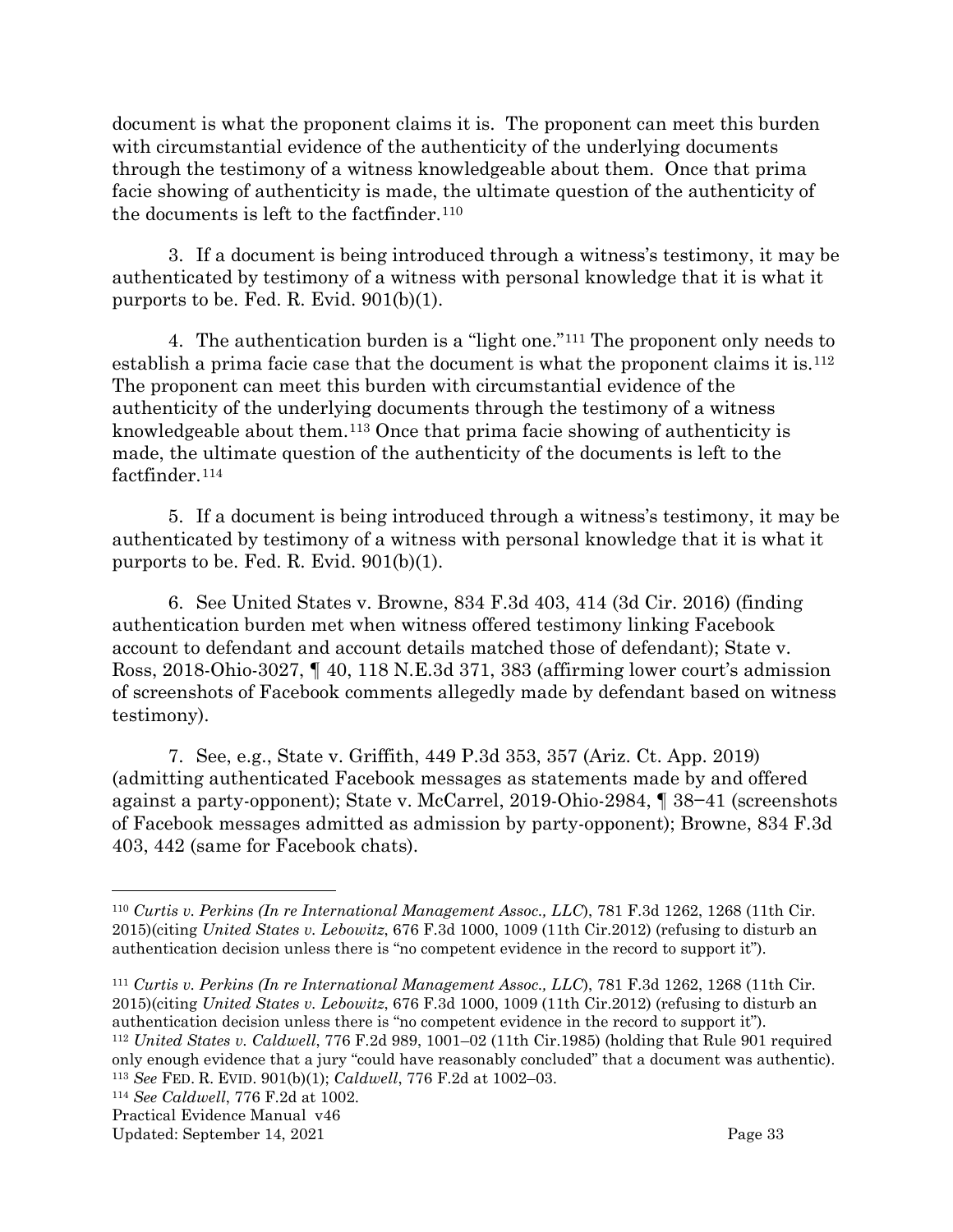document is what the proponent claims it is. The proponent can meet this burden with circumstantial evidence of the authenticity of the underlying documents through the testimony of a witness knowledgeable about them. Once that prima facie showing of authenticity is made, the ultimate question of the authenticity of the documents is left to the factfinder.[110]

3. If a document is being introduced through a witness's testimony, it may be authenticated by testimony of a witness with personal knowledge that it is what it purports to be. Fed. R. Evid. 901(b)(1).

4. The authentication burden is a "light one."[111] The proponent only needs to establish a prima facie case that the document is what the proponent claims it is.[112] The proponent can meet this burden with circumstantial evidence of the authenticity of the underlying documents through the testimony of a witness knowledgeable about them.[113] Once that prima facie showing of authenticity is made, the ultimate question of the authenticity of the documents is left to the factfinder.[114]

5. If a document is being introduced through a witness's testimony, it may be authenticated by testimony of a witness with personal knowledge that it is what it purports to be. Fed. R. Evid. 901(b)(1).

6. See United States v. Browne, 834 F.3d 403, 414 (3d Cir. 2016) (finding authentication burden met when witness offered testimony linking Facebook account to defendant and account details matched those of defendant); State v. Ross, 2018-Ohio-3027, ¶ 40, 118 N.E.3d 371, 383 (affirming lower court's admission of screenshots of Facebook comments allegedly made by defendant based on witness testimony).

7. See, e.g., State v. Griffith, 449 P.3d 353, 357 (Ariz. Ct. App. 2019) (admitting authenticated Facebook messages as statements made by and offered against a party-opponent); State v. McCarrel, 2019-Ohio-2984, ¶ 38−41 (screenshots of Facebook messages admitted as admission by party-opponent); Browne, 834 F.3d 403, 442 (same for Facebook chats).

---

[110] *Curtis v. Perkins (In re International Management Assoc., LLC*), 781 F.3d 1262, 1268 (11th Cir. 2015)(citing *United States v. Lebowitz*, 676 F.3d 1000, 1009 (11th Cir.2012) (refusing to disturb an authentication decision unless there is "no competent evidence in the record to support it").

[111] *Curtis v. Perkins (In re International Management Assoc., LLC*), 781 F.3d 1262, 1268 (11th Cir. 2015)(citing *United States v. Lebowitz*, 676 F.3d 1000, 1009 (11th Cir.2012) (refusing to disturb an authentication decision unless there is "no competent evidence in the record to support it").

[112] *United States v. Caldwell*, 776 F.2d 989, 1001–02 (11th Cir.1985) (holding that Rule 901 required only enough evidence that a jury "could have reasonably concluded" that a document was authentic).

[113] *See* FED. R. EVID. 901(b)(1); *Caldwell*, 776 F.2d at 1002–03.

[114] *See Caldwell*, 776 F.2d at 1002.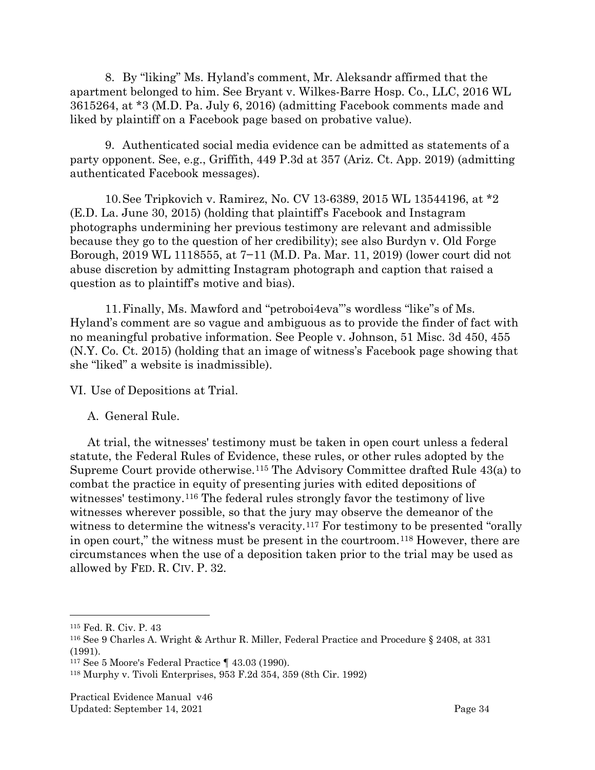8. By "liking" Ms. Hyland's comment, Mr. Aleksandr affirmed that the apartment belonged to him. See Bryant v. Wilkes-Barre Hosp. Co., LLC, 2016 WL 3615264, at *3 (M.D. Pa. July 6, 2016) (admitting Facebook comments made and liked by plaintiff on a Facebook page based on probative value).

9. Authenticated social media evidence can be admitted as statements of a party opponent. See, e.g., Griffith, 449 P.3d at 357 (Ariz. Ct. App. 2019) (admitting authenticated Facebook messages).

10. See Tripkovich v. Ramirez, No. CV 13-6389, 2015 WL 13544196, at *2 (E.D. La. June 30, 2015) (holding that plaintiff's Facebook and Instagram photographs undermining her previous testimony are relevant and admissible because they go to the question of her credibility); see also Burdyn v. Old Forge Borough, 2019 WL 1118555, at 7–11 (M.D. Pa. Mar. 11, 2019) (lower court did not abuse discretion by admitting Instagram photograph and caption that raised a question as to plaintiff's motive and bias).

11. Finally, Ms. Mawford and "petroboi4eva"'s wordless "like"s of Ms. Hyland's comment are so vague and ambiguous as to provide the finder of fact with no meaningful probative information. See People v. Johnson, 51 Misc. 3d 450, 455 (N.Y. Co. Ct. 2015) (holding that an image of witness's Facebook page showing that she "liked" a website is inadmissible).

## VI. Use of Depositions at Trial.

### A. General Rule.

At trial, the witnesses' testimony must be taken in open court unless a federal statute, the Federal Rules of Evidence, these rules, or other rules adopted by the Supreme Court provide otherwise.[115] The Advisory Committee drafted Rule 43(a) to combat the practice in equity of presenting juries with edited depositions of witnesses' testimony.[116] The federal rules strongly favor the testimony of live witnesses wherever possible, so that the jury may observe the demeanor of the witness to determine the witness's veracity.[117] For testimony to be presented "orally in open court," the witness must be present in the courtroom.[118] However, there are circumstances when the use of a deposition taken prior to the trial may be used as allowed by FED. R. CIV. P. 32.

---

[115] Fed. R. Civ. P. 43

[116] See 9 Charles A. Wright & Arthur R. Miller, Federal Practice and Procedure § 2408, at 331 (1991).

[117] See 5 Moore's Federal Practice ¶ 43.03 (1990).

[118] Murphy v. Tivoli Enterprises, 953 F.2d 354, 359 (8th Cir. 1992)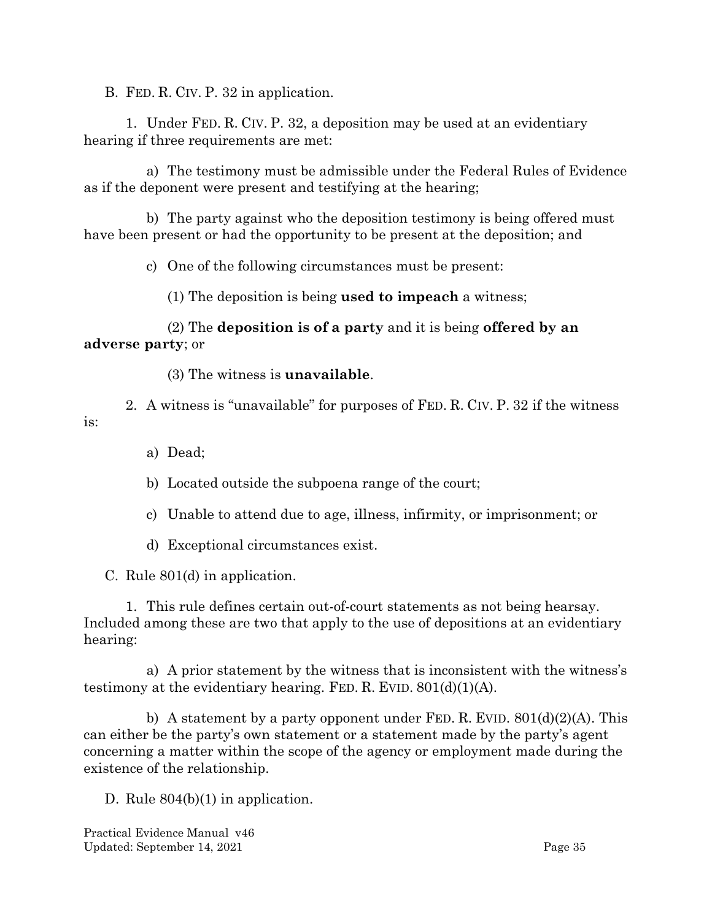B. FED. R. CIV. P. 32 in application.

1. Under FED. R. CIV. P. 32, a deposition may be used at an evidentiary hearing if three requirements are met:

a) The testimony must be admissible under the Federal Rules of Evidence as if the deponent were present and testifying at the hearing;

b) The party against who the deposition testimony is being offered must have been present or had the opportunity to be present at the deposition; and

c) One of the following circumstances must be present:

(1) The deposition is being **used to impeach** a witness;

(2) The **deposition is of a party** and it is being **offered by an adverse party**; or

(3) The witness is **unavailable**.

2. A witness is "unavailable" for purposes of FED. R. CIV. P. 32 if the witness is:

a) Dead;

b) Located outside the subpoena range of the court;

c) Unable to attend due to age, illness, infirmity, or imprisonment; or

d) Exceptional circumstances exist.

C. Rule 801(d) in application.

1. This rule defines certain out-of-court statements as not being hearsay. Included among these are two that apply to the use of depositions at an evidentiary hearing:

a) A prior statement by the witness that is inconsistent with the witness's testimony at the evidentiary hearing. FED. R. EVID. 801(d)(1)(A).

b) A statement by a party opponent under FED. R. EVID. 801(d)(2)(A). This can either be the party's own statement or a statement made by the party's agent concerning a matter within the scope of the agency or employment made during the existence of the relationship.

D. Rule 804(b)(1) in application.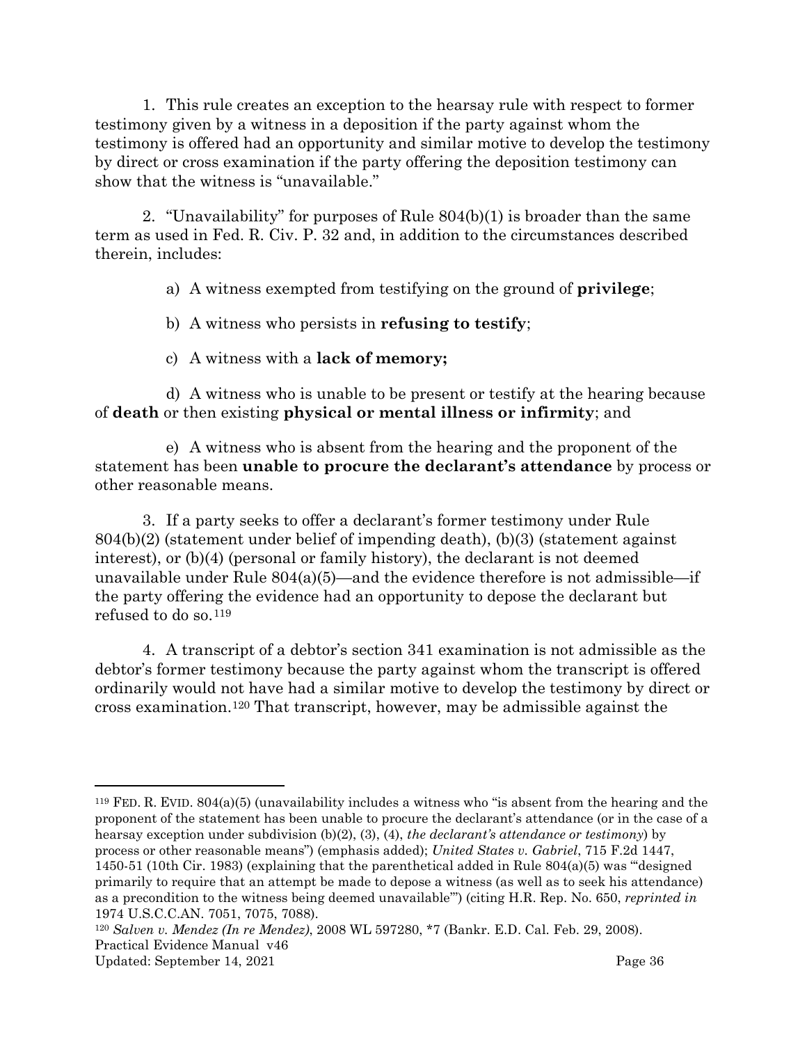1. This rule creates an exception to the hearsay rule with respect to former testimony given by a witness in a deposition if the party against whom the testimony is offered had an opportunity and similar motive to develop the testimony by direct or cross examination if the party offering the deposition testimony can show that the witness is "unavailable."

2. "Unavailability" for purposes of Rule 804(b)(1) is broader than the same term as used in Fed. R. Civ. P. 32 and, in addition to the circumstances described therein, includes:

a) A witness exempted from testifying on the ground of **privilege**;

b) A witness who persists in **refusing to testify**;

c) A witness with a **lack of memory;**

d) A witness who is unable to be present or testify at the hearing because of **death** or then existing **physical or mental illness or infirmity**; and

e) A witness who is absent from the hearing and the proponent of the statement has been **unable to procure the declarant's attendance** by process or other reasonable means.

3. If a party seeks to offer a declarant's former testimony under Rule 804(b)(2) (statement under belief of impending death), (b)(3) (statement against interest), or (b)(4) (personal or family history), the declarant is not deemed unavailable under Rule 804(a)(5)—and the evidence therefore is not admissible—if the party offering the evidence had an opportunity to depose the declarant but refused to do so.[119]

4. A transcript of a debtor's section 341 examination is not admissible as the debtor's former testimony because the party against whom the transcript is offered ordinarily would not have had a similar motive to develop the testimony by direct or cross examination.[120] That transcript, however, may be admissible against the

---

[119] FED. R. EVID. 804(a)(5) (unavailability includes a witness who "is absent from the hearing and the proponent of the statement has been unable to procure the declarant's attendance (or in the case of a hearsay exception under subdivision (b)(2), (3), (4), *the declarant's attendance or testimony*) by process or other reasonable means") (emphasis added); *United States v. Gabriel*, 715 F.2d 1447, 1450-51 (10th Cir. 1983) (explaining that the parenthetical added in Rule 804(a)(5) was '"designed primarily to require that an attempt be made to depose a witness (as well as to seek his attendance) as a precondition to the witness being deemed unavailable"') (citing H.R. Rep. No. 650, *reprinted in* 1974 U.S.C.C.AN. 7051, 7075, 7088).

[120] *Salven v. Mendez (In re Mendez)*, 2008 WL 597280, \*7 (Bankr. E.D. Cal. Feb. 29, 2008).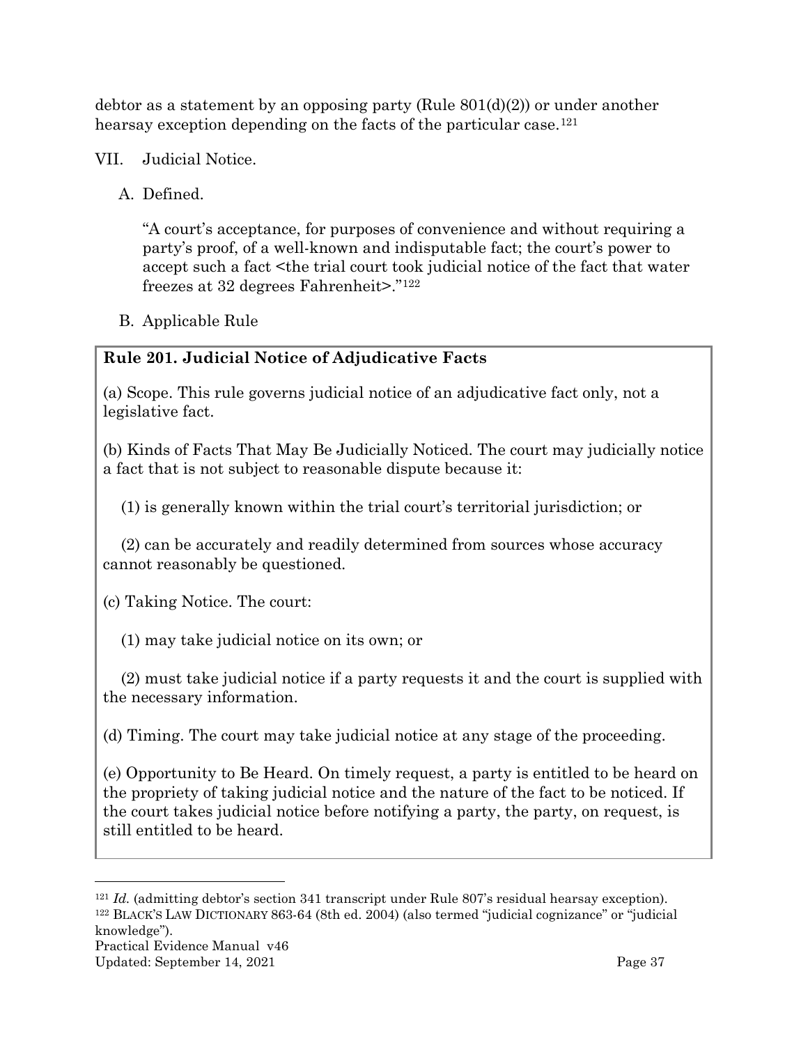debtor as a statement by an opposing party (Rule 801(d)(2)) or under another hearsay exception depending on the facts of the particular case.[121]

## VII. Judicial Notice.

### A. Defined.

"A court's acceptance, for purposes of convenience and without requiring a party's proof, of a well-known and indisputable fact; the court's power to accept such a fact <the trial court took judicial notice of the fact that water freezes at 32 degrees Fahrenheit>."[122]

### B. Applicable Rule

**Rule 201. Judicial Notice of Adjudicative Facts**

(a) Scope. This rule governs judicial notice of an adjudicative fact only, not a legislative fact.

(b) Kinds of Facts That May Be Judicially Noticed. The court may judicially notice a fact that is not subject to reasonable dispute because it:

(1) is generally known within the trial court's territorial jurisdiction; or

(2) can be accurately and readily determined from sources whose accuracy cannot reasonably be questioned.

(c) Taking Notice. The court:

(1) may take judicial notice on its own; or

(2) must take judicial notice if a party requests it and the court is supplied with the necessary information.

(d) Timing. The court may take judicial notice at any stage of the proceeding.

(e) Opportunity to Be Heard. On timely request, a party is entitled to be heard on the propriety of taking judicial notice and the nature of the fact to be noticed. If the court takes judicial notice before notifying a party, the party, on request, is still entitled to be heard.

---

[121] *Id.* (admitting debtor's section 341 transcript under Rule 807's residual hearsay exception).

[122] BLACK'S LAW DICTIONARY 863-64 (8th ed. 2004) (also termed "judicial cognizance" or "judicial knowledge").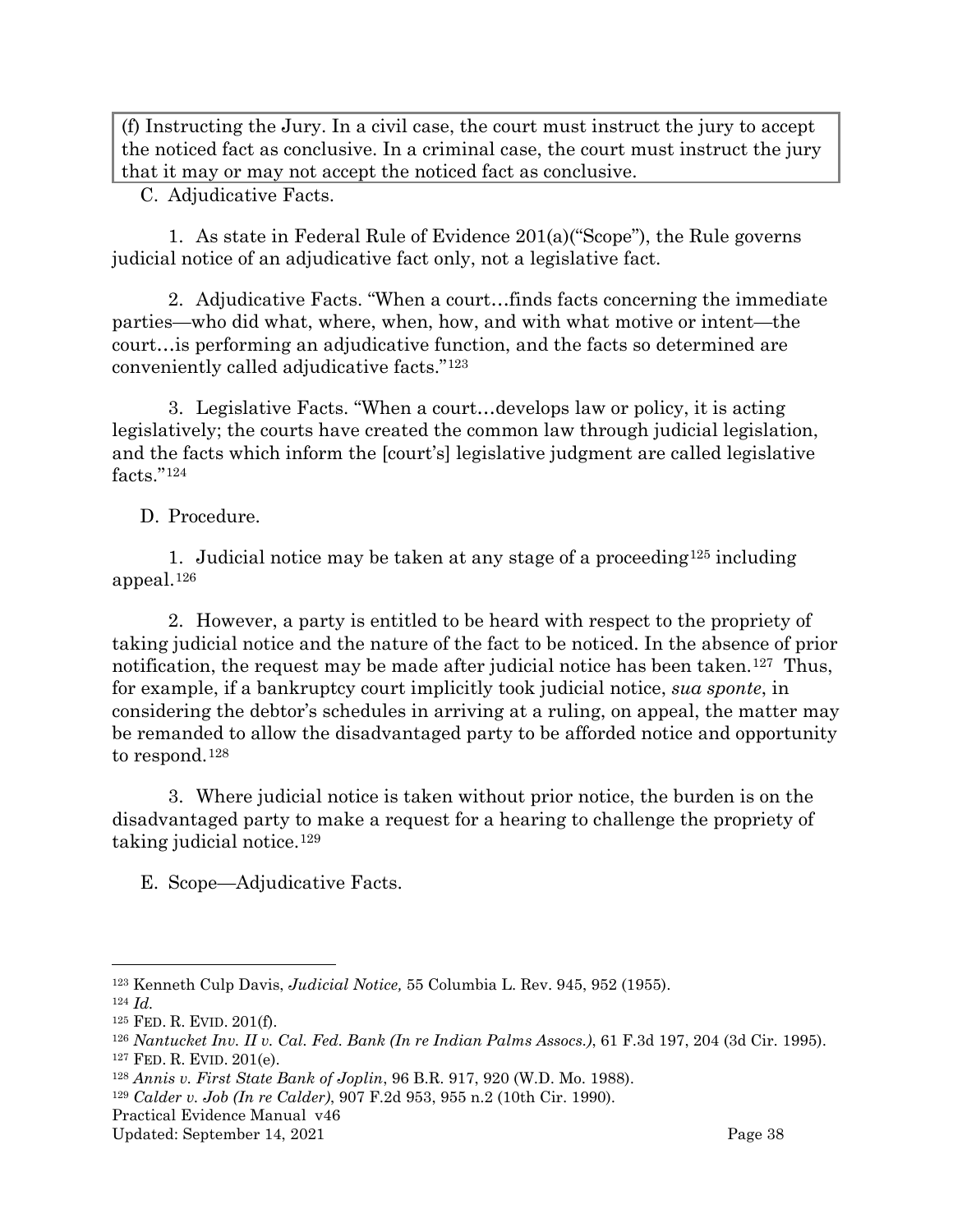(f) Instructing the Jury. In a civil case, the court must instruct the jury to accept the noticed fact as conclusive. In a criminal case, the court must instruct the jury that it may or may not accept the noticed fact as conclusive.

C. Adjudicative Facts.

1. As state in Federal Rule of Evidence 201(a)("Scope"), the Rule governs judicial notice of an adjudicative fact only, not a legislative fact.

2. Adjudicative Facts. "When a court…finds facts concerning the immediate parties—who did what, where, when, how, and with what motive or intent—the court…is performing an adjudicative function, and the facts so determined are conveniently called adjudicative facts."[123]

3. Legislative Facts. "When a court…develops law or policy, it is acting legislatively; the courts have created the common law through judicial legislation, and the facts which inform the [court's] legislative judgment are called legislative facts."[124]

D. Procedure.

1. Judicial notice may be taken at any stage of a proceeding[125] including appeal.[126]

2. However, a party is entitled to be heard with respect to the propriety of taking judicial notice and the nature of the fact to be noticed. In the absence of prior notification, the request may be made after judicial notice has been taken.[127] Thus, for example, if a bankruptcy court implicitly took judicial notice, *sua sponte*, in considering the debtor's schedules in arriving at a ruling, on appeal, the matter may be remanded to allow the disadvantaged party to be afforded notice and opportunity to respond.[128]

3. Where judicial notice is taken without prior notice, the burden is on the disadvantaged party to make a request for a hearing to challenge the propriety of taking judicial notice.[129]

E. Scope—Adjudicative Facts.

---

[123] Kenneth Culp Davis, *Judicial Notice,* 55 Columbia L. Rev. 945, 952 (1955).

[124] *Id.*

[125] FED. R. EVID. 201(f).

[126] *Nantucket Inv. II v. Cal. Fed. Bank (In re Indian Palms Assocs.)*, 61 F.3d 197, 204 (3d Cir. 1995).

[127] FED. R. EVID. 201(e).

[128] *Annis v. First State Bank of Joplin*, 96 B.R. 917, 920 (W.D. Mo. 1988).

[129] *Calder v. Job (In re Calder)*, 907 F.2d 953, 955 n.2 (10th Cir. 1990).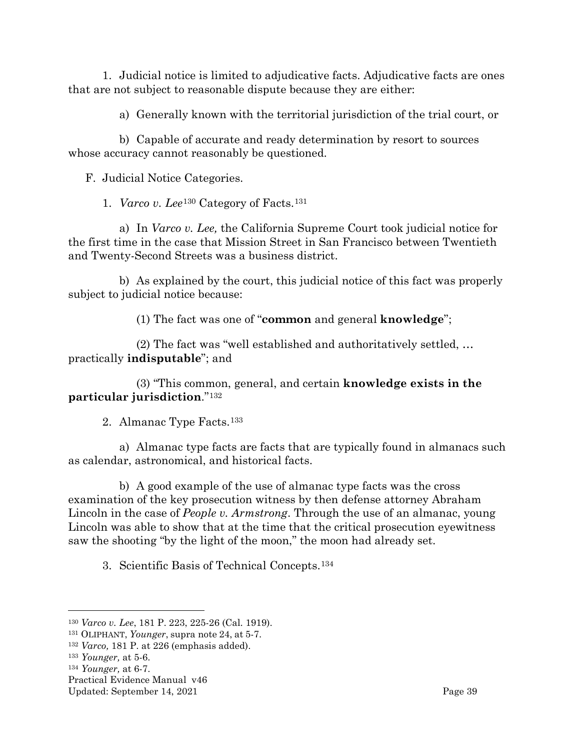1. Judicial notice is limited to adjudicative facts. Adjudicative facts are ones that are not subject to reasonable dispute because they are either:

    a) Generally known with the territorial jurisdiction of the trial court, or

    b) Capable of accurate and ready determination by resort to sources whose accuracy cannot reasonably be questioned.

F. Judicial Notice Categories.

1. *Varco v. Lee*[130] Category of Facts.[131]

    a) In *Varco v. Lee,* the California Supreme Court took judicial notice for the first time in the case that Mission Street in San Francisco between Twentieth and Twenty-Second Streets was a business district.

    b) As explained by the court, this judicial notice of this fact was properly subject to judicial notice because:

        (1) The fact was one of "**common** and general **knowledge**";

        (2) The fact was "well established and authoritatively settled, … practically **indisputable**"; and

        (3) "This common, general, and certain **knowledge exists in the particular jurisdiction**."[132]

2. Almanac Type Facts.[133]

    a) Almanac type facts are facts that are typically found in almanacs such as calendar, astronomical, and historical facts.

    b) A good example of the use of almanac type facts was the cross examination of the key prosecution witness by then defense attorney Abraham Lincoln in the case of *People v. Armstrong*. Through the use of an almanac, young Lincoln was able to show that at the time that the critical prosecution eyewitness saw the shooting "by the light of the moon," the moon had already set.

3. Scientific Basis of Technical Concepts.[134]

---

[130] *Varco v. Lee*, 181 P. 223, 225-26 (Cal. 1919).
[131] OLIPHANT, *Younger*, supra note 24, at 5-7.
[132] *Varco,* 181 P. at 226 (emphasis added).
[133] *Younger,* at 5-6.
[134] *Younger,* at 6-7.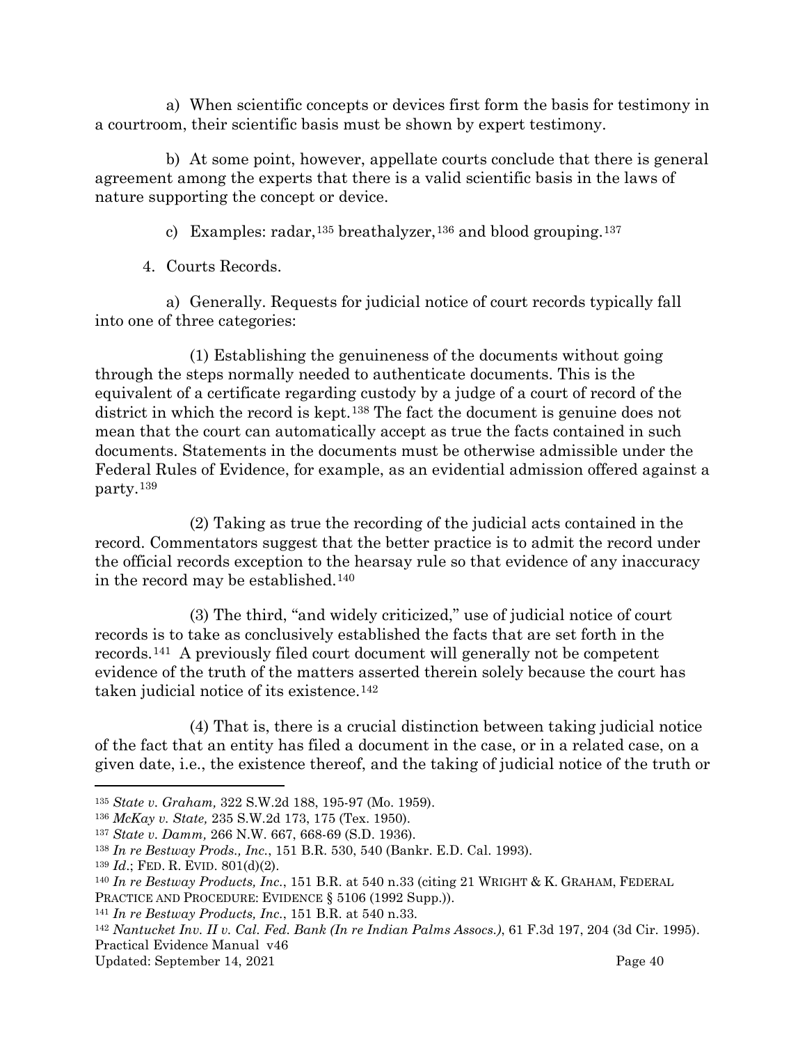a) When scientific concepts or devices first form the basis for testimony in a courtroom, their scientific basis must be shown by expert testimony.

b) At some point, however, appellate courts conclude that there is general agreement among the experts that there is a valid scientific basis in the laws of nature supporting the concept or device.

c) Examples: radar,[135] breathalyzer,[136] and blood grouping.[137]

4. Courts Records.

a) Generally. Requests for judicial notice of court records typically fall into one of three categories:

(1) Establishing the genuineness of the documents without going through the steps normally needed to authenticate documents. This is the equivalent of a certificate regarding custody by a judge of a court of record of the district in which the record is kept.[138] The fact the document is genuine does not mean that the court can automatically accept as true the facts contained in such documents. Statements in the documents must be otherwise admissible under the Federal Rules of Evidence, for example, as an evidential admission offered against a party.[139]

(2) Taking as true the recording of the judicial acts contained in the record. Commentators suggest that the better practice is to admit the record under the official records exception to the hearsay rule so that evidence of any inaccuracy in the record may be established.[140]

(3) The third, "and widely criticized," use of judicial notice of court records is to take as conclusively established the facts that are set forth in the records.[141] A previously filed court document will generally not be competent evidence of the truth of the matters asserted therein solely because the court has taken judicial notice of its existence.[142]

(4) That is, there is a crucial distinction between taking judicial notice of the fact that an entity has filed a document in the case, or in a related case, on a given date, i.e., the existence thereof, and the taking of judicial notice of the truth or

---

[135] *State v. Graham,* 322 S.W.2d 188, 195-97 (Mo. 1959).

[136] *McKay v. State,* 235 S.W.2d 173, 175 (Tex. 1950).

[137] *State v. Damm,* 266 N.W. 667, 668-69 (S.D. 1936).

[138] *In re Bestway Prods., Inc.*, 151 B.R. 530, 540 (Bankr. E.D. Cal. 1993).

[139] *Id.*; FED. R. EVID. 801(d)(2).

[140] *In re Bestway Products, Inc.*, 151 B.R. at 540 n.33 (citing 21 WRIGHT & K. GRAHAM, FEDERAL PRACTICE AND PROCEDURE: EVIDENCE § 5106 (1992 Supp.)).

[141] *In re Bestway Products, Inc.*, 151 B.R. at 540 n.33.

[142] *Nantucket Inv. II v. Cal. Fed. Bank (In re Indian Palms Assocs.)*, 61 F.3d 197, 204 (3d Cir. 1995).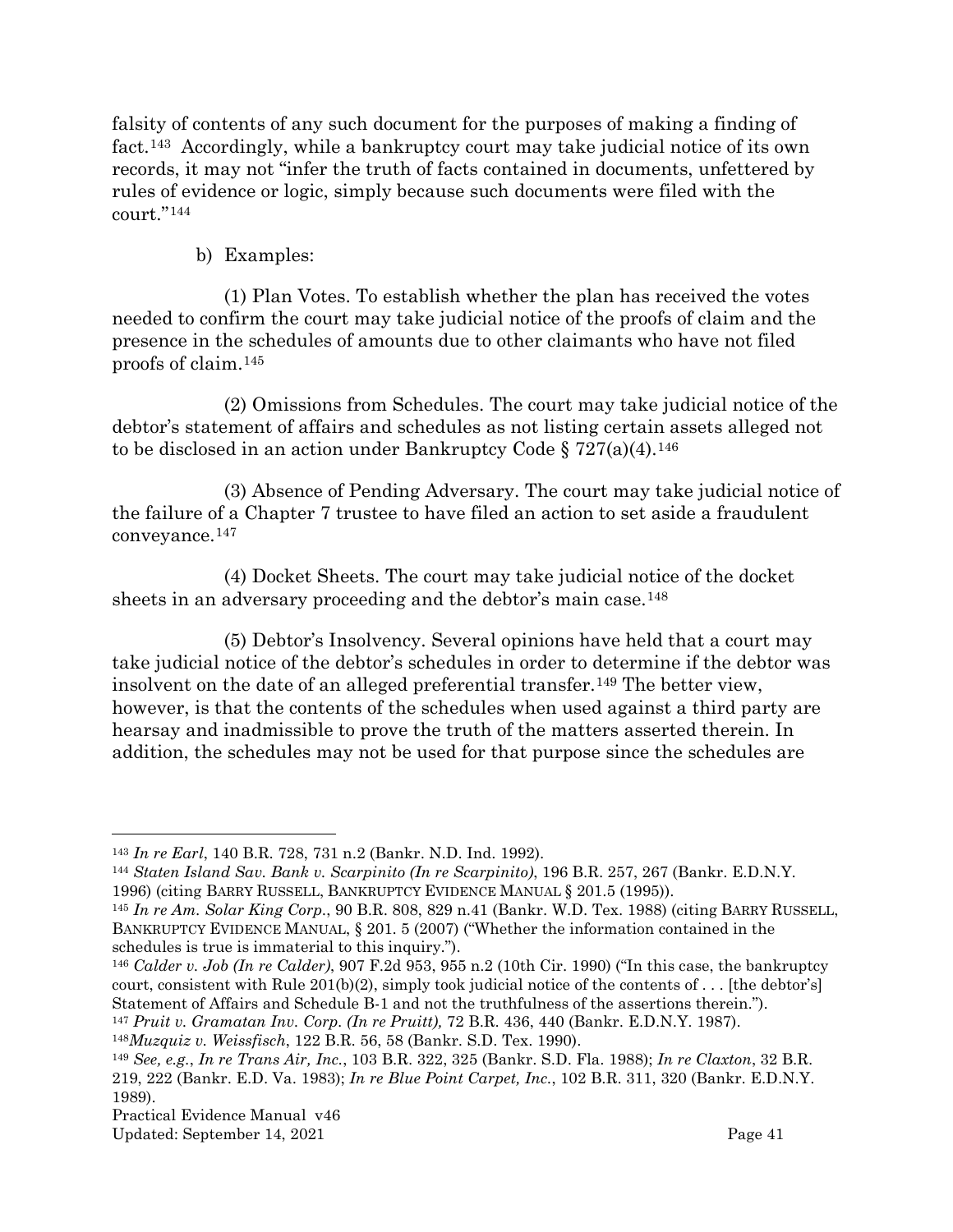falsity of contents of any such document for the purposes of making a finding of fact.[143] Accordingly, while a bankruptcy court may take judicial notice of its own records, it may not "infer the truth of facts contained in documents, unfettered by rules of evidence or logic, simply because such documents were filed with the court."[144]

b) Examples:

(1) Plan Votes. To establish whether the plan has received the votes needed to confirm the court may take judicial notice of the proofs of claim and the presence in the schedules of amounts due to other claimants who have not filed proofs of claim.[145]

(2) Omissions from Schedules. The court may take judicial notice of the debtor's statement of affairs and schedules as not listing certain assets alleged not to be disclosed in an action under Bankruptcy Code § 727(a)(4).[146]

(3) Absence of Pending Adversary. The court may take judicial notice of the failure of a Chapter 7 trustee to have filed an action to set aside a fraudulent conveyance.[147]

(4) Docket Sheets. The court may take judicial notice of the docket sheets in an adversary proceeding and the debtor's main case.[148]

(5) Debtor's Insolvency. Several opinions have held that a court may take judicial notice of the debtor's schedules in order to determine if the debtor was insolvent on the date of an alleged preferential transfer.[149] The better view, however, is that the contents of the schedules when used against a third party are hearsay and inadmissible to prove the truth of the matters asserted therein. In addition, the schedules may not be used for that purpose since the schedules are

---

[143] *In re Earl*, 140 B.R. 728, 731 n.2 (Bankr. N.D. Ind. 1992).

[144] *Staten Island Sav. Bank v. Scarpinito (In re Scarpinito)*, 196 B.R. 257, 267 (Bankr. E.D.N.Y. 1996) (citing BARRY RUSSELL, BANKRUPTCY EVIDENCE MANUAL § 201.5 (1995)).

[145] *In re Am. Solar King Corp.*, 90 B.R. 808, 829 n.41 (Bankr. W.D. Tex. 1988) (citing BARRY RUSSELL, BANKRUPTCY EVIDENCE MANUAL, § 201. 5 (2007) ("Whether the information contained in the schedules is true is immaterial to this inquiry.").

[146] *Calder v. Job (In re Calder)*, 907 F.2d 953, 955 n.2 (10th Cir. 1990) ("In this case, the bankruptcy court, consistent with Rule 201(b)(2), simply took judicial notice of the contents of . . . [the debtor's] Statement of Affairs and Schedule B-1 and not the truthfulness of the assertions therein.").

[147] *Pruit v. Gramatan Inv. Corp. (In re Pruitt),* 72 B.R. 436, 440 (Bankr. E.D.N.Y. 1987).

[148] *Muzquiz v. Weissfisch*, 122 B.R. 56, 58 (Bankr. S.D. Tex. 1990).

[149] *See, e.g.*, *In re Trans Air, Inc.*, 103 B.R. 322, 325 (Bankr. S.D. Fla. 1988); *In re Claxton*, 32 B.R. 219, 222 (Bankr. E.D. Va. 1983); *In re Blue Point Carpet, Inc.*, 102 B.R. 311, 320 (Bankr. E.D.N.Y. 1989).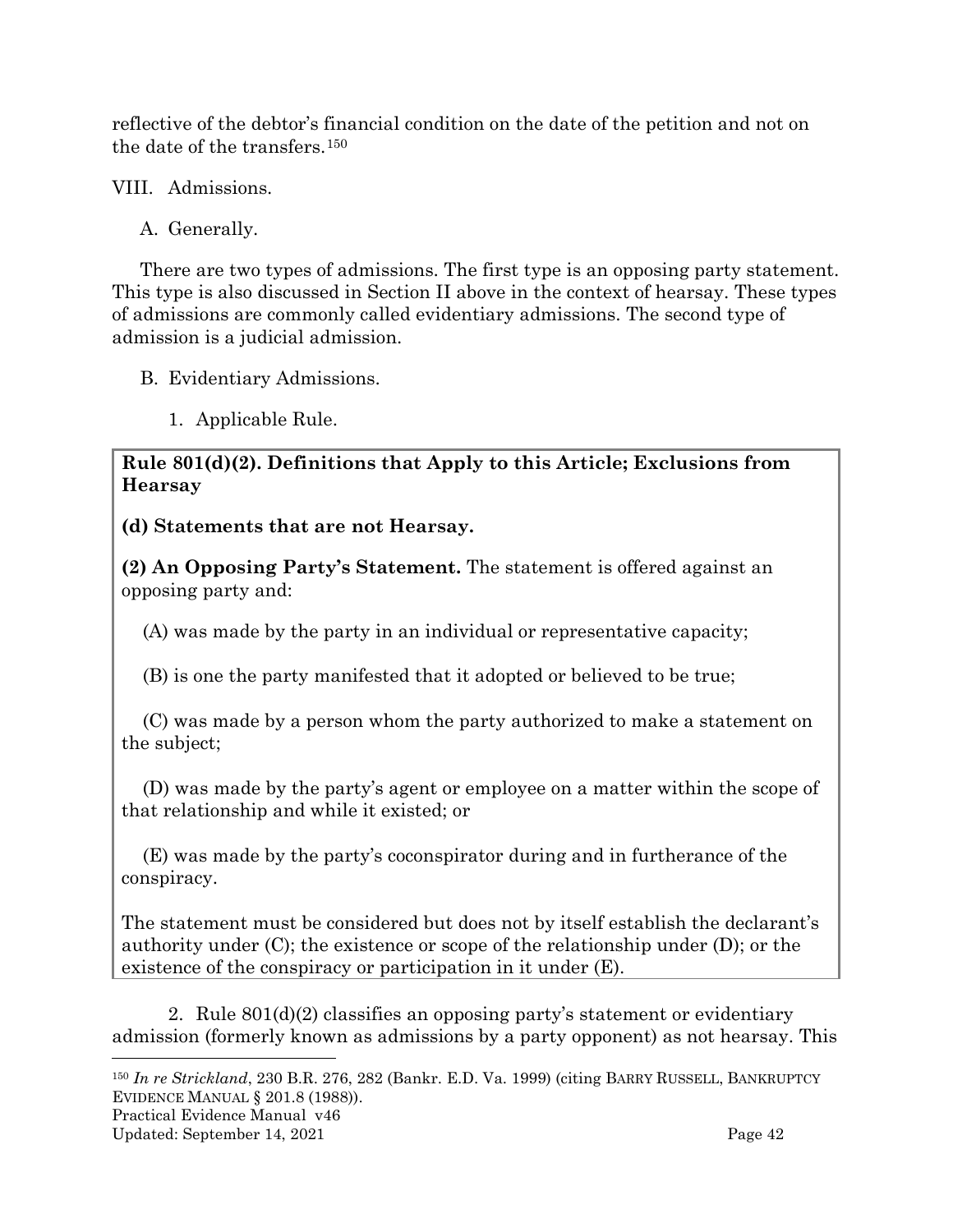reflective of the debtor's financial condition on the date of the petition and not on the date of the transfers.[150]

## VIII. Admissions.

### A. Generally.

There are two types of admissions. The first type is an opposing party statement. This type is also discussed in Section II above in the context of hearsay. These types of admissions are commonly called evidentiary admissions. The second type of admission is a judicial admission.

### B. Evidentiary Admissions.

#### 1. Applicable Rule.

> **Rule 801(d)(2). Definitions that Apply to this Article; Exclusions from Hearsay**
>
> **(d) Statements that are not Hearsay.**
>
> **(2) An Opposing Party's Statement.** The statement is offered against an opposing party and:
>
> (A) was made by the party in an individual or representative capacity;
>
> (B) is one the party manifested that it adopted or believed to be true;
>
> (C) was made by a person whom the party authorized to make a statement on the subject;
>
> (D) was made by the party's agent or employee on a matter within the scope of that relationship and while it existed; or
>
> (E) was made by the party's coconspirator during and in furtherance of the conspiracy.
>
> The statement must be considered but does not by itself establish the declarant's authority under (C); the existence or scope of the relationship under (D); or the existence of the conspiracy or participation in it under (E).

2. Rule 801(d)(2) classifies an opposing party's statement or evidentiary admission (formerly known as admissions by a party opponent) as not hearsay. This

---

[150] *In re Strickland*, 230 B.R. 276, 282 (Bankr. E.D. Va. 1999) (citing BARRY RUSSELL, BANKRUPTCY EVIDENCE MANUAL § 201.8 (1988)).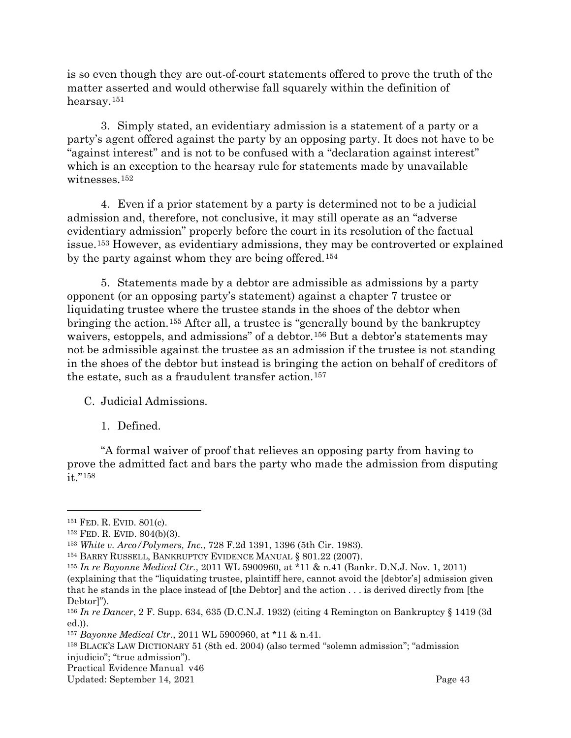is so even though they are out-of-court statements offered to prove the truth of the matter asserted and would otherwise fall squarely within the definition of hearsay.[151]

3. Simply stated, an evidentiary admission is a statement of a party or a party's agent offered against the party by an opposing party. It does not have to be "against interest" and is not to be confused with a "declaration against interest" which is an exception to the hearsay rule for statements made by unavailable witnesses.[152]

4. Even if a prior statement by a party is determined not to be a judicial admission and, therefore, not conclusive, it may still operate as an "adverse evidentiary admission" properly before the court in its resolution of the factual issue.[153] However, as evidentiary admissions, they may be controverted or explained by the party against whom they are being offered.[154]

5. Statements made by a debtor are admissible as admissions by a party opponent (or an opposing party's statement) against a chapter 7 trustee or liquidating trustee where the trustee stands in the shoes of the debtor when bringing the action.[155] After all, a trustee is "generally bound by the bankruptcy waivers, estoppels, and admissions" of a debtor.[156] But a debtor's statements may not be admissible against the trustee as an admission if the trustee is not standing in the shoes of the debtor but instead is bringing the action on behalf of creditors of the estate, such as a fraudulent transfer action.[157]

C. Judicial Admissions.

1. Defined.

"A formal waiver of proof that relieves an opposing party from having to prove the admitted fact and bars the party who made the admission from disputing it."[158]

---

[151] FED. R. EVID. 801(c).

[152] FED. R. EVID. 804(b)(3).

[153] *White v. Arco/Polymers, Inc.*, 728 F.2d 1391, 1396 (5th Cir. 1983).

[154] BARRY RUSSELL, BANKRUPTCY EVIDENCE MANUAL § 801.22 (2007).

[155] *In re Bayonne Medical Ctr.*, 2011 WL 5900960, at *11 & n.41 (Bankr. D.N.J. Nov. 1, 2011) (explaining that the "liquidating trustee, plaintiff here, cannot avoid the [debtor's] admission given that he stands in the place instead of [the Debtor] and the action . . . is derived directly from [the Debtor]").

[156] *In re Dancer*, 2 F. Supp. 634, 635 (D.C.N.J. 1932) (citing 4 Remington on Bankruptcy § 1419 (3d ed.)).

[157] *Bayonne Medical Ctr.*, 2011 WL 5900960, at *11 & n.41.

[158] BLACK'S LAW DICTIONARY 51 (8th ed. 2004) (also termed "solemn admission"; "admission injudicio"; "true admission").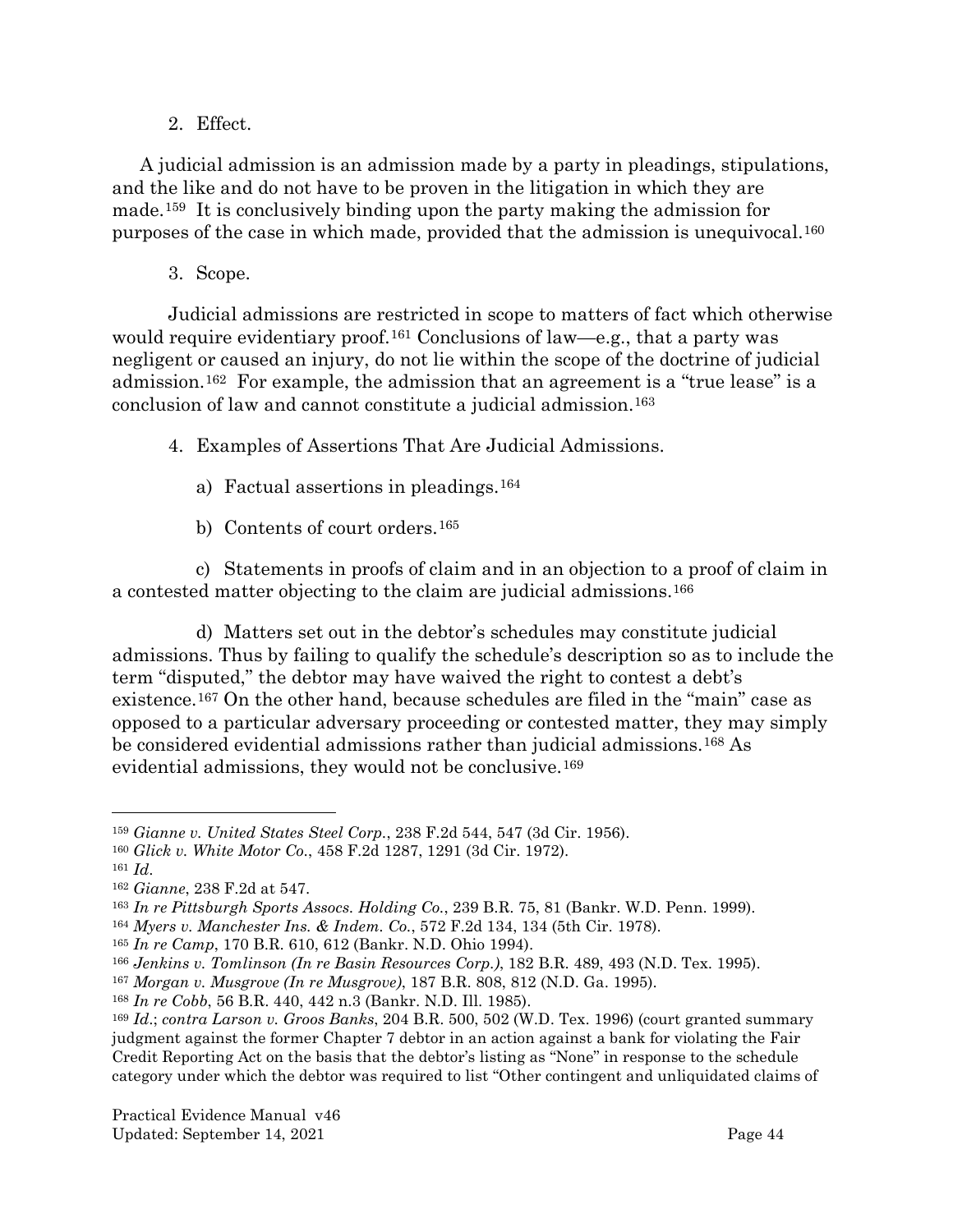2. Effect.

A judicial admission is an admission made by a party in pleadings, stipulations, and the like and do not have to be proven in the litigation in which they are made.[159] It is conclusively binding upon the party making the admission for purposes of the case in which made, provided that the admission is unequivocal.[160]

3. Scope.

Judicial admissions are restricted in scope to matters of fact which otherwise would require evidentiary proof.[161] Conclusions of law—e.g., that a party was negligent or caused an injury, do not lie within the scope of the doctrine of judicial admission.[162] For example, the admission that an agreement is a "true lease" is a conclusion of law and cannot constitute a judicial admission.[163]

4. Examples of Assertions That Are Judicial Admissions.

a) Factual assertions in pleadings.[164]

b) Contents of court orders.[165]

c) Statements in proofs of claim and in an objection to a proof of claim in a contested matter objecting to the claim are judicial admissions.[166]

d) Matters set out in the debtor's schedules may constitute judicial admissions. Thus by failing to qualify the schedule's description so as to include the term "disputed," the debtor may have waived the right to contest a debt's existence.[167] On the other hand, because schedules are filed in the "main" case as opposed to a particular adversary proceeding or contested matter, they may simply be considered evidential admissions rather than judicial admissions.[168] As evidential admissions, they would not be conclusive.[169]

---

[159] *Gianne v. United States Steel Corp.*, 238 F.2d 544, 547 (3d Cir. 1956).

[160] *Glick v. White Motor Co.*, 458 F.2d 1287, 1291 (3d Cir. 1972).

[161] *Id*.

[162] *Gianne*, 238 F.2d at 547.

[163] *In re Pittsburgh Sports Assocs. Holding Co.*, 239 B.R. 75, 81 (Bankr. W.D. Penn. 1999).

[164] *Myers v. Manchester Ins. & Indem. Co.*, 572 F.2d 134, 134 (5th Cir. 1978).

[165] *In re Camp*, 170 B.R. 610, 612 (Bankr. N.D. Ohio 1994).

[166] *Jenkins v. Tomlinson (In re Basin Resources Corp.)*, 182 B.R. 489, 493 (N.D. Tex. 1995).

[167] *Morgan v. Musgrove (In re Musgrove)*, 187 B.R. 808, 812 (N.D. Ga. 1995).

[168] *In re Cobb*, 56 B.R. 440, 442 n.3 (Bankr. N.D. Ill. 1985).

[169] *Id*.; *contra Larson v. Groos Banks*, 204 B.R. 500, 502 (W.D. Tex. 1996) (court granted summary judgment against the former Chapter 7 debtor in an action against a bank for violating the Fair Credit Reporting Act on the basis that the debtor's listing as "None" in response to the schedule category under which the debtor was required to list "Other contingent and unliquidated claims of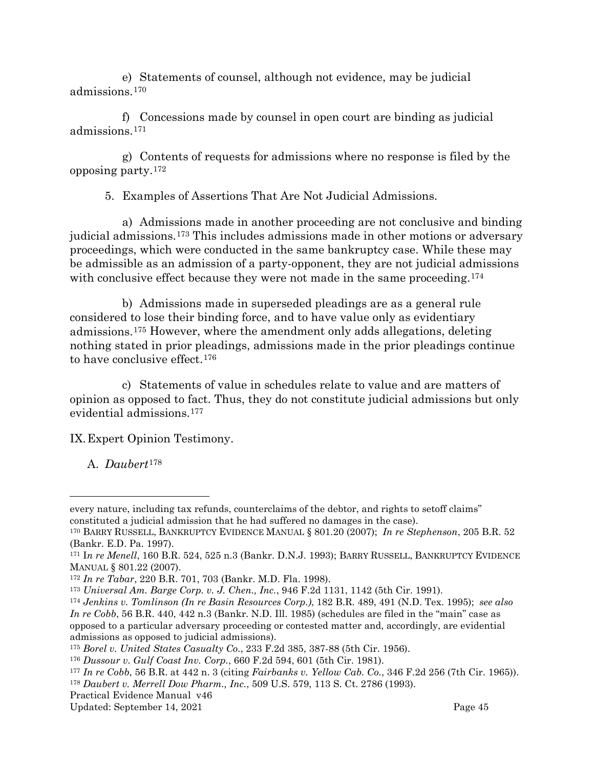e) Statements of counsel, although not evidence, may be judicial admissions.[170]

f) Concessions made by counsel in open court are binding as judicial admissions.[171]

g) Contents of requests for admissions where no response is filed by the opposing party.[172]

5. Examples of Assertions That Are Not Judicial Admissions.

a) Admissions made in another proceeding are not conclusive and binding judicial admissions.[173] This includes admissions made in other motions or adversary proceedings, which were conducted in the same bankruptcy case. While these may be admissible as an admission of a party-opponent, they are not judicial admissions with conclusive effect because they were not made in the same proceeding.[174]

b) Admissions made in superseded pleadings are as a general rule considered to lose their binding force, and to have value only as evidentiary admissions.[175] However, where the amendment only adds allegations, deleting nothing stated in prior pleadings, admissions made in the prior pleadings continue to have conclusive effect.[176]

c) Statements of value in schedules relate to value and are matters of opinion as opposed to fact. Thus, they do not constitute judicial admissions but only evidential admissions.[177]

## IX. Expert Opinion Testimony.

### A. *Daubert*[178]

---

every nature, including tax refunds, counterclaims of the debtor, and rights to setoff claims" constituted a judicial admission that he had suffered no damages in the case).

[170] BARRY RUSSELL, BANKRUPTCY EVIDENCE MANUAL § 801.20 (2007); *In re Stephenson*, 205 B.R. 52 (Bankr. E.D. Pa. 1997).

[171] *In re Menell*, 160 B.R. 524, 525 n.3 (Bankr. D.N.J. 1993); BARRY RUSSELL, BANKRUPTCY EVIDENCE MANUAL § 801.22 (2007).

[172] *In re Tabar*, 220 B.R. 701, 703 (Bankr. M.D. Fla. 1998).

[173] *Universal Am. Barge Corp. v. J. Chen., Inc.*, 946 F.2d 1131, 1142 (5th Cir. 1991).

[174] *Jenkins v. Tomlinson (In re Basin Resources Corp.)*, 182 B.R. 489, 491 (N.D. Tex. 1995); *see also In re Cobb*, 56 B.R. 440, 442 n.3 (Bankr. N.D. Ill. 1985) (schedules are filed in the "main" case as opposed to a particular adversary proceeding or contested matter and, accordingly, are evidential admissions as opposed to judicial admissions).

[175] *Borel v. United States Casualty Co.*, 233 F.2d 385, 387-88 (5th Cir. 1956).

[176] *Dussour v. Gulf Coast Inv. Corp.*, 660 F.2d 594, 601 (5th Cir. 1981).

[177] *In re Cobb*, 56 B.R. at 442 n. 3 (citing *Fairbanks v. Yellow Cab. Co.*, 346 F.2d 256 (7th Cir. 1965)).

[178] *Daubert v. Merrell Dow Pharm., Inc.*, 509 U.S. 579, 113 S. Ct. 2786 (1993).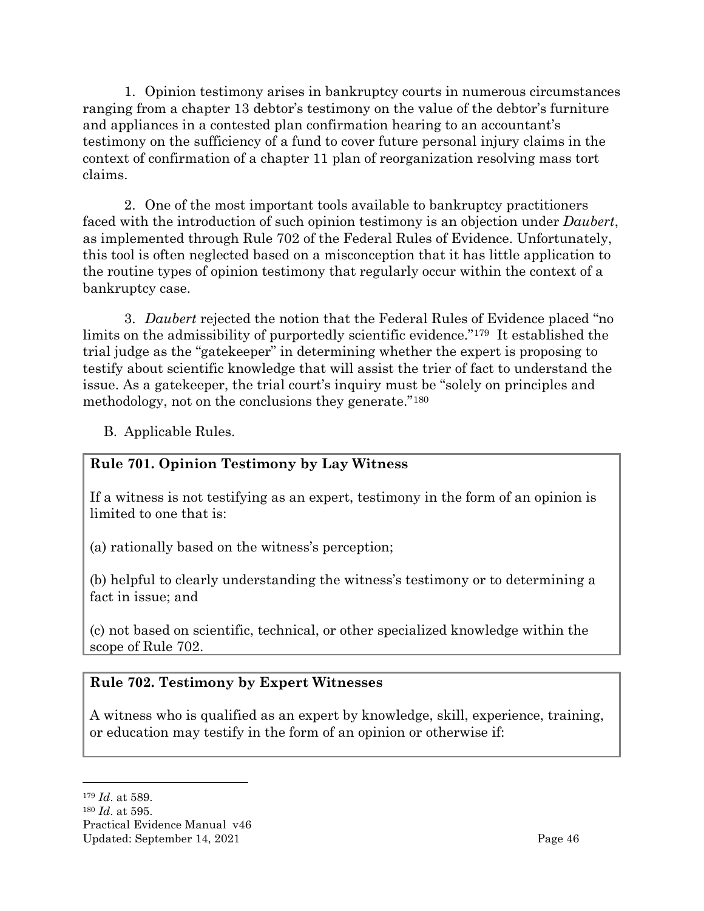1. Opinion testimony arises in bankruptcy courts in numerous circumstances ranging from a chapter 13 debtor's testimony on the value of the debtor's furniture and appliances in a contested plan confirmation hearing to an accountant's testimony on the sufficiency of a fund to cover future personal injury claims in the context of confirmation of a chapter 11 plan of reorganization resolving mass tort claims.

2. One of the most important tools available to bankruptcy practitioners faced with the introduction of such opinion testimony is an objection under *Daubert*, as implemented through Rule 702 of the Federal Rules of Evidence. Unfortunately, this tool is often neglected based on a misconception that it has little application to the routine types of opinion testimony that regularly occur within the context of a bankruptcy case.

3. *Daubert* rejected the notion that the Federal Rules of Evidence placed "no limits on the admissibility of purportedly scientific evidence."[179] It established the trial judge as the "gatekeeper" in determining whether the expert is proposing to testify about scientific knowledge that will assist the trier of fact to understand the issue. As a gatekeeper, the trial court's inquiry must be "solely on principles and methodology, not on the conclusions they generate."[180]

B. Applicable Rules.

**Rule 701. Opinion Testimony by Lay Witness**

If a witness is not testifying as an expert, testimony in the form of an opinion is limited to one that is:

(a) rationally based on the witness's perception;

(b) helpful to clearly understanding the witness's testimony or to determining a fact in issue; and

(c) not based on scientific, technical, or other specialized knowledge within the scope of Rule 702.

**Rule 702. Testimony by Expert Witnesses**

A witness who is qualified as an expert by knowledge, skill, experience, training, or education may testify in the form of an opinion or otherwise if:

---

[179] *Id*. at 589.

[180] *Id*. at 595.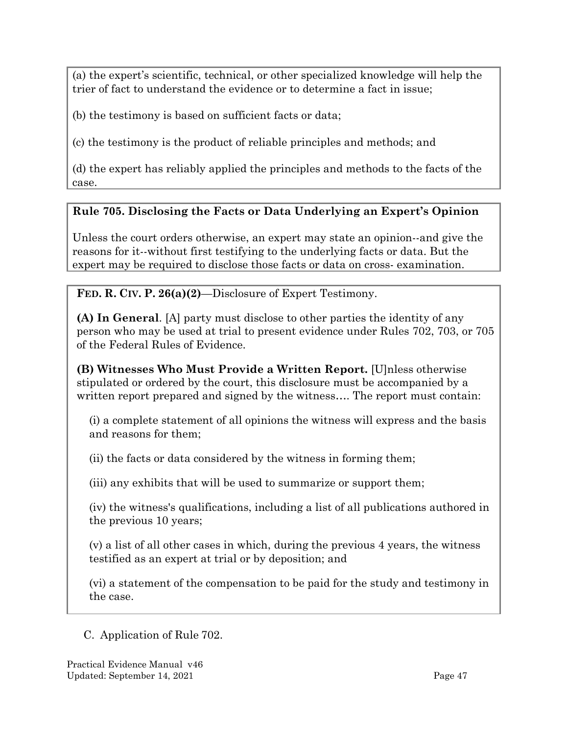(a) the expert's scientific, technical, or other specialized knowledge will help the trier of fact to understand the evidence or to determine a fact in issue;

(b) the testimony is based on sufficient facts or data;

(c) the testimony is the product of reliable principles and methods; and

(d) the expert has reliably applied the principles and methods to the facts of the case.

**Rule 705. Disclosing the Facts or Data Underlying an Expert's Opinion**

Unless the court orders otherwise, an expert may state an opinion--and give the reasons for it--without first testifying to the underlying facts or data. But the expert may be required to disclose those facts or data on cross- examination.

**FED. R. CIV. P. 26(a)(2)**—Disclosure of Expert Testimony.

**(A) In General**. [A] party must disclose to other parties the identity of any person who may be used at trial to present evidence under Rules 702, 703, or 705 of the Federal Rules of Evidence.

**(B) Witnesses Who Must Provide a Written Report.** [U]nless otherwise stipulated or ordered by the court, this disclosure must be accompanied by a written report prepared and signed by the witness…. The report must contain:

(i) a complete statement of all opinions the witness will express and the basis and reasons for them;

(ii) the facts or data considered by the witness in forming them;

(iii) any exhibits that will be used to summarize or support them;

(iv) the witness's qualifications, including a list of all publications authored in the previous 10 years;

(v) a list of all other cases in which, during the previous 4 years, the witness testified as an expert at trial or by deposition; and

(vi) a statement of the compensation to be paid for the study and testimony in the case.

C. Application of Rule 702.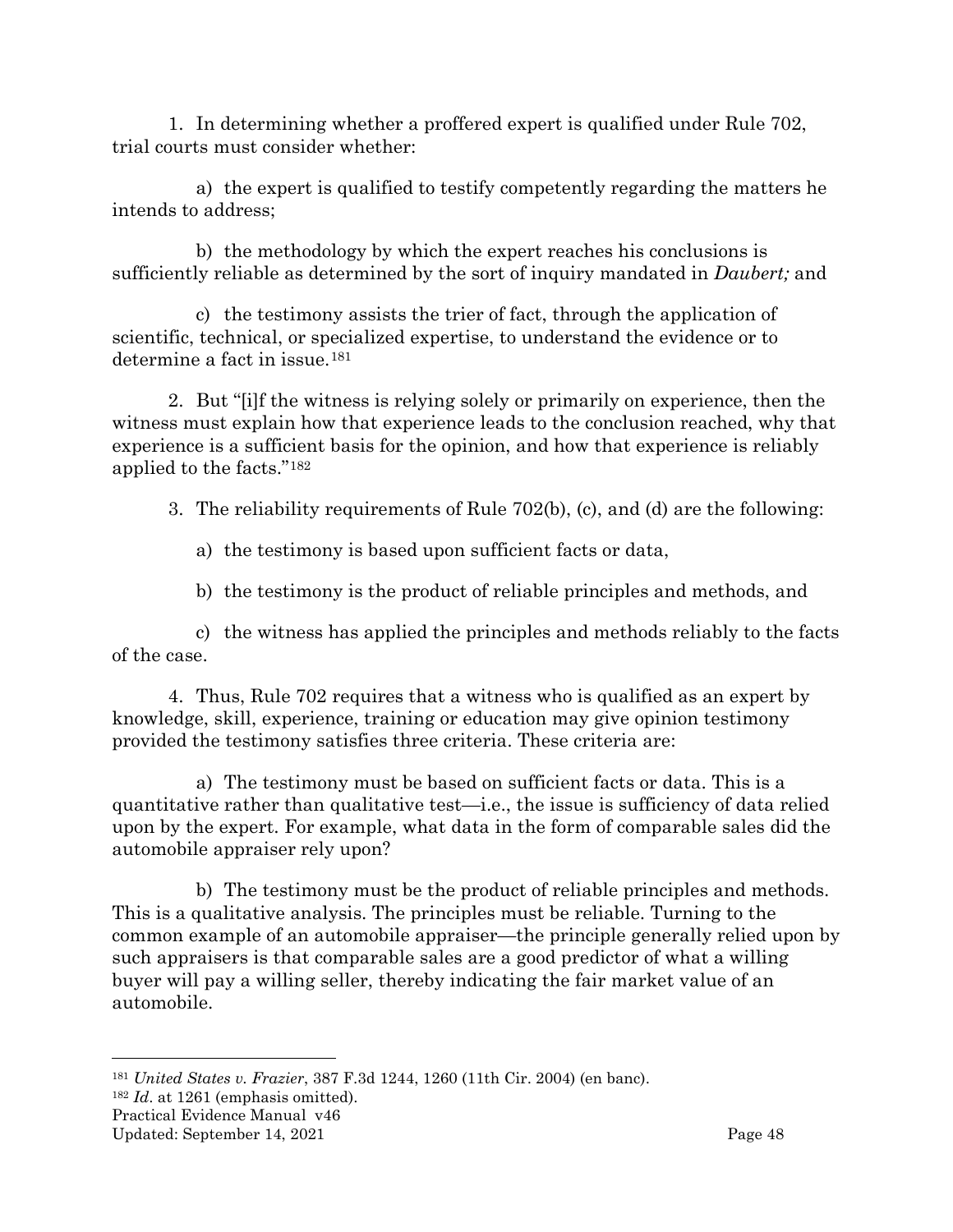1. In determining whether a proffered expert is qualified under Rule 702, trial courts must consider whether:

   a) the expert is qualified to testify competently regarding the matters he intends to address;

   b) the methodology by which the expert reaches his conclusions is sufficiently reliable as determined by the sort of inquiry mandated in *Daubert;* and

   c) the testimony assists the trier of fact, through the application of scientific, technical, or specialized expertise, to understand the evidence or to determine a fact in issue.[181]

2. But "[i]f the witness is relying solely or primarily on experience, then the witness must explain how that experience leads to the conclusion reached, why that experience is a sufficient basis for the opinion, and how that experience is reliably applied to the facts."[182]

3. The reliability requirements of Rule 702(b), (c), and (d) are the following:

   a) the testimony is based upon sufficient facts or data,

   b) the testimony is the product of reliable principles and methods, and

   c) the witness has applied the principles and methods reliably to the facts of the case.

4. Thus, Rule 702 requires that a witness who is qualified as an expert by knowledge, skill, experience, training or education may give opinion testimony provided the testimony satisfies three criteria. These criteria are:

   a) The testimony must be based on sufficient facts or data. This is a quantitative rather than qualitative test—i.e., the issue is sufficiency of data relied upon by the expert. For example, what data in the form of comparable sales did the automobile appraiser rely upon?

   b) The testimony must be the product of reliable principles and methods. This is a qualitative analysis. The principles must be reliable. Turning to the common example of an automobile appraiser—the principle generally relied upon by such appraisers is that comparable sales are a good predictor of what a willing buyer will pay a willing seller, thereby indicating the fair market value of an automobile.

---

[181] *United States v. Frazier*, 387 F.3d 1244, 1260 (11th Cir. 2004) (en banc).

[182] *Id*. at 1261 (emphasis omitted).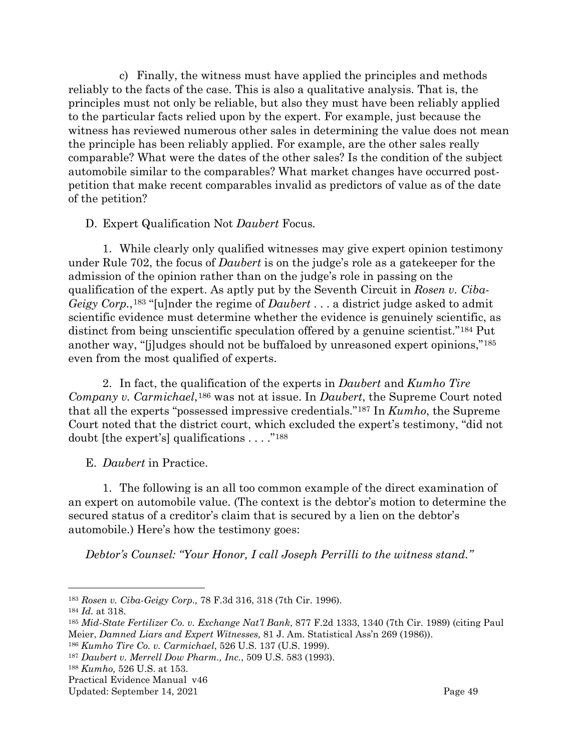c) Finally, the witness must have applied the principles and methods reliably to the facts of the case. This is also a qualitative analysis. That is, the principles must not only be reliable, but also they must have been reliably applied to the particular facts relied upon by the expert. For example, just because the witness has reviewed numerous other sales in determining the value does not mean the principle has been reliably applied. For example, are the other sales really comparable? What were the dates of the other sales? Is the condition of the subject automobile similar to the comparables? What market changes have occurred post-petition that make recent comparables invalid as predictors of value as of the date of the petition?

D. Expert Qualification Not *Daubert* Focus.

1. While clearly only qualified witnesses may give expert opinion testimony under Rule 702, the focus of *Daubert* is on the judge's role as a gatekeeper for the admission of the opinion rather than on the judge's role in passing on the qualification of the expert. As aptly put by the Seventh Circuit in *Rosen v. Ciba-Geigy Corp.*,[183] "[u]nder the regime of *Daubert* . . . a district judge asked to admit scientific evidence must determine whether the evidence is genuinely scientific, as distinct from being unscientific speculation offered by a genuine scientist."[184] Put another way, "[j]udges should not be buffaloed by unreasoned expert opinions,"[185] even from the most qualified of experts.

2. In fact, the qualification of the experts in *Daubert* and *Kumho Tire Company v. Carmichael*,[186] was not at issue. In *Daubert*, the Supreme Court noted that all the experts "possessed impressive credentials."[187] In *Kumho*, the Supreme Court noted that the district court, which excluded the expert's testimony, "did not doubt [the expert's] qualifications . . . ."[188]

E. *Daubert* in Practice.

1. The following is an all too common example of the direct examination of an expert on automobile value. (The context is the debtor's motion to determine the secured status of a creditor's claim that is secured by a lien on the debtor's automobile.) Here's how the testimony goes:

*Debtor's Counsel: "Your Honor, I call Joseph Perrilli to the witness stand."*

---

[183] *Rosen v. Ciba-Geigy Corp.,* 78 F.3d 316, 318 (7th Cir. 1996).

[184] *Id.* at 318.

[185] *Mid-State Fertilizer Co. v. Exchange Nat'l Bank*, 877 F.2d 1333, 1340 (7th Cir. 1989) (citing Paul Meier, *Damned Liars and Expert Witnesses,* 81 J. Am. Statistical Ass'n 269 (1986)).

[186] *Kumho Tire Co. v. Carmichael*, 526 U.S. 137 (U.S. 1999).

[187] *Daubert v. Merrell Dow Pharm., Inc.*, 509 U.S. 583 (1993).

[188] *Kumho,* 526 U.S. at 153.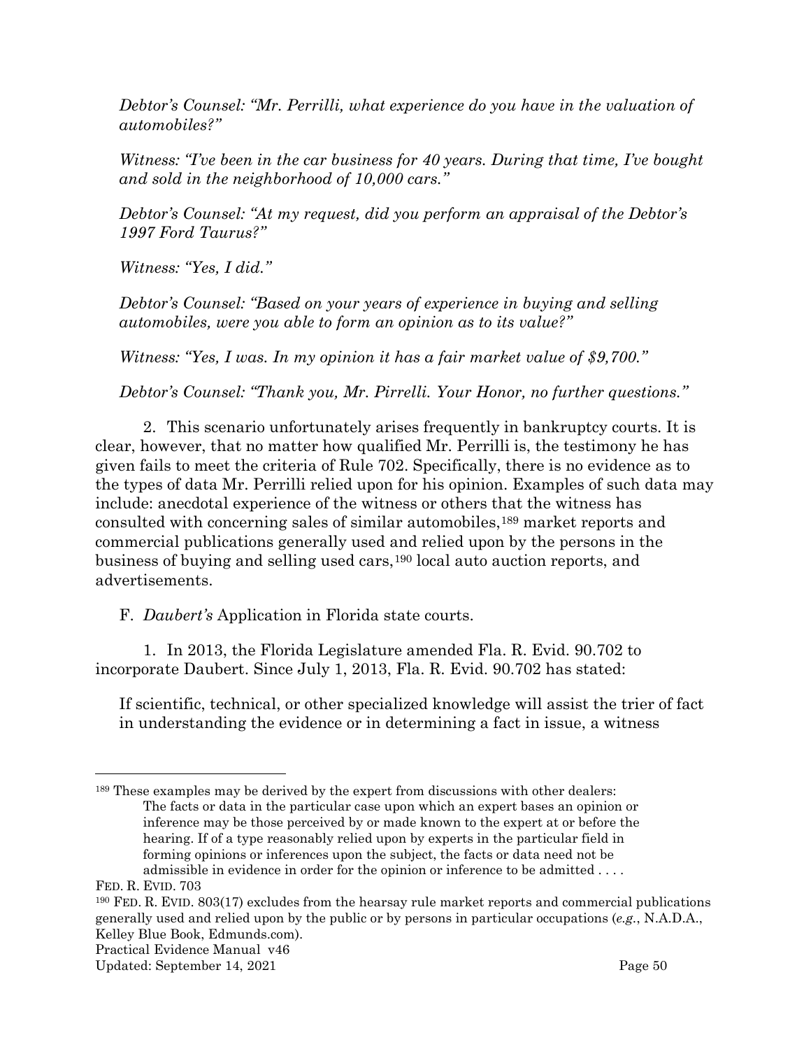*Debtor's Counsel: "Mr. Perrilli, what experience do you have in the valuation of automobiles?"*

*Witness: "I've been in the car business for 40 years. During that time, I've bought and sold in the neighborhood of 10,000 cars."*

*Debtor's Counsel: "At my request, did you perform an appraisal of the Debtor's 1997 Ford Taurus?"*

*Witness: "Yes, I did."*

*Debtor's Counsel: "Based on your years of experience in buying and selling automobiles, were you able to form an opinion as to its value?"*

*Witness: "Yes, I was. In my opinion it has a fair market value of $9,700."*

*Debtor's Counsel: "Thank you, Mr. Pirrelli. Your Honor, no further questions."*

2. This scenario unfortunately arises frequently in bankruptcy courts. It is clear, however, that no matter how qualified Mr. Perrilli is, the testimony he has given fails to meet the criteria of Rule 702. Specifically, there is no evidence as to the types of data Mr. Perrilli relied upon for his opinion. Examples of such data may include: anecdotal experience of the witness or others that the witness has consulted with concerning sales of similar automobiles,[189] market reports and commercial publications generally used and relied upon by the persons in the business of buying and selling used cars,[190] local auto auction reports, and advertisements.

F. *Daubert's* Application in Florida state courts.

1. In 2013, the Florida Legislature amended Fla. R. Evid. 90.702 to incorporate Daubert. Since July 1, 2013, Fla. R. Evid. 90.702 has stated:

> If scientific, technical, or other specialized knowledge will assist the trier of fact in understanding the evidence or in determining a fact in issue, a witness

---

[189] These examples may be derived by the expert from discussions with other dealers:

> The facts or data in the particular case upon which an expert bases an opinion or inference may be those perceived by or made known to the expert at or before the hearing. If of a type reasonably relied upon by experts in the particular field in forming opinions or inferences upon the subject, the facts or data need not be admissible in evidence in order for the opinion or inference to be admitted . . . .

FED. R. EVID. 703

[190] FED. R. EVID. 803(17) excludes from the hearsay rule market reports and commercial publications generally used and relied upon by the public or by persons in particular occupations (*e.g.*, N.A.D.A., Kelley Blue Book, Edmunds.com).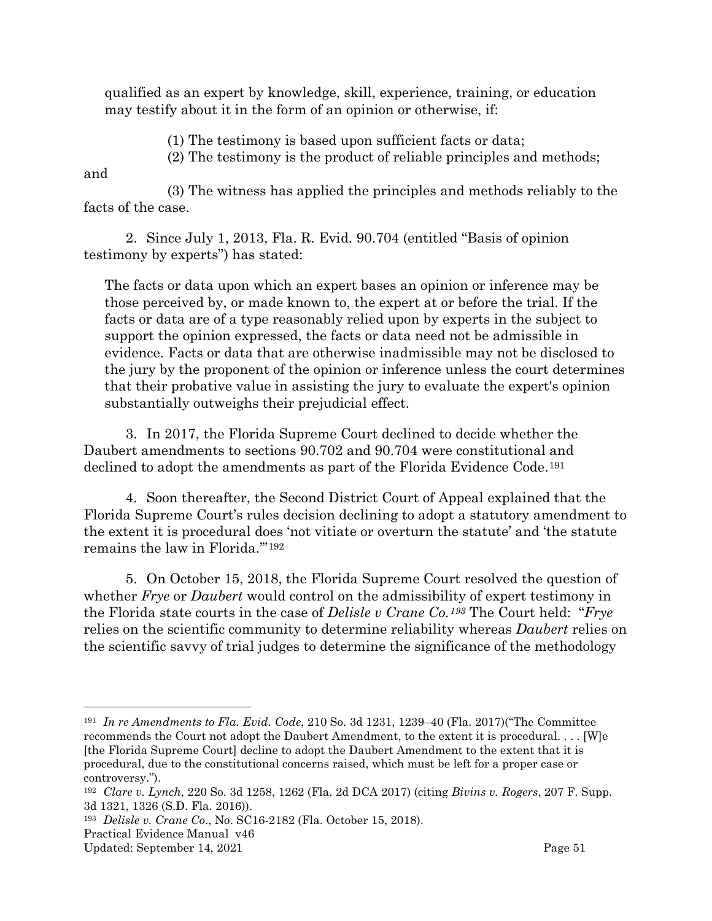qualified as an expert by knowledge, skill, experience, training, or education may testify about it in the form of an opinion or otherwise, if:

> (1) The testimony is based upon sufficient facts or data;
>
> (2) The testimony is the product of reliable principles and methods; and
>
> (3) The witness has applied the principles and methods reliably to the facts of the case.

2. Since July 1, 2013, Fla. R. Evid. 90.704 (entitled "Basis of opinion testimony by experts") has stated:

> The facts or data upon which an expert bases an opinion or inference may be those perceived by, or made known to, the expert at or before the trial. If the facts or data are of a type reasonably relied upon by experts in the subject to support the opinion expressed, the facts or data need not be admissible in evidence. Facts or data that are otherwise inadmissible may not be disclosed to the jury by the proponent of the opinion or inference unless the court determines that their probative value in assisting the jury to evaluate the expert's opinion substantially outweighs their prejudicial effect.

3. In 2017, the Florida Supreme Court declined to decide whether the Daubert amendments to sections 90.702 and 90.704 were constitutional and declined to adopt the amendments as part of the Florida Evidence Code.[191]

4. Soon thereafter, the Second District Court of Appeal explained that the Florida Supreme Court's rules decision declining to adopt a statutory amendment to the extent it is procedural does 'not vitiate or overturn the statute' and 'the statute remains the law in Florida.'"[192]

5. On October 15, 2018, the Florida Supreme Court resolved the question of whether *Frye* or *Daubert* would control on the admissibility of expert testimony in the Florida state courts in the case of *Delisle v Crane Co.*[193] The Court held: "*Frye* relies on the scientific community to determine reliability whereas *Daubert* relies on the scientific savvy of trial judges to determine the significance of the methodology

---

[191] *In re Amendments to Fla. Evid. Code*, 210 So. 3d 1231, 1239–40 (Fla. 2017)("The Committee recommends the Court not adopt the Daubert Amendment, to the extent it is procedural. . . . [W]e [the Florida Supreme Court] decline to adopt the Daubert Amendment to the extent that it is procedural, due to the constitutional concerns raised, which must be left for a proper case or controversy.").

[192] *Clare v. Lynch*, 220 So. 3d 1258, 1262 (Fla. 2d DCA 2017) (citing *Bivins v. Rogers*, 207 F. Supp. 3d 1321, 1326 (S.D. Fla. 2016)).

[193] *Delisle v. Crane Co.*, No. SC16-2182 (Fla. October 15, 2018).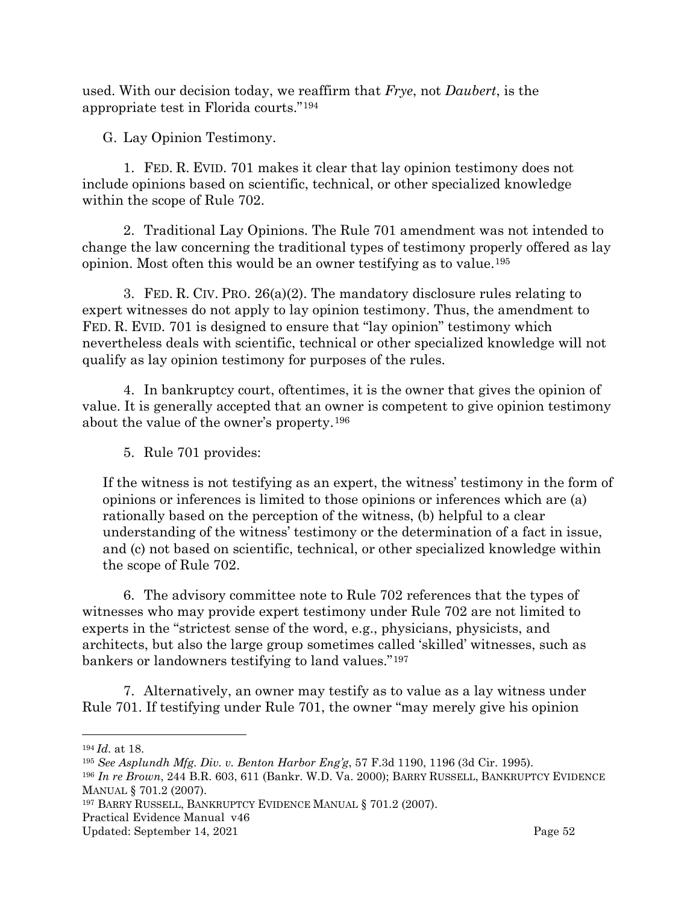used. With our decision today, we reaffirm that *Frye*, not *Daubert*, is the appropriate test in Florida courts."[194]

G. Lay Opinion Testimony.

1. FED. R. EVID. 701 makes it clear that lay opinion testimony does not include opinions based on scientific, technical, or other specialized knowledge within the scope of Rule 702.

2. Traditional Lay Opinions. The Rule 701 amendment was not intended to change the law concerning the traditional types of testimony properly offered as lay opinion. Most often this would be an owner testifying as to value.[195]

3. FED. R. CIV. PRO. 26(a)(2). The mandatory disclosure rules relating to expert witnesses do not apply to lay opinion testimony. Thus, the amendment to FED. R. EVID. 701 is designed to ensure that "lay opinion" testimony which nevertheless deals with scientific, technical or other specialized knowledge will not qualify as lay opinion testimony for purposes of the rules.

4. In bankruptcy court, oftentimes, it is the owner that gives the opinion of value. It is generally accepted that an owner is competent to give opinion testimony about the value of the owner's property.[196]

5. Rule 701 provides:

> If the witness is not testifying as an expert, the witness' testimony in the form of opinions or inferences is limited to those opinions or inferences which are (a) rationally based on the perception of the witness, (b) helpful to a clear understanding of the witness' testimony or the determination of a fact in issue, and (c) not based on scientific, technical, or other specialized knowledge within the scope of Rule 702.

6. The advisory committee note to Rule 702 references that the types of witnesses who may provide expert testimony under Rule 702 are not limited to experts in the "strictest sense of the word, e.g., physicians, physicists, and architects, but also the large group sometimes called 'skilled' witnesses, such as bankers or landowners testifying to land values."[197]

7. Alternatively, an owner may testify as to value as a lay witness under Rule 701. If testifying under Rule 701, the owner "may merely give his opinion

---

[194] *Id.* at 18.

[195] *See Asplundh Mfg. Div. v. Benton Harbor Eng'g*, 57 F.3d 1190, 1196 (3d Cir. 1995).

[196] *In re Brown*, 244 B.R. 603, 611 (Bankr. W.D. Va. 2000); BARRY RUSSELL, BANKRUPTCY EVIDENCE MANUAL § 701.2 (2007).

[197] BARRY RUSSELL, BANKRUPTCY EVIDENCE MANUAL § 701.2 (2007).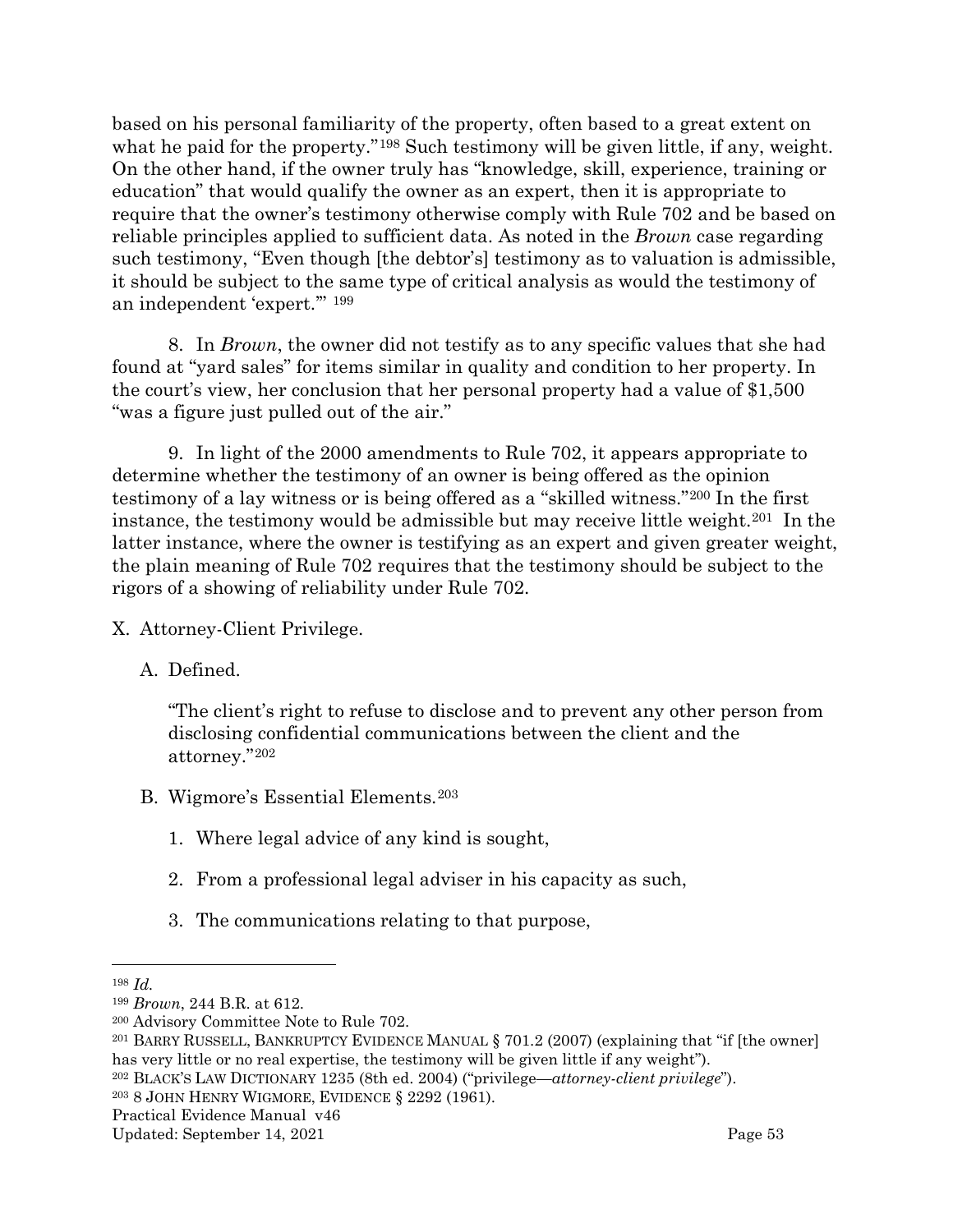based on his personal familiarity of the property, often based to a great extent on what he paid for the property."[198] Such testimony will be given little, if any, weight. On the other hand, if the owner truly has "knowledge, skill, experience, training or education" that would qualify the owner as an expert, then it is appropriate to require that the owner's testimony otherwise comply with Rule 702 and be based on reliable principles applied to sufficient data. As noted in the *Brown* case regarding such testimony, "Even though [the debtor's] testimony as to valuation is admissible, it should be subject to the same type of critical analysis as would the testimony of an independent 'expert.'" [199]

8. In *Brown*, the owner did not testify as to any specific values that she had found at "yard sales" for items similar in quality and condition to her property. In the court's view, her conclusion that her personal property had a value of $1,500 "was a figure just pulled out of the air."

9. In light of the 2000 amendments to Rule 702, it appears appropriate to determine whether the testimony of an owner is being offered as the opinion testimony of a lay witness or is being offered as a "skilled witness."[200] In the first instance, the testimony would be admissible but may receive little weight.[201] In the latter instance, where the owner is testifying as an expert and given greater weight, the plain meaning of Rule 702 requires that the testimony should be subject to the rigors of a showing of reliability under Rule 702.

X. Attorney-Client Privilege.

A. Defined.

"The client's right to refuse to disclose and to prevent any other person from disclosing confidential communications between the client and the attorney."[202]

B. Wigmore's Essential Elements.[203]

1. Where legal advice of any kind is sought,

2. From a professional legal adviser in his capacity as such,

3. The communications relating to that purpose,

---

[198] *Id.*

[199] *Brown*, 244 B.R. at 612.

[200] Advisory Committee Note to Rule 702.

[201] BARRY RUSSELL, BANKRUPTCY EVIDENCE MANUAL § 701.2 (2007) (explaining that "if [the owner] has very little or no real expertise, the testimony will be given little if any weight").

[202] BLACK'S LAW DICTIONARY 1235 (8th ed. 2004) ("privilege—*attorney-client privilege*").

[203] 8 JOHN HENRY WIGMORE, EVIDENCE § 2292 (1961).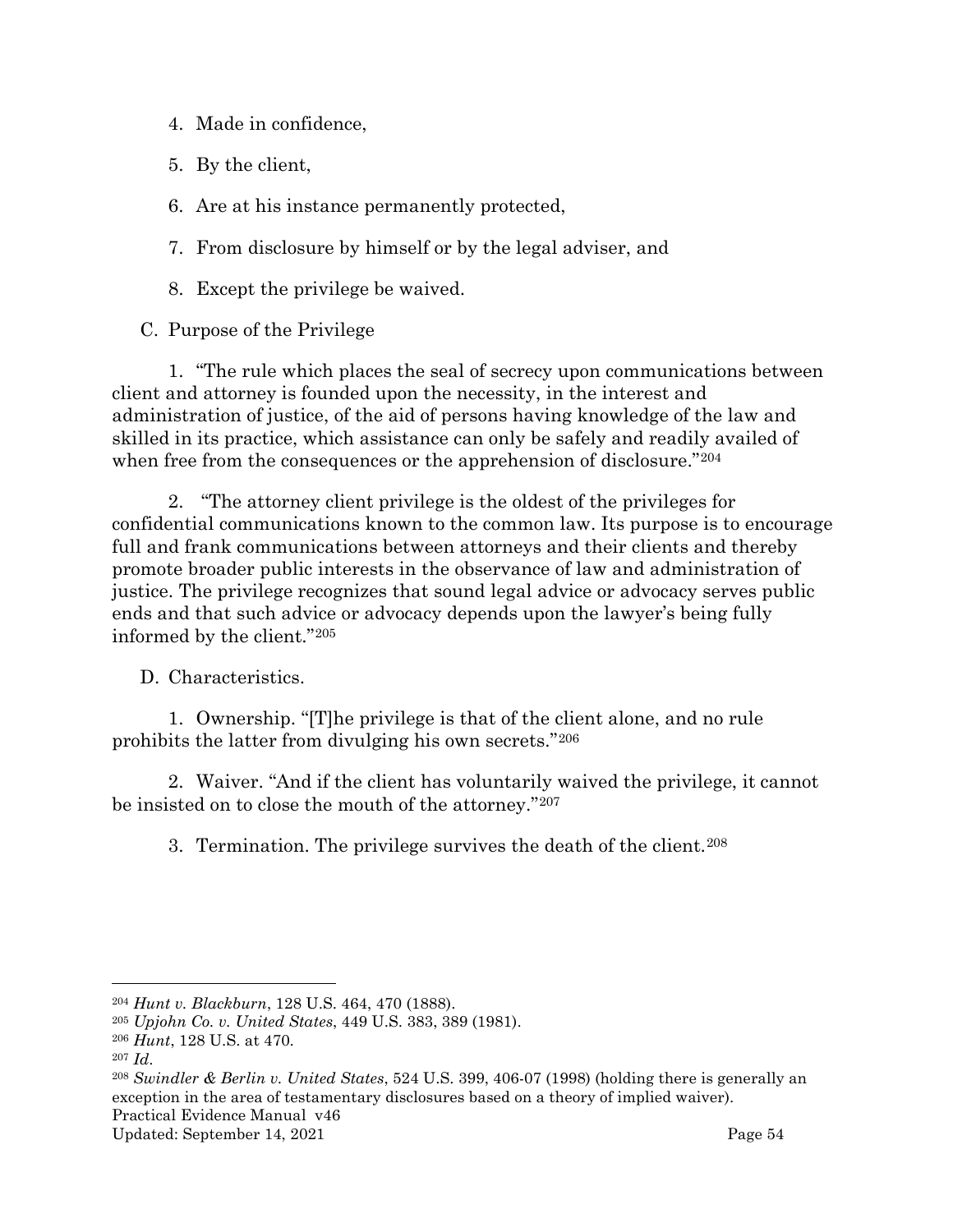4. Made in confidence,

5. By the client,

6. Are at his instance permanently protected,

7. From disclosure by himself or by the legal adviser, and

8. Except the privilege be waived.

C. Purpose of the Privilege

1. "The rule which places the seal of secrecy upon communications between client and attorney is founded upon the necessity, in the interest and administration of justice, of the aid of persons having knowledge of the law and skilled in its practice, which assistance can only be safely and readily availed of when free from the consequences or the apprehension of disclosure."[204]

2. "The attorney client privilege is the oldest of the privileges for confidential communications known to the common law. Its purpose is to encourage full and frank communications between attorneys and their clients and thereby promote broader public interests in the observance of law and administration of justice. The privilege recognizes that sound legal advice or advocacy serves public ends and that such advice or advocacy depends upon the lawyer's being fully informed by the client."[205]

D. Characteristics.

1. Ownership. "[T]he privilege is that of the client alone, and no rule prohibits the latter from divulging his own secrets."[206]

2. Waiver. "And if the client has voluntarily waived the privilege, it cannot be insisted on to close the mouth of the attorney."[207]

3. Termination. The privilege survives the death of the client.[208]

---

[204] *Hunt v. Blackburn*, 128 U.S. 464, 470 (1888).

[205] *Upjohn Co. v. United States*, 449 U.S. 383, 389 (1981).

[206] *Hunt*, 128 U.S. at 470.

[207] *Id.*

[208] *Swindler & Berlin v. United States*, 524 U.S. 399, 406-07 (1998) (holding there is generally an exception in the area of testamentary disclosures based on a theory of implied waiver).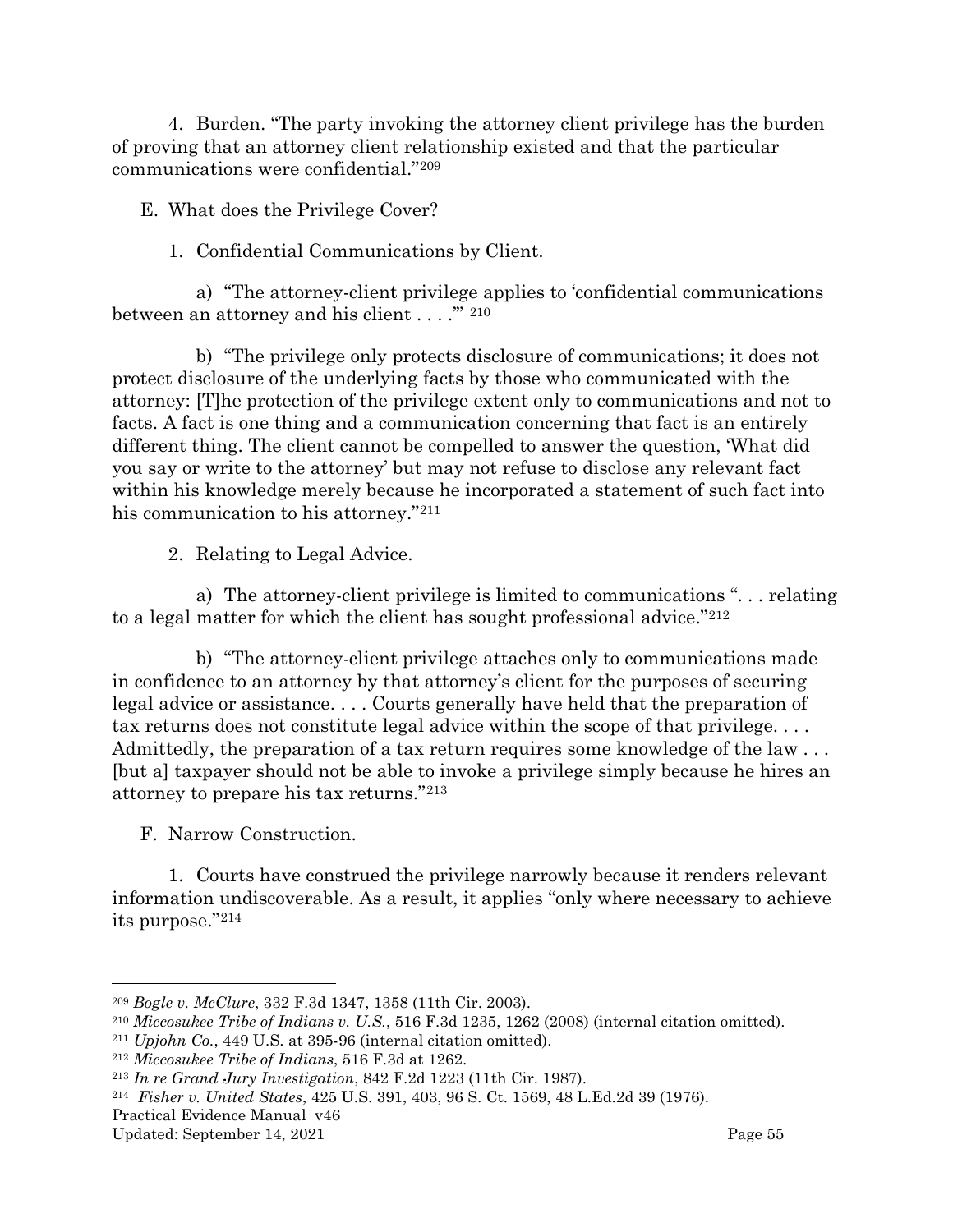4. Burden. "The party invoking the attorney client privilege has the burden of proving that an attorney client relationship existed and that the particular communications were confidential."[209]

E. What does the Privilege Cover?

1. Confidential Communications by Client.

a) "The attorney-client privilege applies to 'confidential communications between an attorney and his client . . . .'" [210]

b) "The privilege only protects disclosure of communications; it does not protect disclosure of the underlying facts by those who communicated with the attorney: [T]he protection of the privilege extent only to communications and not to facts. A fact is one thing and a communication concerning that fact is an entirely different thing. The client cannot be compelled to answer the question, 'What did you say or write to the attorney' but may not refuse to disclose any relevant fact within his knowledge merely because he incorporated a statement of such fact into his communication to his attorney."[211]

2. Relating to Legal Advice.

a) The attorney-client privilege is limited to communications ". . . relating to a legal matter for which the client has sought professional advice."[212]

b) "The attorney-client privilege attaches only to communications made in confidence to an attorney by that attorney's client for the purposes of securing legal advice or assistance. . . . Courts generally have held that the preparation of tax returns does not constitute legal advice within the scope of that privilege. . . . Admittedly, the preparation of a tax return requires some knowledge of the law . . . [but a] taxpayer should not be able to invoke a privilege simply because he hires an attorney to prepare his tax returns."[213]

F. Narrow Construction.

1. Courts have construed the privilege narrowly because it renders relevant information undiscoverable. As a result, it applies "only where necessary to achieve its purpose."[214]

---

[209] *Bogle v. McClure*, 332 F.3d 1347, 1358 (11th Cir. 2003).

[210] *Miccosukee Tribe of Indians v. U.S.*, 516 F.3d 1235, 1262 (2008) (internal citation omitted).

[211] *Upjohn Co.*, 449 U.S. at 395-96 (internal citation omitted).

[212] *Miccosukee Tribe of Indians*, 516 F.3d at 1262.

[213] *In re Grand Jury Investigation*, 842 F.2d 1223 (11th Cir. 1987).

[214] *Fisher v. United States*, 425 U.S. 391, 403, 96 S. Ct. 1569, 48 L.Ed.2d 39 (1976).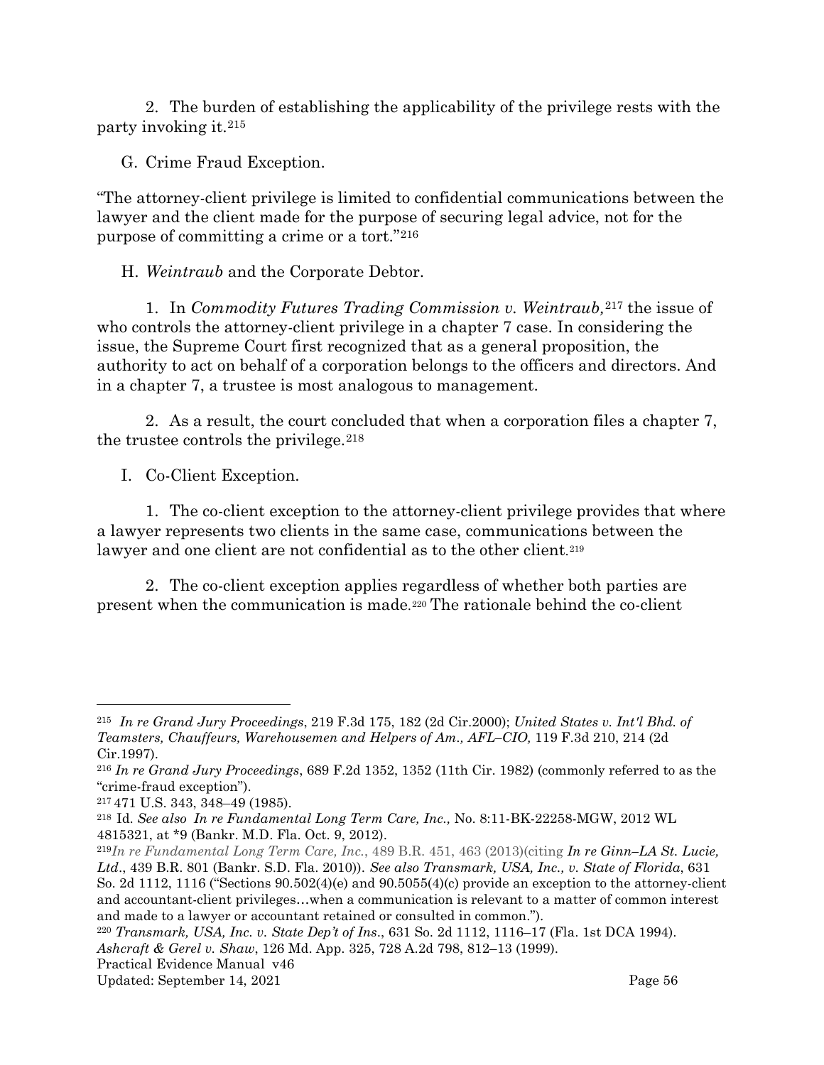2. The burden of establishing the applicability of the privilege rests with the party invoking it.[215]

G. Crime Fraud Exception.

"The attorney-client privilege is limited to confidential communications between the lawyer and the client made for the purpose of securing legal advice, not for the purpose of committing a crime or a tort."[216]

H. *Weintraub* and the Corporate Debtor.

1. In *Commodity Futures Trading Commission v. Weintraub,*[217] the issue of who controls the attorney-client privilege in a chapter 7 case. In considering the issue, the Supreme Court first recognized that as a general proposition, the authority to act on behalf of a corporation belongs to the officers and directors. And in a chapter 7, a trustee is most analogous to management.

2. As a result, the court concluded that when a corporation files a chapter 7, the trustee controls the privilege.[218]

I. Co-Client Exception.

1. The co-client exception to the attorney-client privilege provides that where a lawyer represents two clients in the same case, communications between the lawyer and one client are not confidential as to the other client.[219]

2. The co-client exception applies regardless of whether both parties are present when the communication is made.[220] The rationale behind the co-client

---

[215] *In re Grand Jury Proceedings*, 219 F.3d 175, 182 (2d Cir.2000); *United States v. Int'l Bhd. of Teamsters, Chauffeurs, Warehousemen and Helpers of Am., AFL–CIO,* 119 F.3d 210, 214 (2d Cir.1997).

[216] *In re Grand Jury Proceedings*, 689 F.2d 1352, 1352 (11th Cir. 1982) (commonly referred to as the "crime-fraud exception").

[217] 471 U.S. 343, 348–49 (1985).

[218] Id. *See also In re Fundamental Long Term Care, Inc.,* No. 8:11-BK-22258-MGW, 2012 WL 4815321, at *9 (Bankr. M.D. Fla. Oct. 9, 2012).

[219] *In re Fundamental Long Term Care, Inc.*, 489 B.R. 451, 463 (2013)(citing *In re Ginn–LA St. Lucie, Ltd*., 439 B.R. 801 (Bankr. S.D. Fla. 2010)). *See also Transmark, USA, Inc., v. State of Florida*, 631 So. 2d 1112, 1116 ("Sections 90.502(4)(e) and 90.5055(4)(c) provide an exception to the attorney-client and accountant-client privileges…when a communication is relevant to a matter of common interest and made to a lawyer or accountant retained or consulted in common.").

[220] *Transmark, USA, Inc. v. State Dep't of Ins*., 631 So. 2d 1112, 1116–17 (Fla. 1st DCA 1994). *Ashcraft & Gerel v. Shaw*, 126 Md. App. 325, 728 A.2d 798, 812–13 (1999).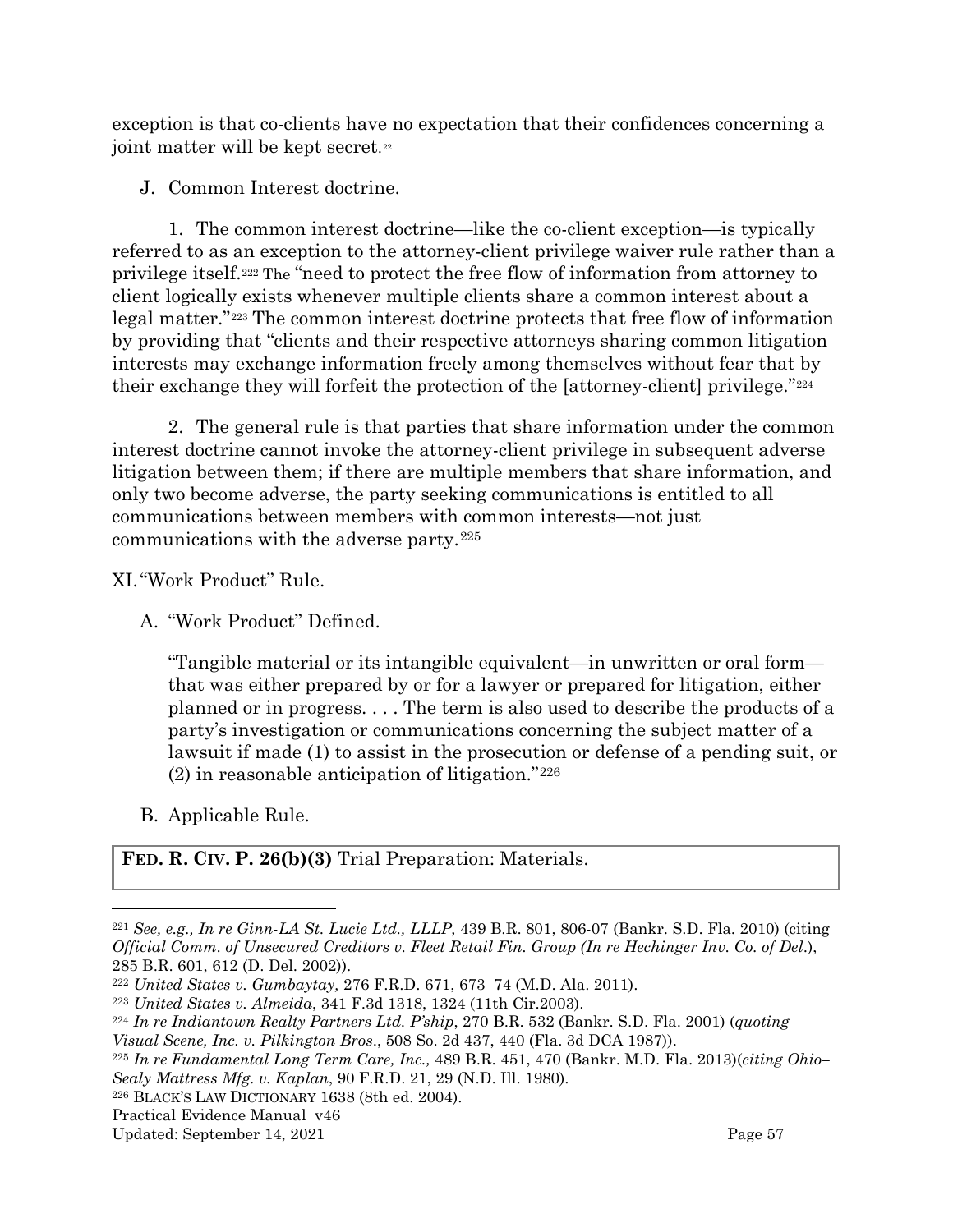exception is that co-clients have no expectation that their confidences concerning a joint matter will be kept secret.[221]

J. Common Interest doctrine.

1. The common interest doctrine—like the co-client exception—is typically referred to as an exception to the attorney-client privilege waiver rule rather than a privilege itself.[222] The "need to protect the free flow of information from attorney to client logically exists whenever multiple clients share a common interest about a legal matter."[223] The common interest doctrine protects that free flow of information by providing that "clients and their respective attorneys sharing common litigation interests may exchange information freely among themselves without fear that by their exchange they will forfeit the protection of the [attorney-client] privilege."[224]

2. The general rule is that parties that share information under the common interest doctrine cannot invoke the attorney-client privilege in subsequent adverse litigation between them; if there are multiple members that share information, and only two become adverse, the party seeking communications is entitled to all communications between members with common interests—not just communications with the adverse party.[225]

XI. "Work Product" Rule.

A. "Work Product" Defined.

> "Tangible material or its intangible equivalent—in unwritten or oral form—that was either prepared by or for a lawyer or prepared for litigation, either planned or in progress. . . . The term is also used to describe the products of a party's investigation or communications concerning the subject matter of a lawsuit if made (1) to assist in the prosecution or defense of a pending suit, or (2) in reasonable anticipation of litigation."[226]

B. Applicable Rule.

**FED. R. CIV. P. 26(b)(3)** Trial Preparation: Materials.

---

[221] *See, e.g., In re Ginn-LA St. Lucie Ltd., LLLP*, 439 B.R. 801, 806-07 (Bankr. S.D. Fla. 2010) (citing *Official Comm. of Unsecured Creditors v. Fleet Retail Fin. Group (In re Hechinger Inv. Co. of Del.*), 285 B.R. 601, 612 (D. Del. 2002)).

[222] *United States v. Gumbaytay,* 276 F.R.D. 671, 673–74 (M.D. Ala. 2011).

[223] *United States v. Almeida*, 341 F.3d 1318, 1324 (11th Cir.2003).

[224] *In re Indiantown Realty Partners Ltd. P'ship*, 270 B.R. 532 (Bankr. S.D. Fla. 2001) (*quoting Visual Scene, Inc. v. Pilkington Bros*., 508 So. 2d 437, 440 (Fla. 3d DCA 1987)).

[225] *In re Fundamental Long Term Care, Inc.,* 489 B.R. 451, 470 (Bankr. M.D. Fla. 2013)(*citing Ohio–Sealy Mattress Mfg. v. Kaplan*, 90 F.R.D. 21, 29 (N.D. Ill. 1980).

[226] BLACK'S LAW DICTIONARY 1638 (8th ed. 2004).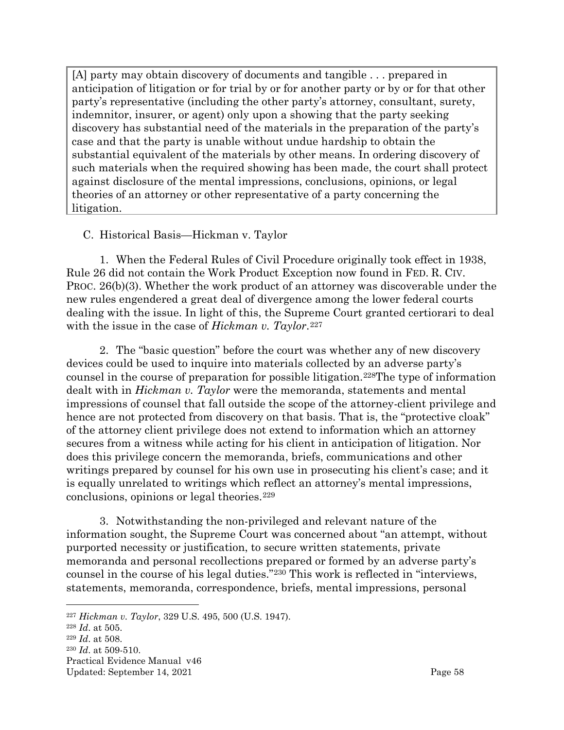[A] party may obtain discovery of documents and tangible . . . prepared in anticipation of litigation or for trial by or for another party or by or for that other party's representative (including the other party's attorney, consultant, surety, indemnitor, insurer, or agent) only upon a showing that the party seeking discovery has substantial need of the materials in the preparation of the party's case and that the party is unable without undue hardship to obtain the substantial equivalent of the materials by other means. In ordering discovery of such materials when the required showing has been made, the court shall protect against disclosure of the mental impressions, conclusions, opinions, or legal theories of an attorney or other representative of a party concerning the litigation.

C. Historical Basis—Hickman v. Taylor

1. When the Federal Rules of Civil Procedure originally took effect in 1938, Rule 26 did not contain the Work Product Exception now found in FED. R. CIV. PROC. 26(b)(3). Whether the work product of an attorney was discoverable under the new rules engendered a great deal of divergence among the lower federal courts dealing with the issue. In light of this, the Supreme Court granted certiorari to deal with the issue in the case of *Hickman v. Taylor*.[227]

2. The "basic question" before the court was whether any of new discovery devices could be used to inquire into materials collected by an adverse party's counsel in the course of preparation for possible litigation.[228]The type of information dealt with in *Hickman v. Taylor* were the memoranda, statements and mental impressions of counsel that fall outside the scope of the attorney-client privilege and hence are not protected from discovery on that basis. That is, the "protective cloak" of the attorney client privilege does not extend to information which an attorney secures from a witness while acting for his client in anticipation of litigation. Nor does this privilege concern the memoranda, briefs, communications and other writings prepared by counsel for his own use in prosecuting his client's case; and it is equally unrelated to writings which reflect an attorney's mental impressions, conclusions, opinions or legal theories.[229]

3. Notwithstanding the non-privileged and relevant nature of the information sought, the Supreme Court was concerned about "an attempt, without purported necessity or justification, to secure written statements, private memoranda and personal recollections prepared or formed by an adverse party's counsel in the course of his legal duties."[230] This work is reflected in "interviews, statements, memoranda, correspondence, briefs, mental impressions, personal

---

[227] *Hickman v. Taylor*, 329 U.S. 495, 500 (U.S. 1947).

[228] *Id*. at 505.

[229] *Id*. at 508.

[230] *Id*. at 509-510.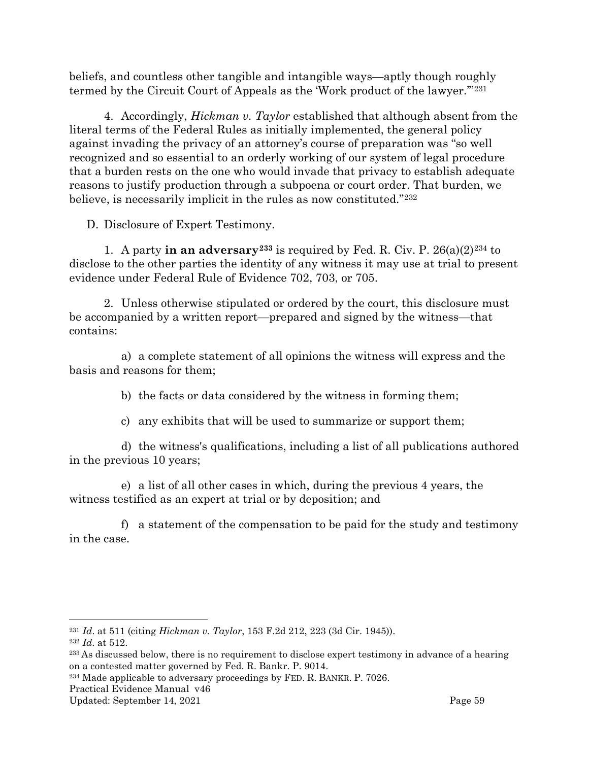beliefs, and countless other tangible and intangible ways—aptly though roughly termed by the Circuit Court of Appeals as the 'Work product of the lawyer.'"[231]

4. Accordingly, *Hickman v. Taylor* established that although absent from the literal terms of the Federal Rules as initially implemented, the general policy against invading the privacy of an attorney's course of preparation was "so well recognized and so essential to an orderly working of our system of legal procedure that a burden rests on the one who would invade that privacy to establish adequate reasons to justify production through a subpoena or court order. That burden, we believe, is necessarily implicit in the rules as now constituted."[232]

D. Disclosure of Expert Testimony.

1. A party **in an adversary[233]** is required by Fed. R. Civ. P. 26(a)(2)[234] to disclose to the other parties the identity of any witness it may use at trial to present evidence under Federal Rule of Evidence 702, 703, or 705.

2. Unless otherwise stipulated or ordered by the court, this disclosure must be accompanied by a written report—prepared and signed by the witness—that contains:

a) a complete statement of all opinions the witness will express and the basis and reasons for them;

b) the facts or data considered by the witness in forming them;

c) any exhibits that will be used to summarize or support them;

d) the witness's qualifications, including a list of all publications authored in the previous 10 years;

e) a list of all other cases in which, during the previous 4 years, the witness testified as an expert at trial or by deposition; and

f) a statement of the compensation to be paid for the study and testimony in the case.

---

[231] *Id*. at 511 (citing *Hickman v. Taylor*, 153 F.2d 212, 223 (3d Cir. 1945)).

[232] *Id*. at 512.

[233] As discussed below, there is no requirement to disclose expert testimony in advance of a hearing on a contested matter governed by Fed. R. Bankr. P. 9014.

[234] Made applicable to adversary proceedings by FED. R. BANKR. P. 7026.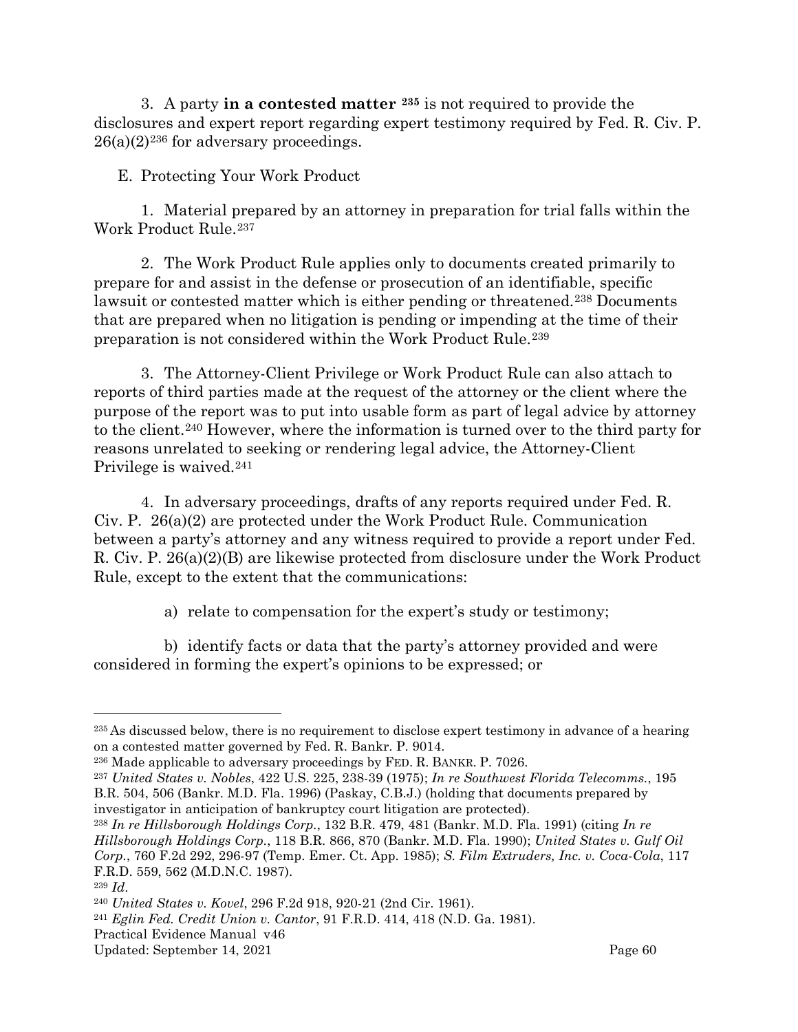3. A party **in a contested matter** [235] is not required to provide the disclosures and expert report regarding expert testimony required by Fed. R. Civ. P. 26(a)(2)[236] for adversary proceedings.

E. Protecting Your Work Product

1. Material prepared by an attorney in preparation for trial falls within the Work Product Rule.[237]

2. The Work Product Rule applies only to documents created primarily to prepare for and assist in the defense or prosecution of an identifiable, specific lawsuit or contested matter which is either pending or threatened.[238] Documents that are prepared when no litigation is pending or impending at the time of their preparation is not considered within the Work Product Rule.[239]

3. The Attorney-Client Privilege or Work Product Rule can also attach to reports of third parties made at the request of the attorney or the client where the purpose of the report was to put into usable form as part of legal advice by attorney to the client.[240] However, where the information is turned over to the third party for reasons unrelated to seeking or rendering legal advice, the Attorney-Client Privilege is waived.[241]

4. In adversary proceedings, drafts of any reports required under Fed. R. Civ. P. 26(a)(2) are protected under the Work Product Rule. Communication between a party's attorney and any witness required to provide a report under Fed. R. Civ. P. 26(a)(2)(B) are likewise protected from disclosure under the Work Product Rule, except to the extent that the communications:

a) relate to compensation for the expert's study or testimony;

b) identify facts or data that the party's attorney provided and were considered in forming the expert's opinions to be expressed; or

---

[235] As discussed below, there is no requirement to disclose expert testimony in advance of a hearing on a contested matter governed by Fed. R. Bankr. P. 9014.

[236] Made applicable to adversary proceedings by FED. R. BANKR. P. 7026.

[237] *United States v. Nobles*, 422 U.S. 225, 238-39 (1975); *In re Southwest Florida Telecomms.*, 195 B.R. 504, 506 (Bankr. M.D. Fla. 1996) (Paskay, C.B.J.) (holding that documents prepared by investigator in anticipation of bankruptcy court litigation are protected).

[238] *In re Hillsborough Holdings Corp.*, 132 B.R. 479, 481 (Bankr. M.D. Fla. 1991) (citing *In re Hillsborough Holdings Corp.*, 118 B.R. 866, 870 (Bankr. M.D. Fla. 1990); *United States v. Gulf Oil Corp.*, 760 F.2d 292, 296-97 (Temp. Emer. Ct. App. 1985); *S. Film Extruders, Inc. v. Coca-Cola*, 117 F.R.D. 559, 562 (M.D.N.C. 1987).

[239] *Id.*

[240] *United States v. Kovel*, 296 F.2d 918, 920-21 (2nd Cir. 1961).

[241] *Eglin Fed. Credit Union v. Cantor*, 91 F.R.D. 414, 418 (N.D. Ga. 1981).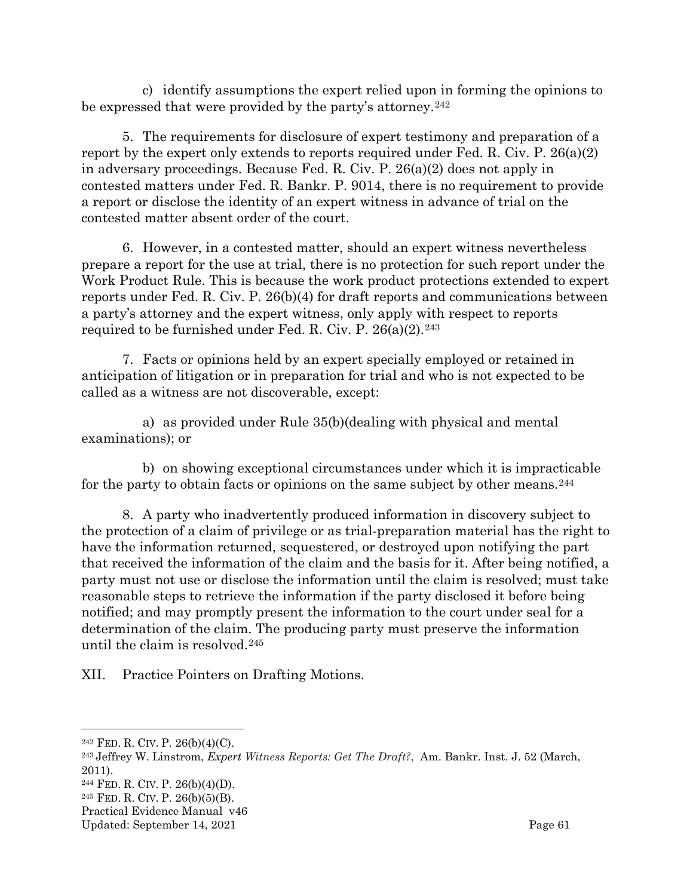c) identify assumptions the expert relied upon in forming the opinions to be expressed that were provided by the party's attorney.[242]

5. The requirements for disclosure of expert testimony and preparation of a report by the expert only extends to reports required under Fed. R. Civ. P. 26(a)(2) in adversary proceedings. Because Fed. R. Civ. P. 26(a)(2) does not apply in contested matters under Fed. R. Bankr. P. 9014, there is no requirement to provide a report or disclose the identity of an expert witness in advance of trial on the contested matter absent order of the court.

6. However, in a contested matter, should an expert witness nevertheless prepare a report for the use at trial, there is no protection for such report under the Work Product Rule. This is because the work product protections extended to expert reports under Fed. R. Civ. P. 26(b)(4) for draft reports and communications between a party's attorney and the expert witness, only apply with respect to reports required to be furnished under Fed. R. Civ. P. 26(a)(2).[243]

7. Facts or opinions held by an expert specially employed or retained in anticipation of litigation or in preparation for trial and who is not expected to be called as a witness are not discoverable, except:

a) as provided under Rule 35(b)(dealing with physical and mental examinations); or

b) on showing exceptional circumstances under which it is impracticable for the party to obtain facts or opinions on the same subject by other means.[244]

8. A party who inadvertently produced information in discovery subject to the protection of a claim of privilege or as trial-preparation material has the right to have the information returned, sequestered, or destroyed upon notifying the part that received the information of the claim and the basis for it. After being notified, a party must not use or disclose the information until the claim is resolved; must take reasonable steps to retrieve the information if the party disclosed it before being notified; and may promptly present the information to the court under seal for a determination of the claim. The producing party must preserve the information until the claim is resolved.[245]

## XII. Practice Pointers on Drafting Motions.

---

[242] FED. R. CIV. P. 26(b)(4)(C).

[243] Jeffrey W. Linstrom, *Expert Witness Reports: Get The Draft?*, Am. Bankr. Inst. J. 52 (March, 2011).

[244] FED. R. CIV. P. 26(b)(4)(D).

[245] FED. R. CIV. P. 26(b)(5)(B).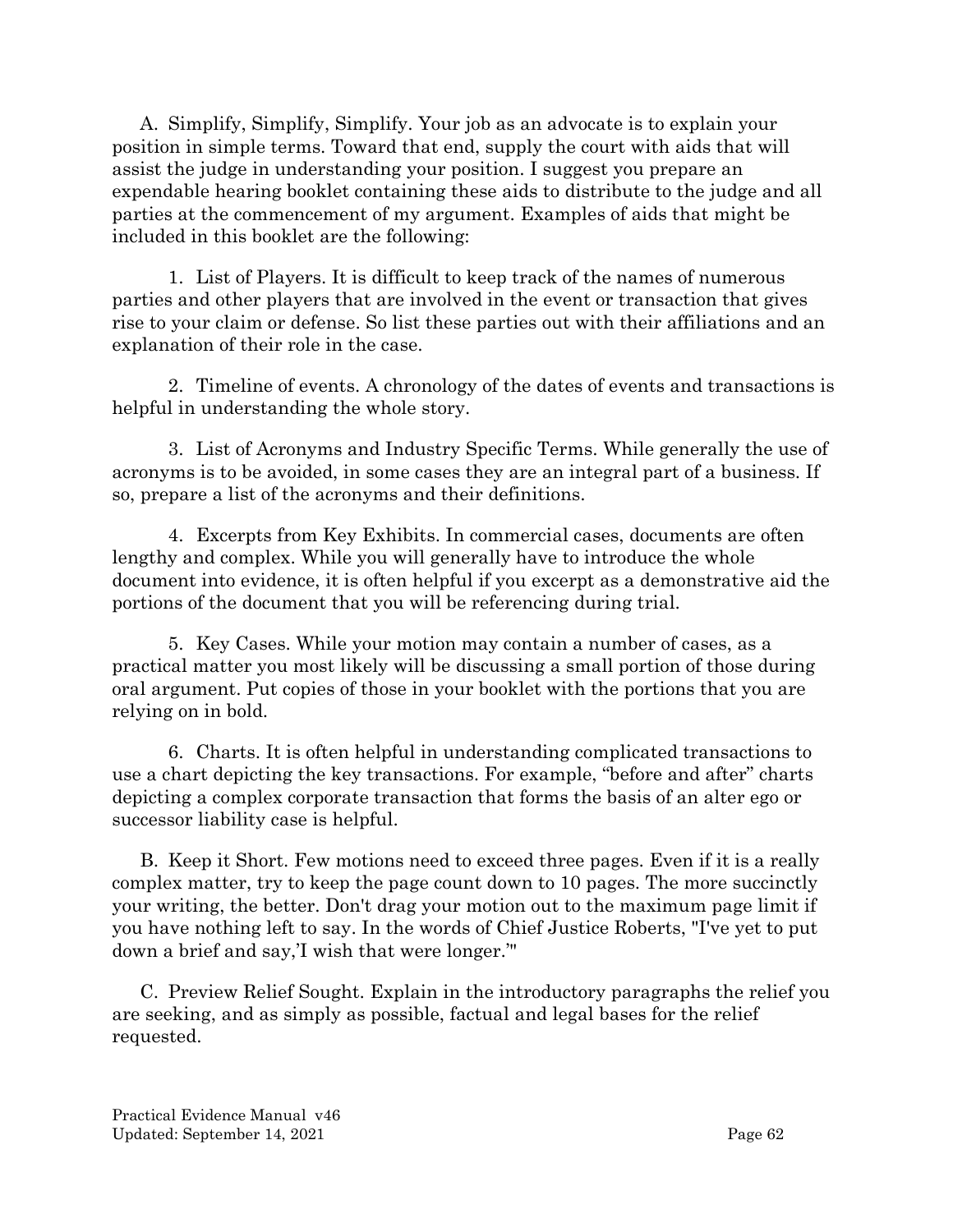A. Simplify, Simplify, Simplify. Your job as an advocate is to explain your position in simple terms. Toward that end, supply the court with aids that will assist the judge in understanding your position. I suggest you prepare an expendable hearing booklet containing these aids to distribute to the judge and all parties at the commencement of my argument. Examples of aids that might be included in this booklet are the following:

1. List of Players. It is difficult to keep track of the names of numerous parties and other players that are involved in the event or transaction that gives rise to your claim or defense. So list these parties out with their affiliations and an explanation of their role in the case.

2. Timeline of events. A chronology of the dates of events and transactions is helpful in understanding the whole story.

3. List of Acronyms and Industry Specific Terms. While generally the use of acronyms is to be avoided, in some cases they are an integral part of a business. If so, prepare a list of the acronyms and their definitions.

4. Excerpts from Key Exhibits. In commercial cases, documents are often lengthy and complex. While you will generally have to introduce the whole document into evidence, it is often helpful if you excerpt as a demonstrative aid the portions of the document that you will be referencing during trial.

5. Key Cases. While your motion may contain a number of cases, as a practical matter you most likely will be discussing a small portion of those during oral argument. Put copies of those in your booklet with the portions that you are relying on in bold.

6. Charts. It is often helpful in understanding complicated transactions to use a chart depicting the key transactions. For example, "before and after" charts depicting a complex corporate transaction that forms the basis of an alter ego or successor liability case is helpful.

B. Keep it Short. Few motions need to exceed three pages. Even if it is a really complex matter, try to keep the page count down to 10 pages. The more succinctly your writing, the better. Don't drag your motion out to the maximum page limit if you have nothing left to say. In the words of Chief Justice Roberts, "I've yet to put down a brief and say,'I wish that were longer.'"

C. Preview Relief Sought. Explain in the introductory paragraphs the relief you are seeking, and as simply as possible, factual and legal bases for the relief requested.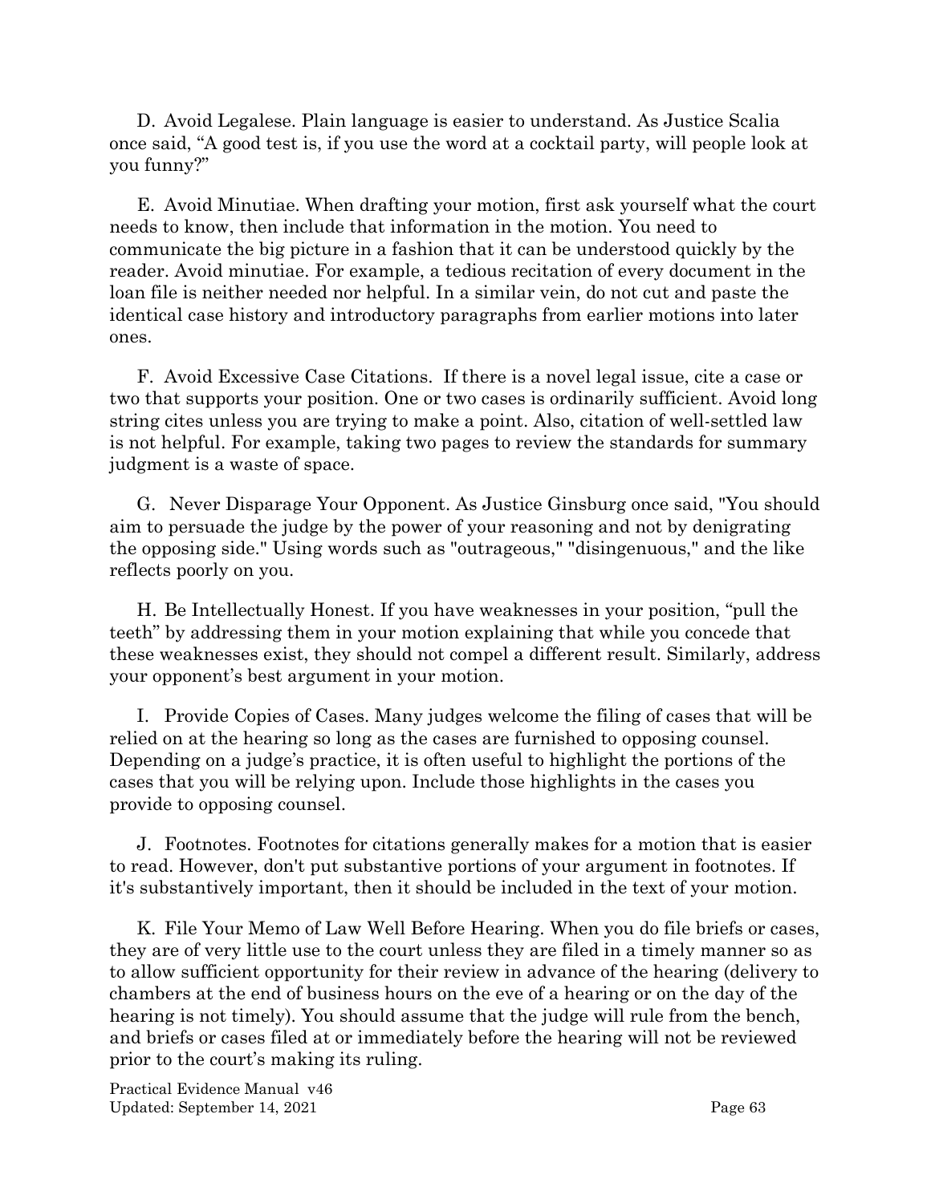D. Avoid Legalese. Plain language is easier to understand. As Justice Scalia once said, “A good test is, if you use the word at a cocktail party, will people look at you funny?”

E. Avoid Minutiae. When drafting your motion, first ask yourself what the court needs to know, then include that information in the motion. You need to communicate the big picture in a fashion that it can be understood quickly by the reader. Avoid minutiae. For example, a tedious recitation of every document in the loan file is neither needed nor helpful. In a similar vein, do not cut and paste the identical case history and introductory paragraphs from earlier motions into later ones.

F. Avoid Excessive Case Citations. If there is a novel legal issue, cite a case or two that supports your position. One or two cases is ordinarily sufficient. Avoid long string cites unless you are trying to make a point. Also, citation of well-settled law is not helpful. For example, taking two pages to review the standards for summary judgment is a waste of space.

G. Never Disparage Your Opponent. As Justice Ginsburg once said, "You should aim to persuade the judge by the power of your reasoning and not by denigrating the opposing side." Using words such as "outrageous," "disingenuous," and the like reflects poorly on you.

H. Be Intellectually Honest. If you have weaknesses in your position, “pull the teeth” by addressing them in your motion explaining that while you concede that these weaknesses exist, they should not compel a different result. Similarly, address your opponent’s best argument in your motion.

I. Provide Copies of Cases. Many judges welcome the filing of cases that will be relied on at the hearing so long as the cases are furnished to opposing counsel. Depending on a judge’s practice, it is often useful to highlight the portions of the cases that you will be relying upon. Include those highlights in the cases you provide to opposing counsel.

J. Footnotes. Footnotes for citations generally makes for a motion that is easier to read. However, don't put substantive portions of your argument in footnotes. If it's substantively important, then it should be included in the text of your motion.

K. File Your Memo of Law Well Before Hearing. When you do file briefs or cases, they are of very little use to the court unless they are filed in a timely manner so as to allow sufficient opportunity for their review in advance of the hearing (delivery to chambers at the end of business hours on the eve of a hearing or on the day of the hearing is not timely). You should assume that the judge will rule from the bench, and briefs or cases filed at or immediately before the hearing will not be reviewed prior to the court’s making its ruling.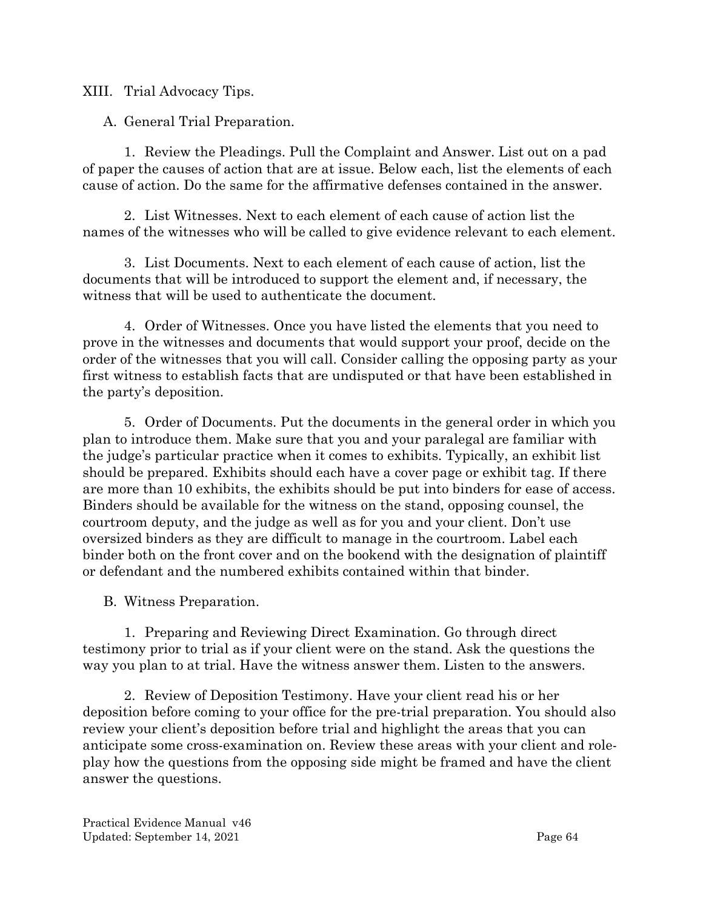## XIII. Trial Advocacy Tips.

### A. General Trial Preparation.

1. Review the Pleadings. Pull the Complaint and Answer. List out on a pad of paper the causes of action that are at issue. Below each, list the elements of each cause of action. Do the same for the affirmative defenses contained in the answer.

2. List Witnesses. Next to each element of each cause of action list the names of the witnesses who will be called to give evidence relevant to each element.

3. List Documents. Next to each element of each cause of action, list the documents that will be introduced to support the element and, if necessary, the witness that will be used to authenticate the document.

4. Order of Witnesses. Once you have listed the elements that you need to prove in the witnesses and documents that would support your proof, decide on the order of the witnesses that you will call. Consider calling the opposing party as your first witness to establish facts that are undisputed or that have been established in the party's deposition.

5. Order of Documents. Put the documents in the general order in which you plan to introduce them. Make sure that you and your paralegal are familiar with the judge's particular practice when it comes to exhibits. Typically, an exhibit list should be prepared. Exhibits should each have a cover page or exhibit tag. If there are more than 10 exhibits, the exhibits should be put into binders for ease of access. Binders should be available for the witness on the stand, opposing counsel, the courtroom deputy, and the judge as well as for you and your client. Don't use oversized binders as they are difficult to manage in the courtroom. Label each binder both on the front cover and on the bookend with the designation of plaintiff or defendant and the numbered exhibits contained within that binder.

### B. Witness Preparation.

1. Preparing and Reviewing Direct Examination. Go through direct testimony prior to trial as if your client were on the stand. Ask the questions the way you plan to at trial. Have the witness answer them. Listen to the answers.

2. Review of Deposition Testimony. Have your client read his or her deposition before coming to your office for the pre-trial preparation. You should also review your client's deposition before trial and highlight the areas that you can anticipate some cross-examination on. Review these areas with your client and role-play how the questions from the opposing side might be framed and have the client answer the questions.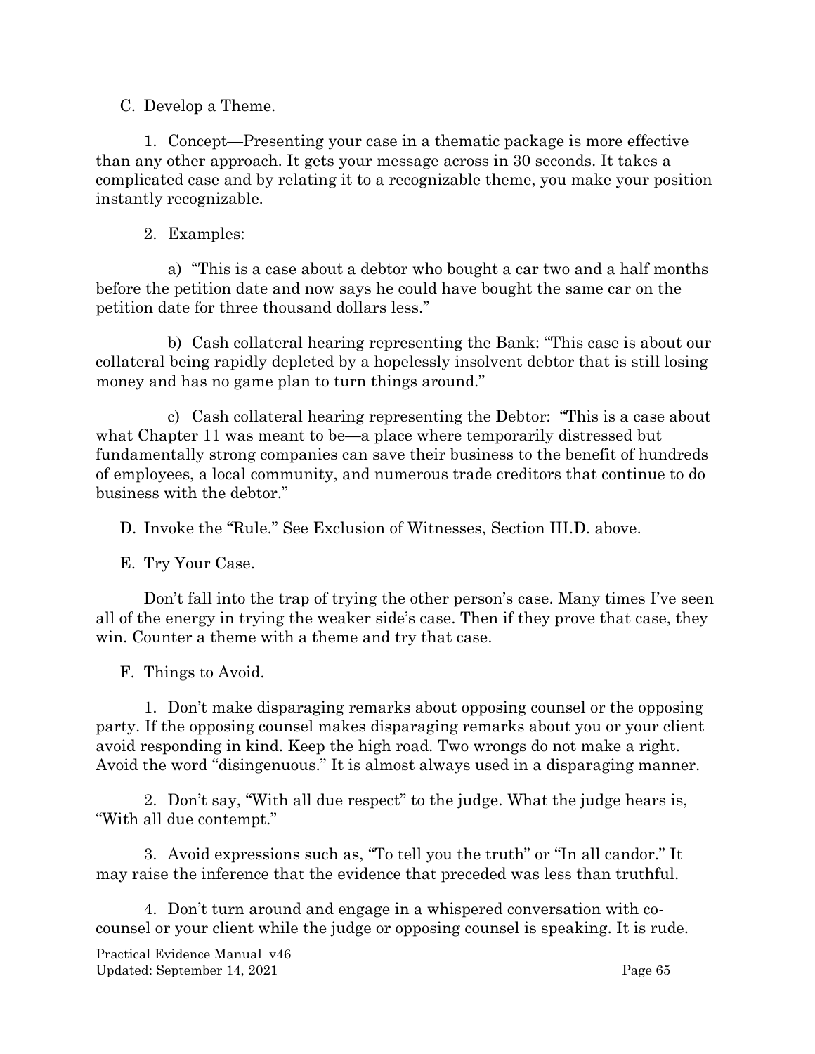C. Develop a Theme.

1. Concept—Presenting your case in a thematic package is more effective than any other approach. It gets your message across in 30 seconds. It takes a complicated case and by relating it to a recognizable theme, you make your position instantly recognizable.

2. Examples:

a) "This is a case about a debtor who bought a car two and a half months before the petition date and now says he could have bought the same car on the petition date for three thousand dollars less."

b) Cash collateral hearing representing the Bank: "This case is about our collateral being rapidly depleted by a hopelessly insolvent debtor that is still losing money and has no game plan to turn things around."

c) Cash collateral hearing representing the Debtor: "This is a case about what Chapter 11 was meant to be—a place where temporarily distressed but fundamentally strong companies can save their business to the benefit of hundreds of employees, a local community, and numerous trade creditors that continue to do business with the debtor."

D. Invoke the "Rule." See Exclusion of Witnesses, Section III.D. above.

E. Try Your Case.

Don't fall into the trap of trying the other person's case. Many times I've seen all of the energy in trying the weaker side's case. Then if they prove that case, they win. Counter a theme with a theme and try that case.

F. Things to Avoid.

1. Don't make disparaging remarks about opposing counsel or the opposing party. If the opposing counsel makes disparaging remarks about you or your client avoid responding in kind. Keep the high road. Two wrongs do not make a right. Avoid the word "disingenuous." It is almost always used in a disparaging manner.

2. Don't say, "With all due respect" to the judge. What the judge hears is, "With all due contempt."

3. Avoid expressions such as, "To tell you the truth" or "In all candor." It may raise the inference that the evidence that preceded was less than truthful.

4. Don't turn around and engage in a whispered conversation with co-counsel or your client while the judge or opposing counsel is speaking. It is rude.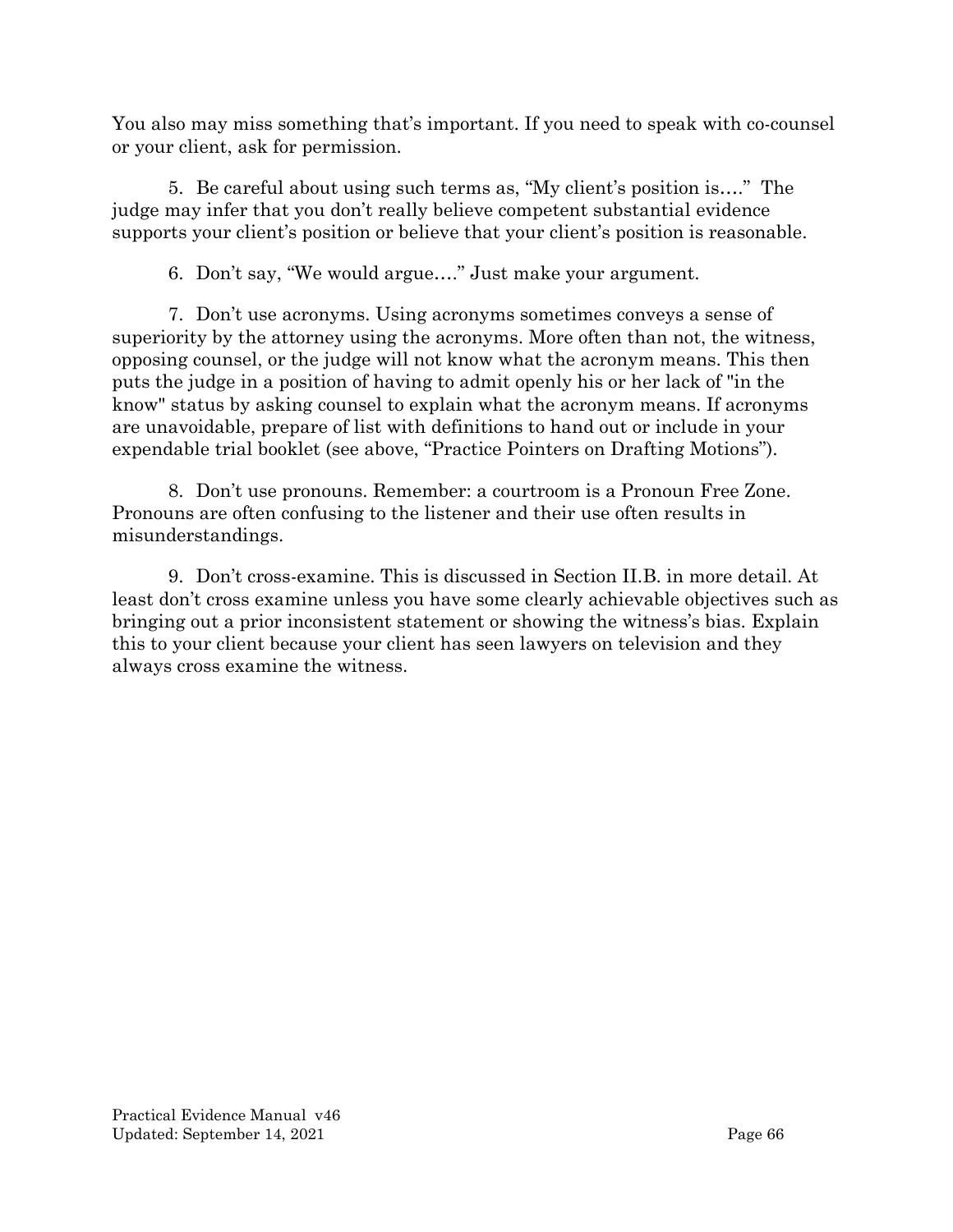You also may miss something that's important. If you need to speak with co-counsel or your client, ask for permission.

5. Be careful about using such terms as, "My client's position is…." The judge may infer that you don't really believe competent substantial evidence supports your client's position or believe that your client's position is reasonable.

6. Don't say, "We would argue…." Just make your argument.

7. Don't use acronyms. Using acronyms sometimes conveys a sense of superiority by the attorney using the acronyms. More often than not, the witness, opposing counsel, or the judge will not know what the acronym means. This then puts the judge in a position of having to admit openly his or her lack of "in the know" status by asking counsel to explain what the acronym means. If acronyms are unavoidable, prepare of list with definitions to hand out or include in your expendable trial booklet (see above, "Practice Pointers on Drafting Motions").

8. Don't use pronouns. Remember: a courtroom is a Pronoun Free Zone. Pronouns are often confusing to the listener and their use often results in misunderstandings.

9. Don't cross-examine. This is discussed in Section II.B. in more detail. At least don't cross examine unless you have some clearly achievable objectives such as bringing out a prior inconsistent statement or showing the witness's bias. Explain this to your client because your client has seen lawyers on television and they always cross examine the witness.